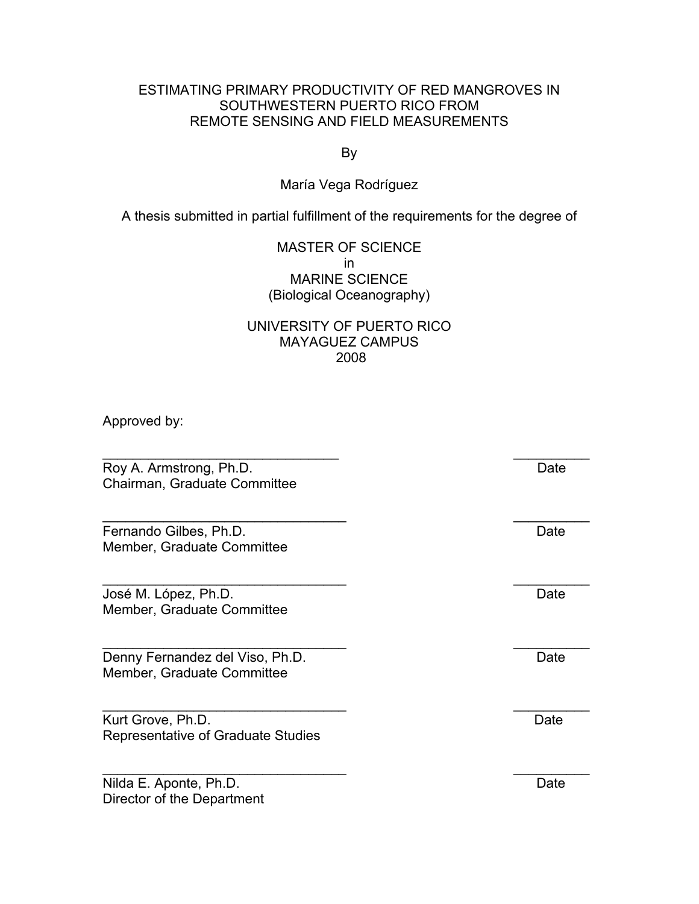# ESTIMATING PRIMARY PRODUCTIVITY OF RED MANGROVES IN SOUTHWESTERN PUERTO RICO FROM REMOTE SENSING AND FIELD MEASUREMENTS

By

María Vega Rodríguez

A thesis submitted in partial fulfillment of the requirements for the degree of

MASTER OF SCIENCE
in
MARINE SCIENCE
(Biological Oceanography)

UNIVERSITY OF PUERTO RICO
MAYAGUEZ CAMPUS
2008

Approved by:

________________________________ __________
Roy A. Armstrong, Ph.D. Date
Chairman, Graduate Committee

________________________________ __________
Fernando Gilbes, Ph.D. Date
Member, Graduate Committee

________________________________ __________
José M. López, Ph.D. Date
Member, Graduate Committee

________________________________ __________
Denny Fernandez del Viso, Ph.D. Date
Member, Graduate Committee

________________________________ __________
Kurt Grove, Ph.D. Date
Representative of Graduate Studies

________________________________ __________
Nilda E. Aponte, Ph.D. Date
Director of the Department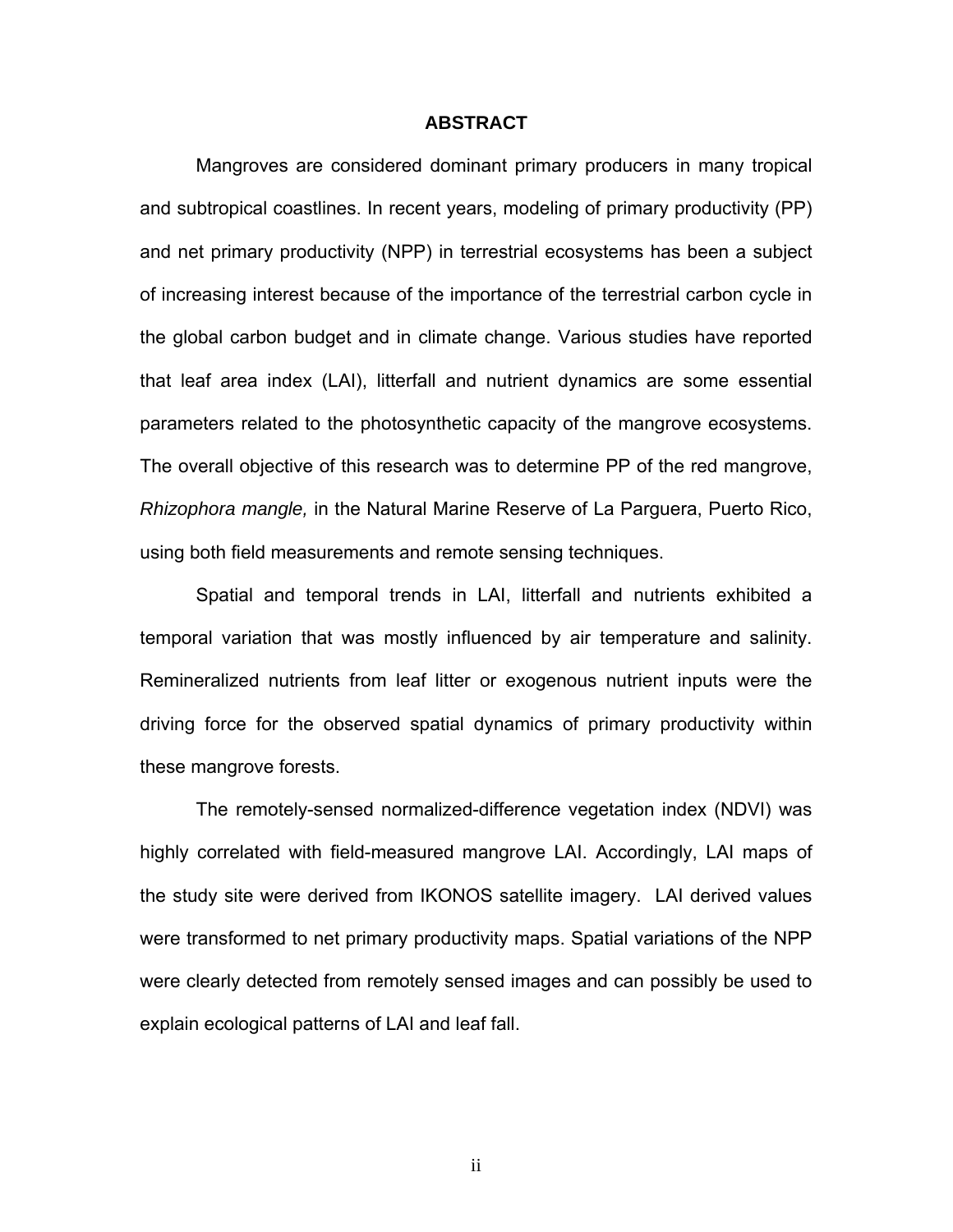# ABSTRACT

Mangroves are considered dominant primary producers in many tropical and subtropical coastlines. In recent years, modeling of primary productivity (PP) and net primary productivity (NPP) in terrestrial ecosystems has been a subject of increasing interest because of the importance of the terrestrial carbon cycle in the global carbon budget and in climate change. Various studies have reported that leaf area index (LAI), litterfall and nutrient dynamics are some essential parameters related to the photosynthetic capacity of the mangrove ecosystems. The overall objective of this research was to determine PP of the red mangrove, *Rhizophora mangle,* in the Natural Marine Reserve of La Parguera, Puerto Rico, using both field measurements and remote sensing techniques.

Spatial and temporal trends in LAI, litterfall and nutrients exhibited a temporal variation that was mostly influenced by air temperature and salinity. Remineralized nutrients from leaf litter or exogenous nutrient inputs were the driving force for the observed spatial dynamics of primary productivity within these mangrove forests.

The remotely-sensed normalized-difference vegetation index (NDVI) was highly correlated with field-measured mangrove LAI. Accordingly, LAI maps of the study site were derived from IKONOS satellite imagery. LAI derived values were transformed to net primary productivity maps. Spatial variations of the NPP were clearly detected from remotely sensed images and can possibly be used to explain ecological patterns of LAI and leaf fall.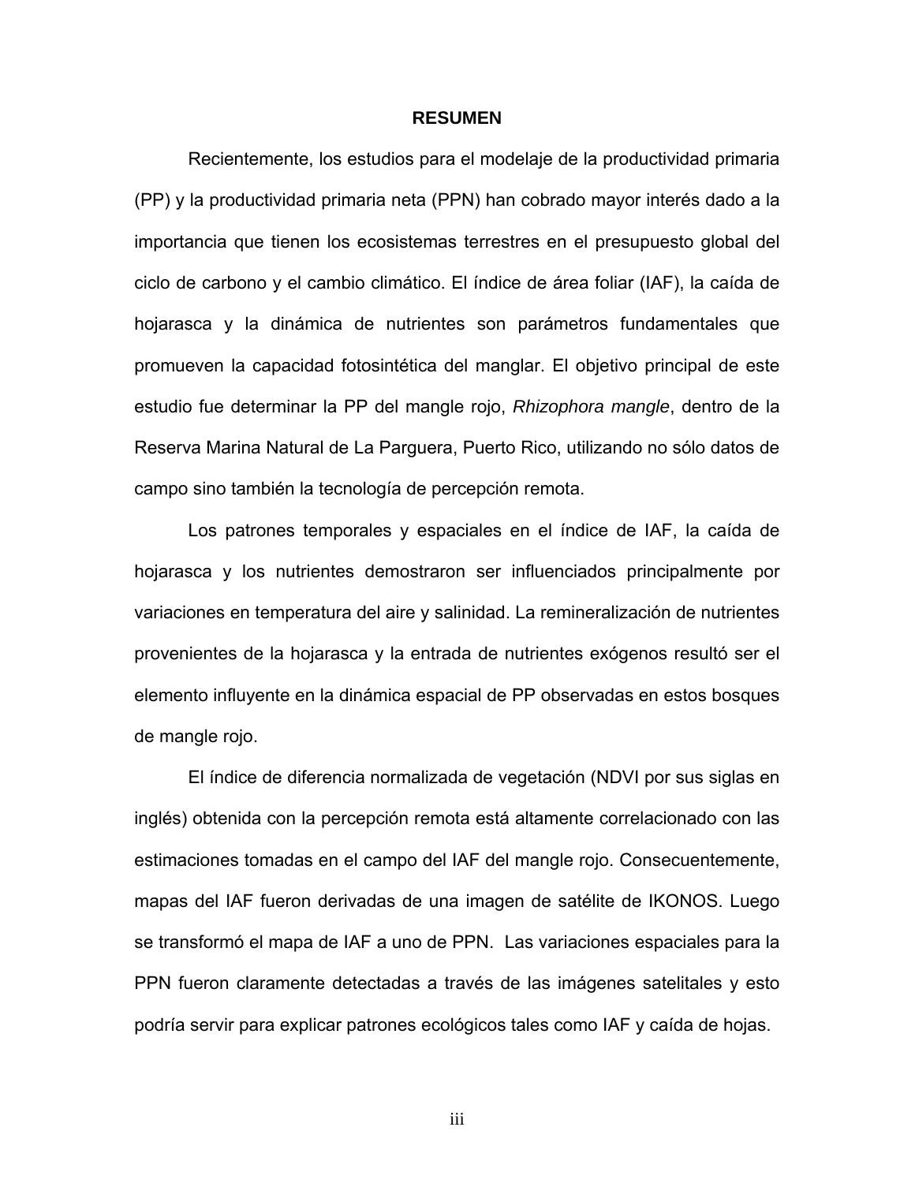# RESUMEN

Recientemente, los estudios para el modelaje de la productividad primaria (PP) y la productividad primaria neta (PPN) han cobrado mayor interés dado a la importancia que tienen los ecosistemas terrestres en el presupuesto global del ciclo de carbono y el cambio climático. El índice de área foliar (IAF), la caída de hojarasca y la dinámica de nutrientes son parámetros fundamentales que promueven la capacidad fotosintética del manglar. El objetivo principal de este estudio fue determinar la PP del mangle rojo, *Rhizophora mangle*, dentro de la Reserva Marina Natural de La Parguera, Puerto Rico, utilizando no sólo datos de campo sino también la tecnología de percepción remota.

Los patrones temporales y espaciales en el índice de IAF, la caída de hojarasca y los nutrientes demostraron ser influenciados principalmente por variaciones en temperatura del aire y salinidad. La remineralización de nutrientes provenientes de la hojarasca y la entrada de nutrientes exógenos resultó ser el elemento influyente en la dinámica espacial de PP observadas en estos bosques de mangle rojo.

El índice de diferencia normalizada de vegetación (NDVI por sus siglas en inglés) obtenida con la percepción remota está altamente correlacionado con las estimaciones tomadas en el campo del IAF del mangle rojo. Consecuentemente, mapas del IAF fueron derivadas de una imagen de satélite de IKONOS. Luego se transformó el mapa de IAF a uno de PPN. Las variaciones espaciales para la PPN fueron claramente detectadas a través de las imágenes satelitales y esto podría servir para explicar patrones ecológicos tales como IAF y caída de hojas.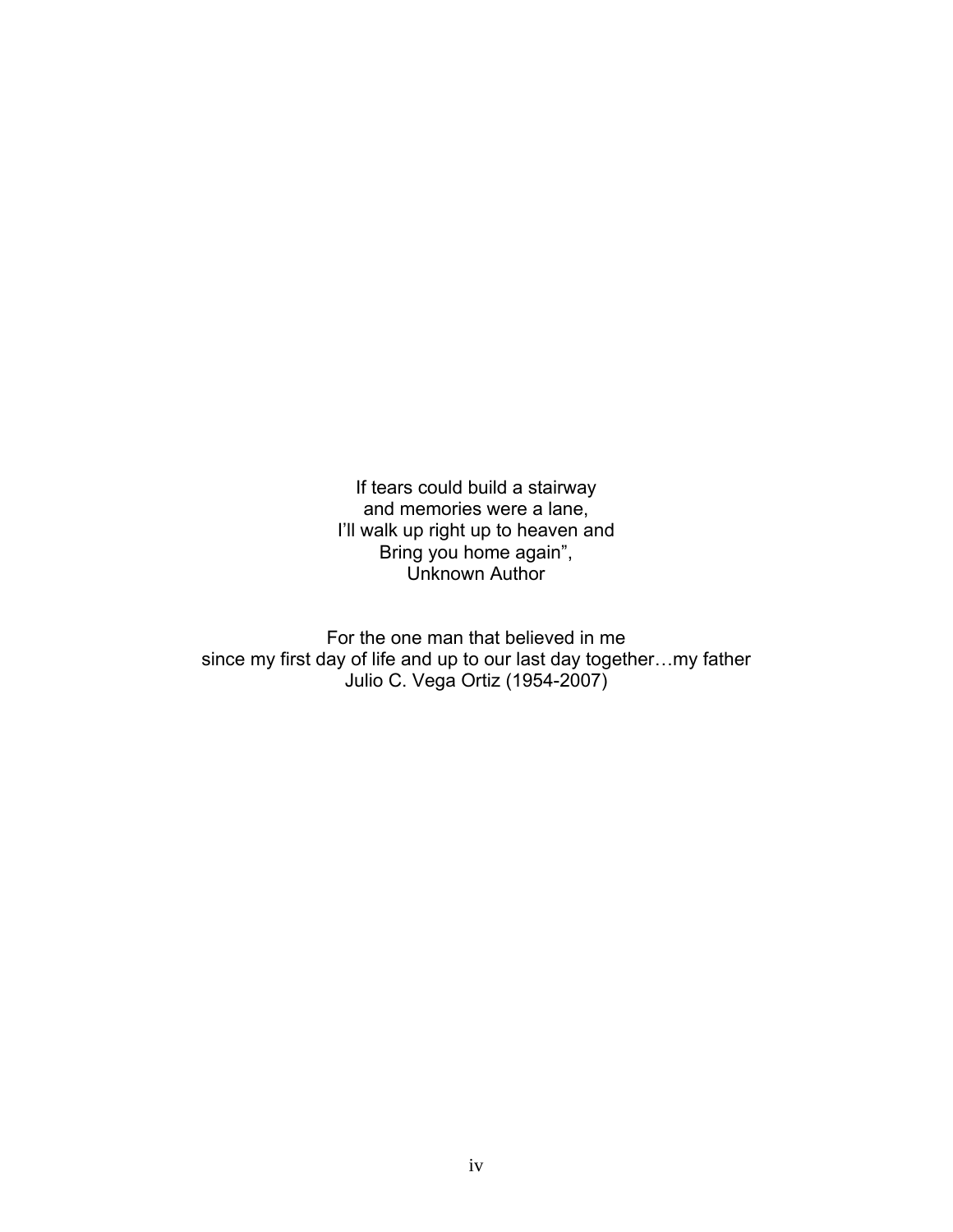If tears could build a stairway  
and memories were a lane,  
I'll walk up right up to heaven and  
Bring you home again",  
Unknown Author

For the one man that believed in me  
since my first day of life and up to our last day together…my father  
Julio C. Vega Ortiz (1954-2007)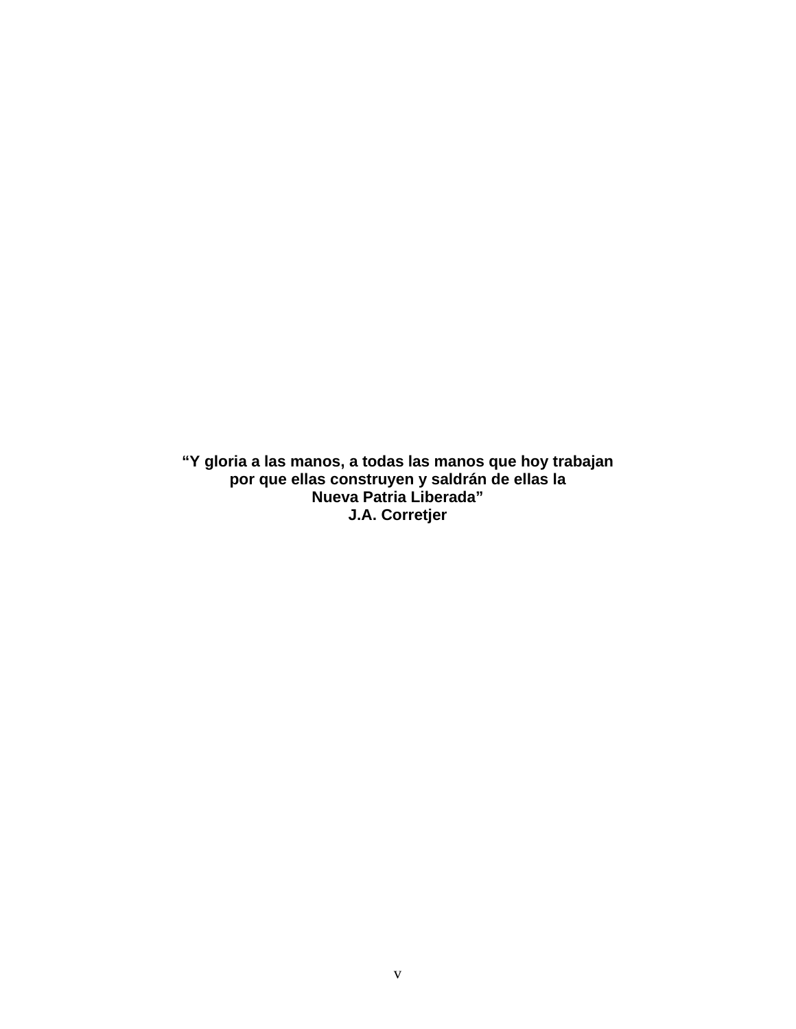**“Y gloria a las manos, a todas las manos que hoy trabajan**
**por que ellas construyen y saldrán de ellas la**
**Nueva Patria Liberada”**
**J.A. Corretjer**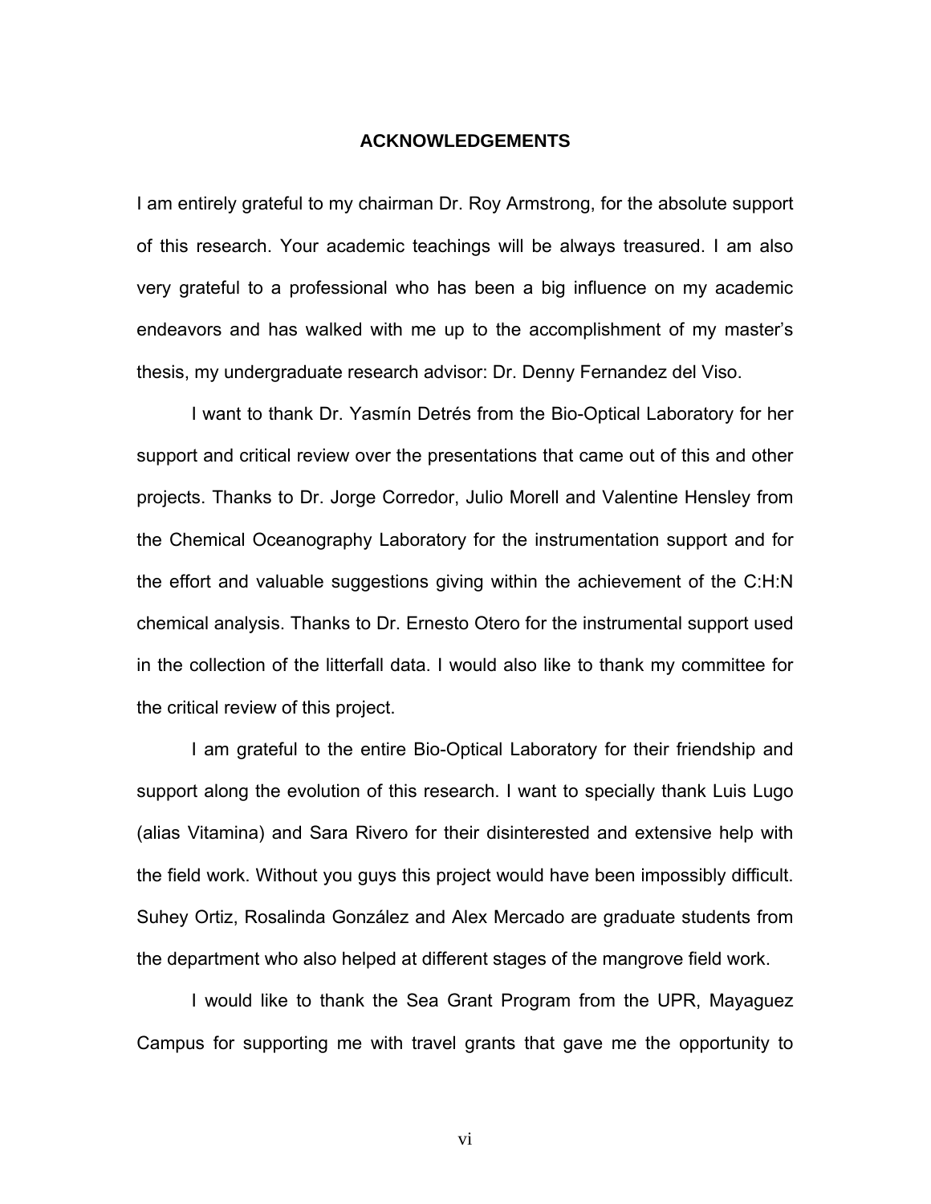# ACKNOWLEDGEMENTS

I am entirely grateful to my chairman Dr. Roy Armstrong, for the absolute support of this research. Your academic teachings will be always treasured. I am also very grateful to a professional who has been a big influence on my academic endeavors and has walked with me up to the accomplishment of my master's thesis, my undergraduate research advisor: Dr. Denny Fernandez del Viso.

I want to thank Dr. Yasmín Detrés from the Bio-Optical Laboratory for her support and critical review over the presentations that came out of this and other projects. Thanks to Dr. Jorge Corredor, Julio Morell and Valentine Hensley from the Chemical Oceanography Laboratory for the instrumentation support and for the effort and valuable suggestions giving within the achievement of the C:H:N chemical analysis. Thanks to Dr. Ernesto Otero for the instrumental support used in the collection of the litterfall data. I would also like to thank my committee for the critical review of this project.

I am grateful to the entire Bio-Optical Laboratory for their friendship and support along the evolution of this research. I want to specially thank Luis Lugo (alias Vitamina) and Sara Rivero for their disinterested and extensive help with the field work. Without you guys this project would have been impossibly difficult. Suhey Ortiz, Rosalinda González and Alex Mercado are graduate students from the department who also helped at different stages of the mangrove field work.

I would like to thank the Sea Grant Program from the UPR, Mayaguez Campus for supporting me with travel grants that gave me the opportunity to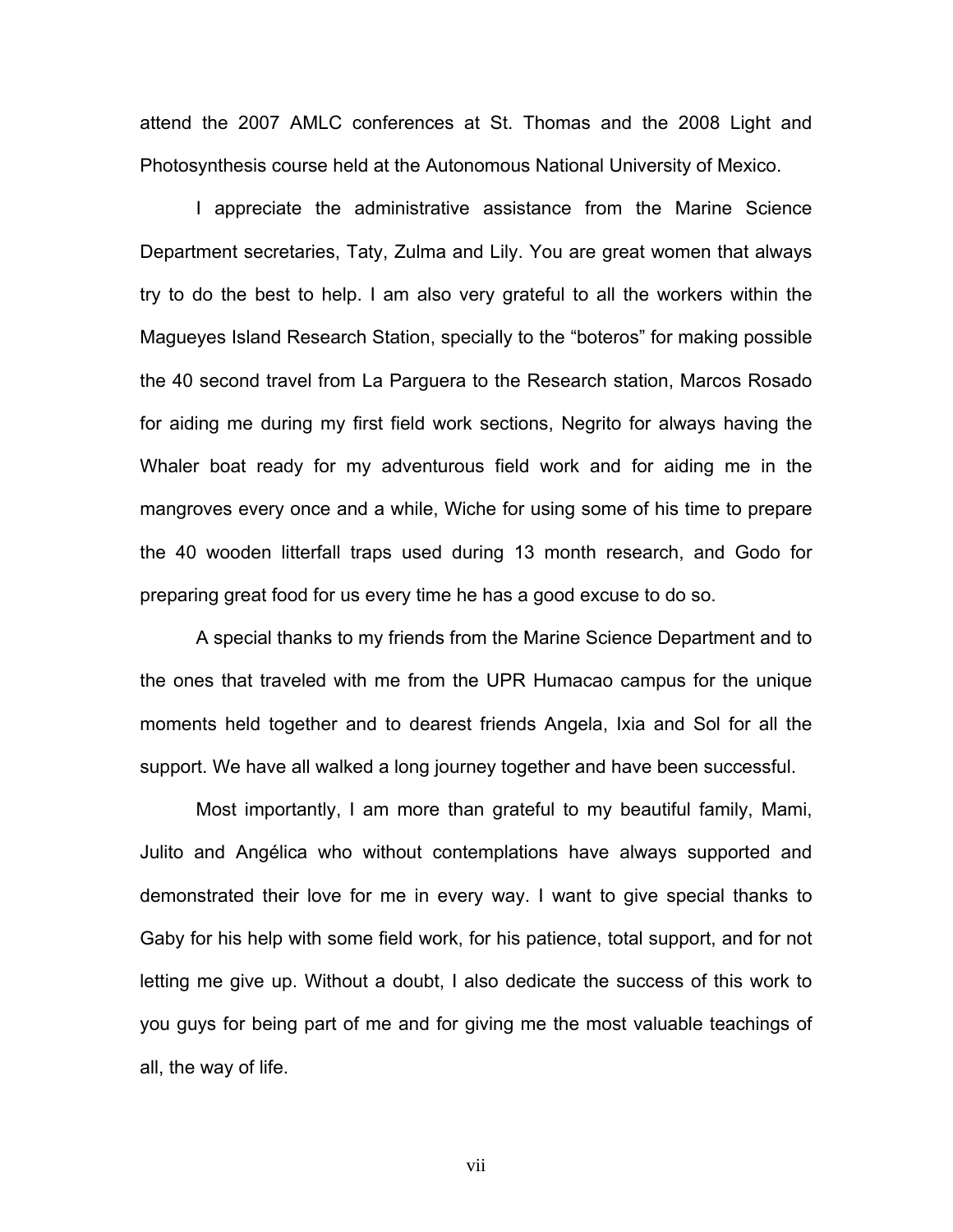attend the 2007 AMLC conferences at St. Thomas and the 2008 Light and Photosynthesis course held at the Autonomous National University of Mexico.

I appreciate the administrative assistance from the Marine Science Department secretaries, Taty, Zulma and Lily. You are great women that always try to do the best to help. I am also very grateful to all the workers within the Magueyes Island Research Station, specially to the "boteros" for making possible the 40 second travel from La Parguera to the Research station, Marcos Rosado for aiding me during my first field work sections, Negrito for always having the Whaler boat ready for my adventurous field work and for aiding me in the mangroves every once and a while, Wiche for using some of his time to prepare the 40 wooden litterfall traps used during 13 month research, and Godo for preparing great food for us every time he has a good excuse to do so.

A special thanks to my friends from the Marine Science Department and to the ones that traveled with me from the UPR Humacao campus for the unique moments held together and to dearest friends Angela, Ixia and Sol for all the support. We have all walked a long journey together and have been successful.

Most importantly, I am more than grateful to my beautiful family, Mami, Julito and Angélica who without contemplations have always supported and demonstrated their love for me in every way. I want to give special thanks to Gaby for his help with some field work, for his patience, total support, and for not letting me give up. Without a doubt, I also dedicate the success of this work to you guys for being part of me and for giving me the most valuable teachings of all, the way of life.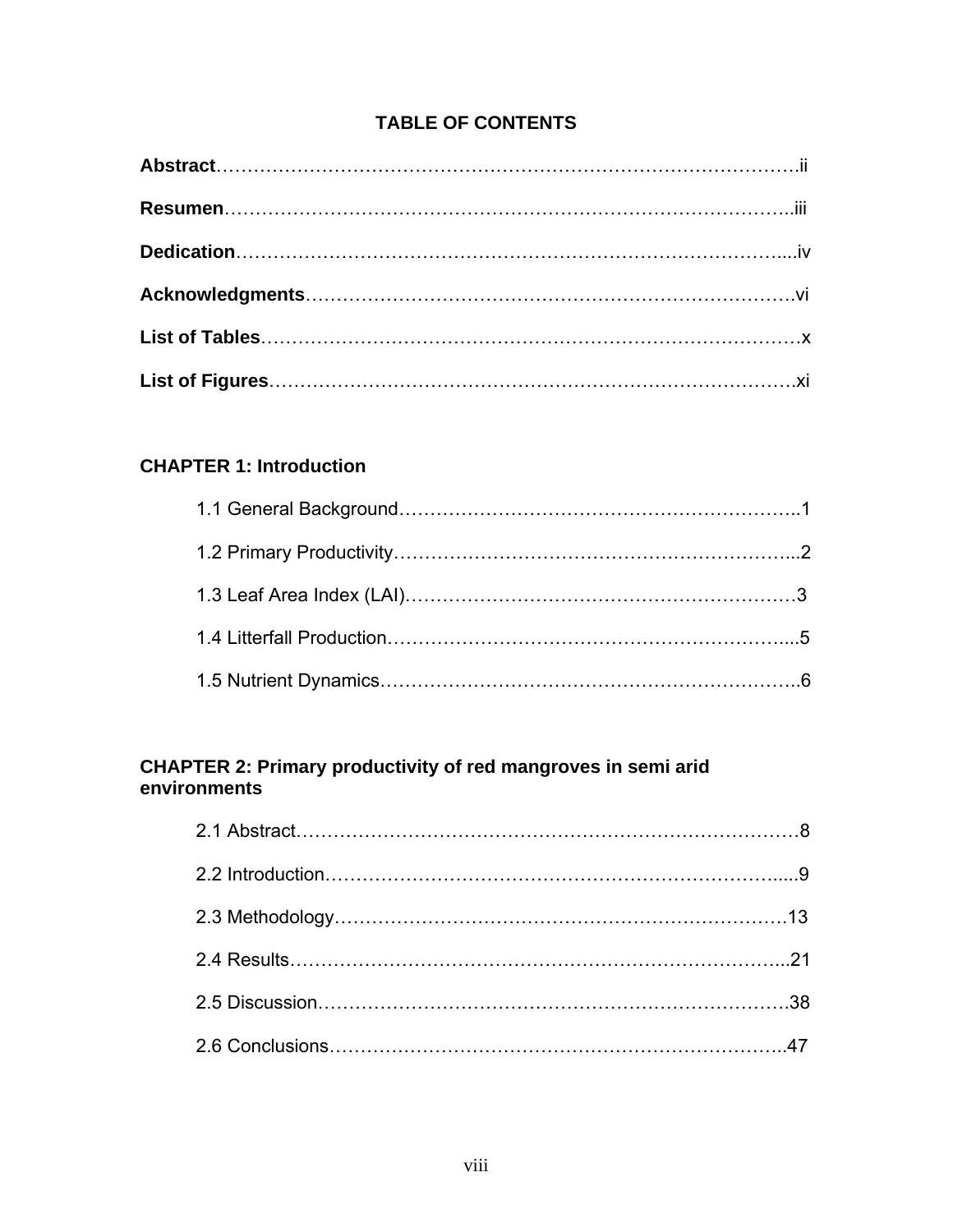# TABLE OF CONTENTS

**Abstract**……………………………………………………………………………….ii

**Resumen**……………………………………………………………………………..iii

**Dedication**…………………………………………………………………………....iv

**Acknowledgments**……………………………………………………………………vi

**List of Tables**…………………………………………………………………………x

**List of Figures**……………………………………………………………………….xi

**CHAPTER 1: Introduction**

1.1 General Background………………………………………………………..1

1.2 Primary Productivity………………………………………………………..2

1.3 Leaf Area Index (LAI)……………………………………………………3

1.4 Litterfall Production…………………………………………………….....5

1.5 Nutrient Dynamics…………………………………………………………..6

**CHAPTER 2: Primary productivity of red mangroves in semi arid environments**

2.1 Abstract………………………………………………………………………8

2.2 Introduction…………………………………………………………….....9

2.3 Methodology…………………………………………………………………13

2.4 Results……………………………………………………………………...21

2.5 Discussion…………………………………………………………………38

2.6 Conclusions……………………………………………………………….47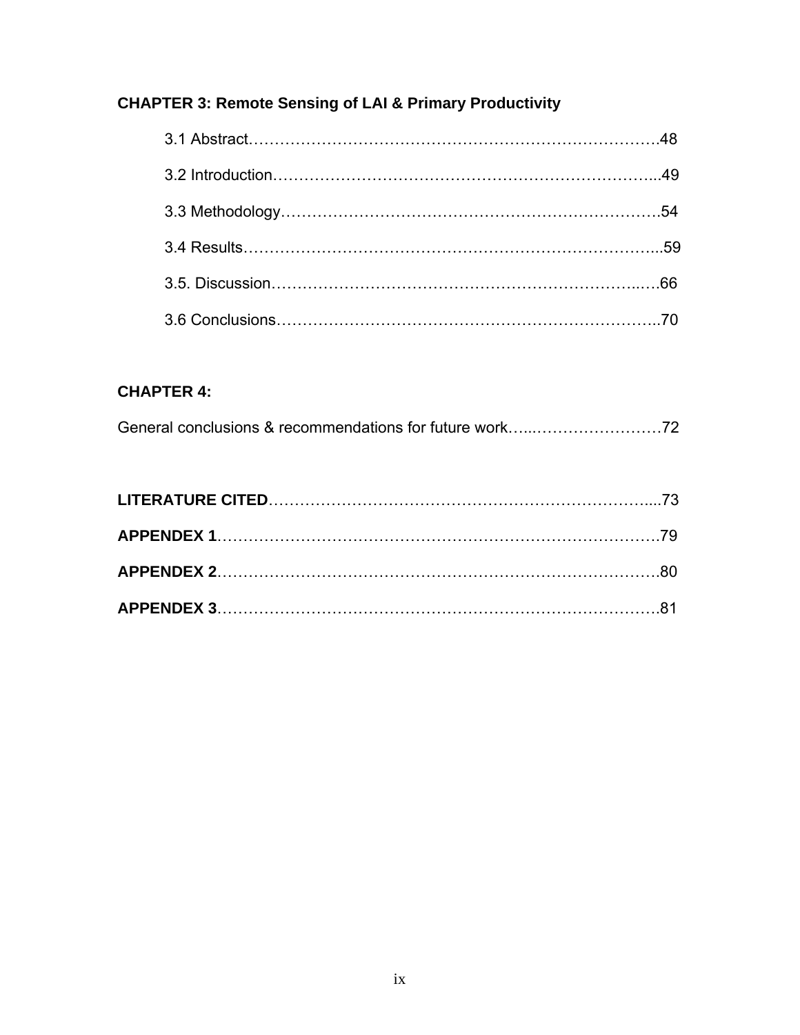**CHAPTER 3: Remote Sensing of LAI & Primary Productivity**

3.1 Abstract……………………………………………………………………48

3.2 Introduction……………………………………………………………...49

3.3 Methodology…………………………………………………………….54

3.4 Results…………………………………………………………………...59

3.5. Discussion……………………………………………………………..….66

3.6 Conclusions……………………………………………………………..70

**CHAPTER 4:**

General conclusions & recommendations for future work…...……………………72

**LITERATURE CITED**……………………………………………………………....73

**APPENDEX 1**………………………………………………………………………79

**APPENDEX 2**………………………………………………………………………80

**APPENDEX 3**………………………………………………………………………81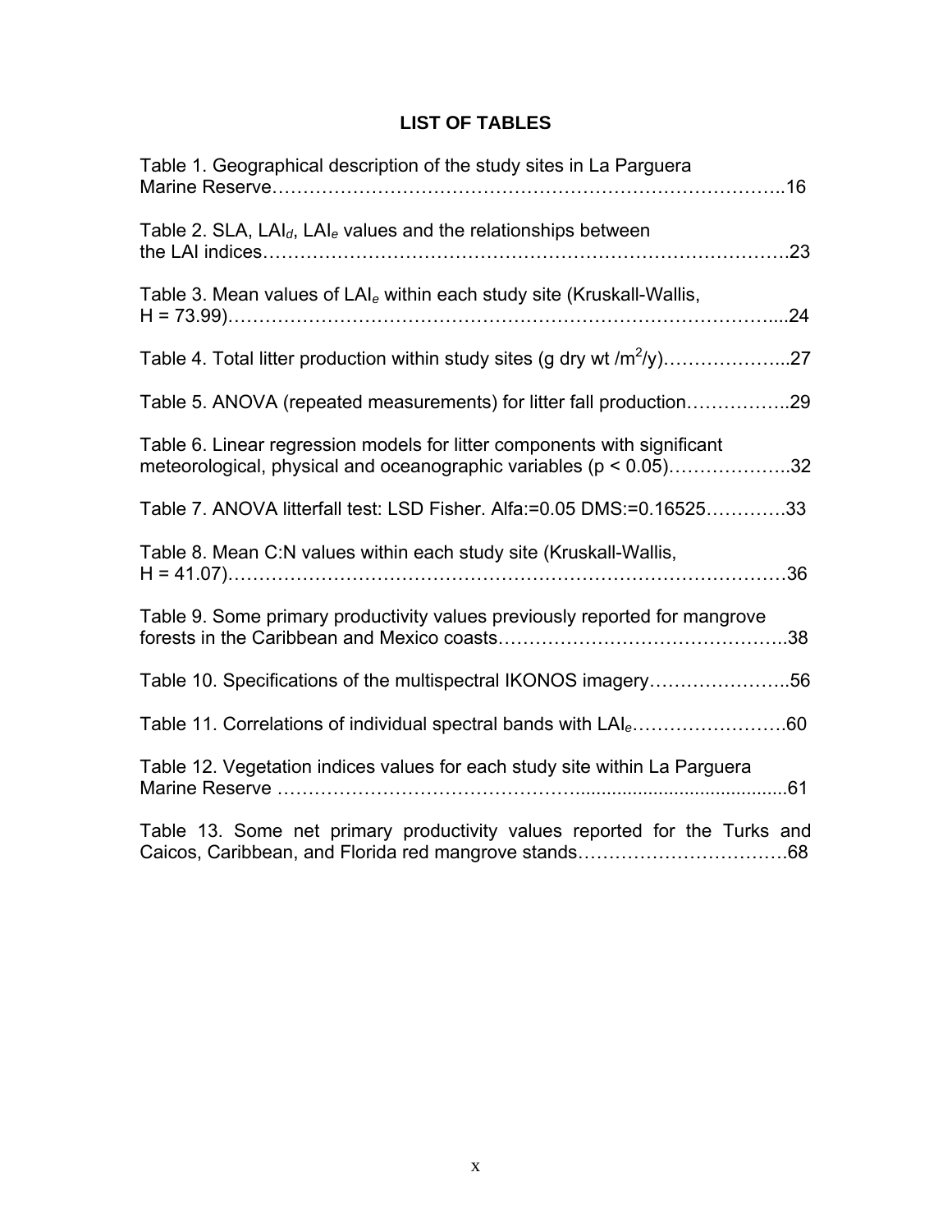# LIST OF TABLES

Table 1. Geographical description of the study sites in La Parguera Marine Reserve……………………………………………………………………..16

Table 2. SLA, $LAI_d$, $LAI_e$ values and the relationships between the LAI indices……………………………………………………………………….23

Table 3. Mean values of $LAI_e$ within each study site (Kruskall-Wallis, H = 73.99)…………………………………………………………………………....24

Table 4. Total litter production within study sites (g dry wt /$m^2$/y)………………...27

Table 5. ANOVA (repeated measurements) for litter fall production……………..29

Table 6. Linear regression models for litter components with significant meteorological, physical and oceanographic variables ($p < 0.05$)………………..32

Table 7. ANOVA litterfall test: LSD Fisher. Alfa:=0.05 DMS:=0.16525………….33

Table 8. Mean C:N values within each study site (Kruskall-Wallis, H = 41.07)…………………………………………………………………………36

Table 9. Some primary productivity values previously reported for mangrove forests in the Caribbean and Mexico coasts………………………………………..38

Table 10. Specifications of the multispectral IKONOS imagery…………………..56

Table 11. Correlations of individual spectral bands with $LAI_e$…………………….60

Table 12. Vegetation indices values for each study site within La Parguera Marine Reserve ……………………………………….........................................61

Table 13. Some net primary productivity values reported for the Turks and Caicos, Caribbean, and Florida red mangrove stands…………………………….68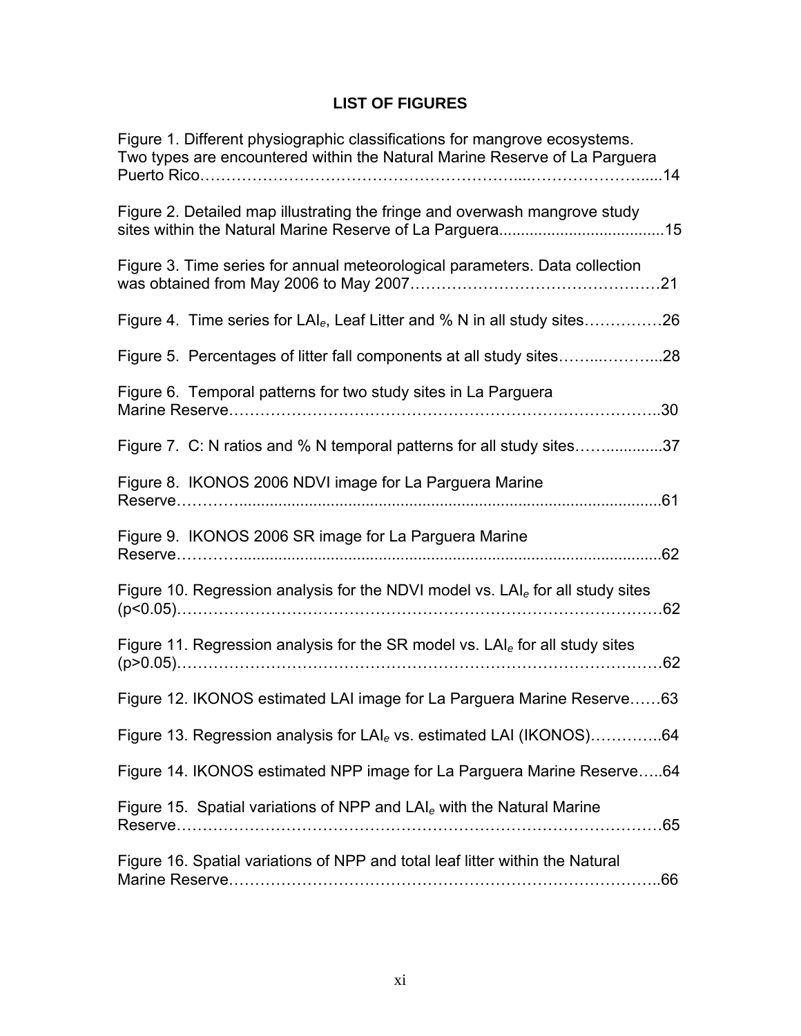# LIST OF FIGURES

Figure 1. Different physiographic classifications for mangrove ecosystems. Two types are encountered within the Natural Marine Reserve of La Parguera Puerto Rico……………………………………………………....…………………….....14

Figure 2. Detailed map illustrating the fringe and overwash mangrove study sites within the Natural Marine Reserve of La Parguera.....................................15

Figure 3. Time series for annual meteorological parameters. Data collection was obtained from May 2006 to May 2007…………………………………………21

Figure 4. Time series for $LAI_e$, Leaf Litter and % N in all study sites……………26

Figure 5. Percentages of litter fall components at all study sites……..………...28

Figure 6. Temporal patterns for two study sites in La Parguera Marine Reserve……………………………………………………………………..30

Figure 7. C: N ratios and % N temporal patterns for all study sites……............37

Figure 8. IKONOS 2006 NDVI image for La Parguera Marine Reserve………..................................................................................................61

Figure 9. IKONOS 2006 SR image for La Parguera Marine Reserve………..................................................................................................62

Figure 10. Regression analysis for the NDVI model vs. $LAI_e$ for all study sites ($p<0.05$)……………………………………………………………………………62

Figure 11. Regression analysis for the SR model vs. $LAI_e$ for all study sites ($p>0.05$)……………………………………………………………………………62

Figure 12. IKONOS estimated LAI image for La Parguera Marine Reserve……63

Figure 13. Regression analysis for $LAI_e$ vs. estimated LAI (IKONOS)…………..64

Figure 14. IKONOS estimated NPP image for La Parguera Marine Reserve…..64

Figure 15. Spatial variations of NPP and $LAI_e$ with the Natural Marine Reserve……………………………………………………………………………65

Figure 16. Spatial variations of NPP and total leaf litter within the Natural Marine Reserve……………………………………………………………………..66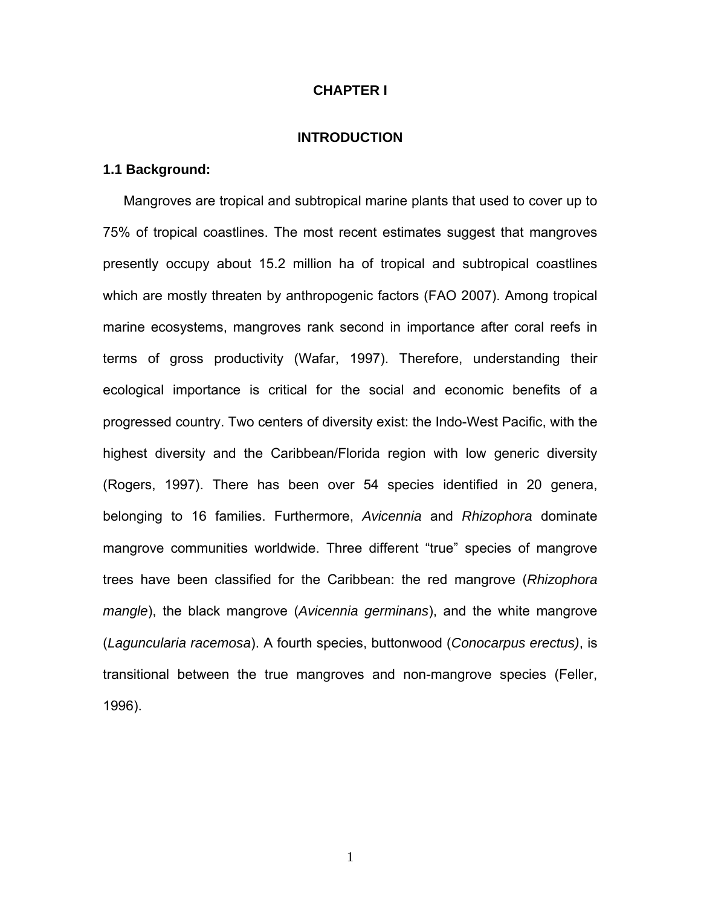# CHAPTER I

# INTRODUCTION

## 1.1 Background:

Mangroves are tropical and subtropical marine plants that used to cover up to 75% of tropical coastlines. The most recent estimates suggest that mangroves presently occupy about 15.2 million ha of tropical and subtropical coastlines which are mostly threaten by anthropogenic factors (FAO 2007). Among tropical marine ecosystems, mangroves rank second in importance after coral reefs in terms of gross productivity (Wafar, 1997). Therefore, understanding their ecological importance is critical for the social and economic benefits of a progressed country. Two centers of diversity exist: the Indo-West Pacific, with the highest diversity and the Caribbean/Florida region with low generic diversity (Rogers, 1997). There has been over 54 species identified in 20 genera, belonging to 16 families. Furthermore, *Avicennia* and *Rhizophora* dominate mangrove communities worldwide. Three different "true" species of mangrove trees have been classified for the Caribbean: the red mangrove (*Rhizophora mangle*), the black mangrove (*Avicennia germinans*), and the white mangrove (*Laguncularia racemosa*). A fourth species, buttonwood (*Conocarpus erectus)*, is transitional between the true mangroves and non-mangrove species (Feller, 1996).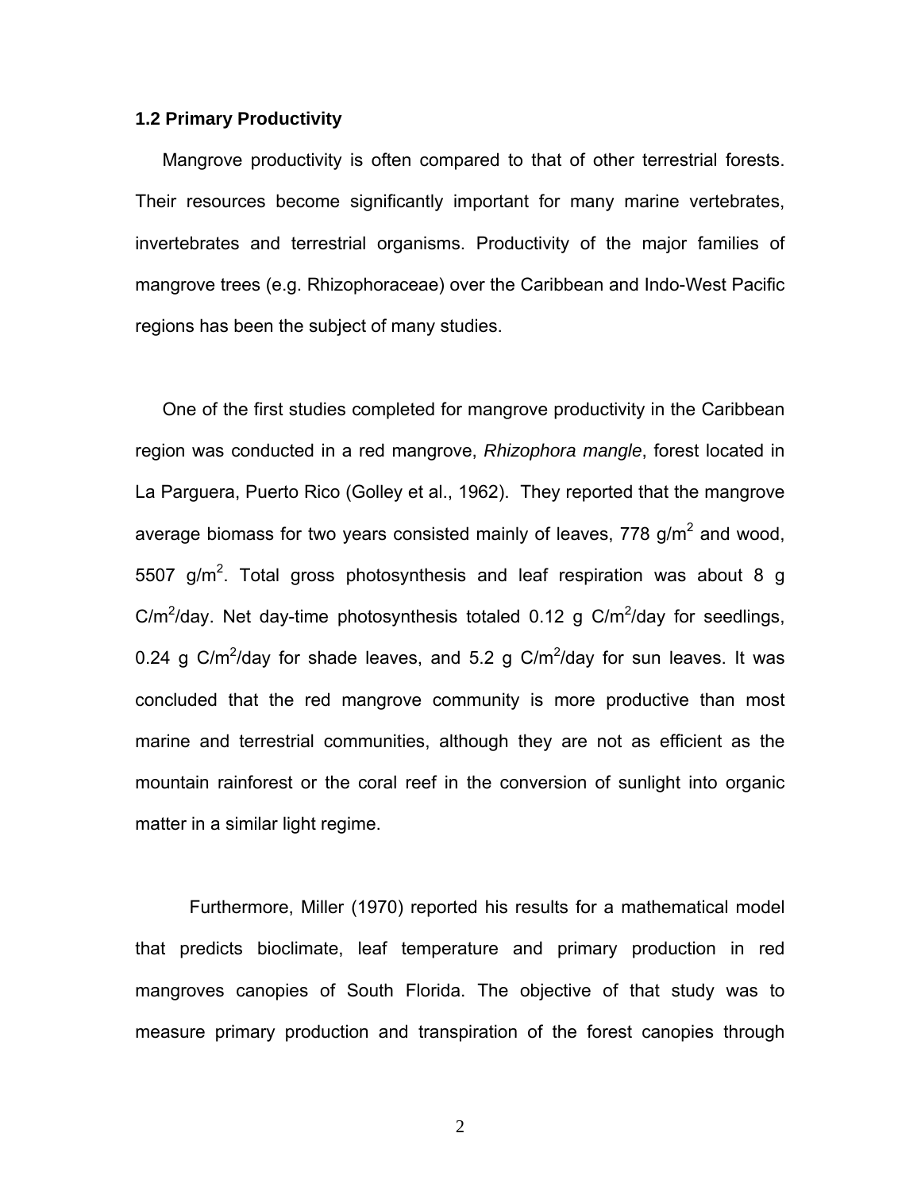### 1.2 Primary Productivity

Mangrove productivity is often compared to that of other terrestrial forests. Their resources become significantly important for many marine vertebrates, invertebrates and terrestrial organisms. Productivity of the major families of mangrove trees (e.g. Rhizophoraceae) over the Caribbean and Indo-West Pacific regions has been the subject of many studies.

One of the first studies completed for mangrove productivity in the Caribbean region was conducted in a red mangrove, *Rhizophora mangle*, forest located in La Parguera, Puerto Rico (Golley et al., 1962). They reported that the mangrove average biomass for two years consisted mainly of leaves, 778 g/m$^2$ and wood, 5507 g/m$^2$. Total gross photosynthesis and leaf respiration was about 8 g C/m$^2$/day. Net day-time photosynthesis totaled 0.12 g C/m$^2$/day for seedlings, 0.24 g C/m$^2$/day for shade leaves, and 5.2 g C/m$^2$/day for sun leaves. It was concluded that the red mangrove community is more productive than most marine and terrestrial communities, although they are not as efficient as the mountain rainforest or the coral reef in the conversion of sunlight into organic matter in a similar light regime.

Furthermore, Miller (1970) reported his results for a mathematical model that predicts bioclimate, leaf temperature and primary production in red mangroves canopies of South Florida. The objective of that study was to measure primary production and transpiration of the forest canopies through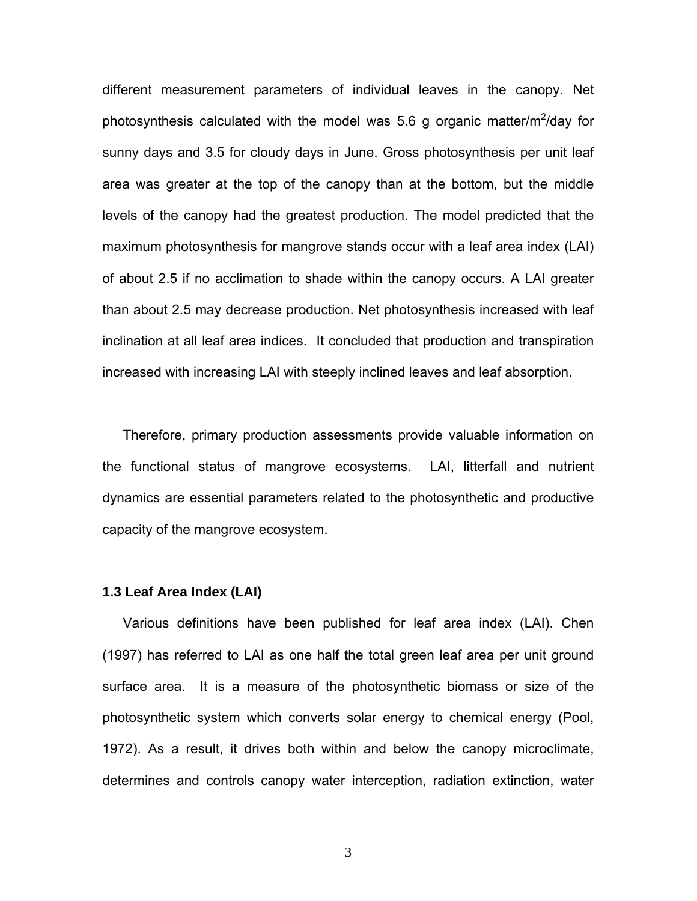different measurement parameters of individual leaves in the canopy. Net photosynthesis calculated with the model was 5.6 g organic matter/$m^2$/day for sunny days and 3.5 for cloudy days in June. Gross photosynthesis per unit leaf area was greater at the top of the canopy than at the bottom, but the middle levels of the canopy had the greatest production. The model predicted that the maximum photosynthesis for mangrove stands occur with a leaf area index (LAI) of about 2.5 if no acclimation to shade within the canopy occurs. A LAI greater than about 2.5 may decrease production. Net photosynthesis increased with leaf inclination at all leaf area indices. It concluded that production and transpiration increased with increasing LAI with steeply inclined leaves and leaf absorption.

Therefore, primary production assessments provide valuable information on the functional status of mangrove ecosystems. LAI, litterfall and nutrient dynamics are essential parameters related to the photosynthetic and productive capacity of the mangrove ecosystem.

### 1.3 Leaf Area Index (LAI)

Various definitions have been published for leaf area index (LAI). Chen (1997) has referred to LAI as one half the total green leaf area per unit ground surface area. It is a measure of the photosynthetic biomass or size of the photosynthetic system which converts solar energy to chemical energy (Pool, 1972). As a result, it drives both within and below the canopy microclimate, determines and controls canopy water interception, radiation extinction, water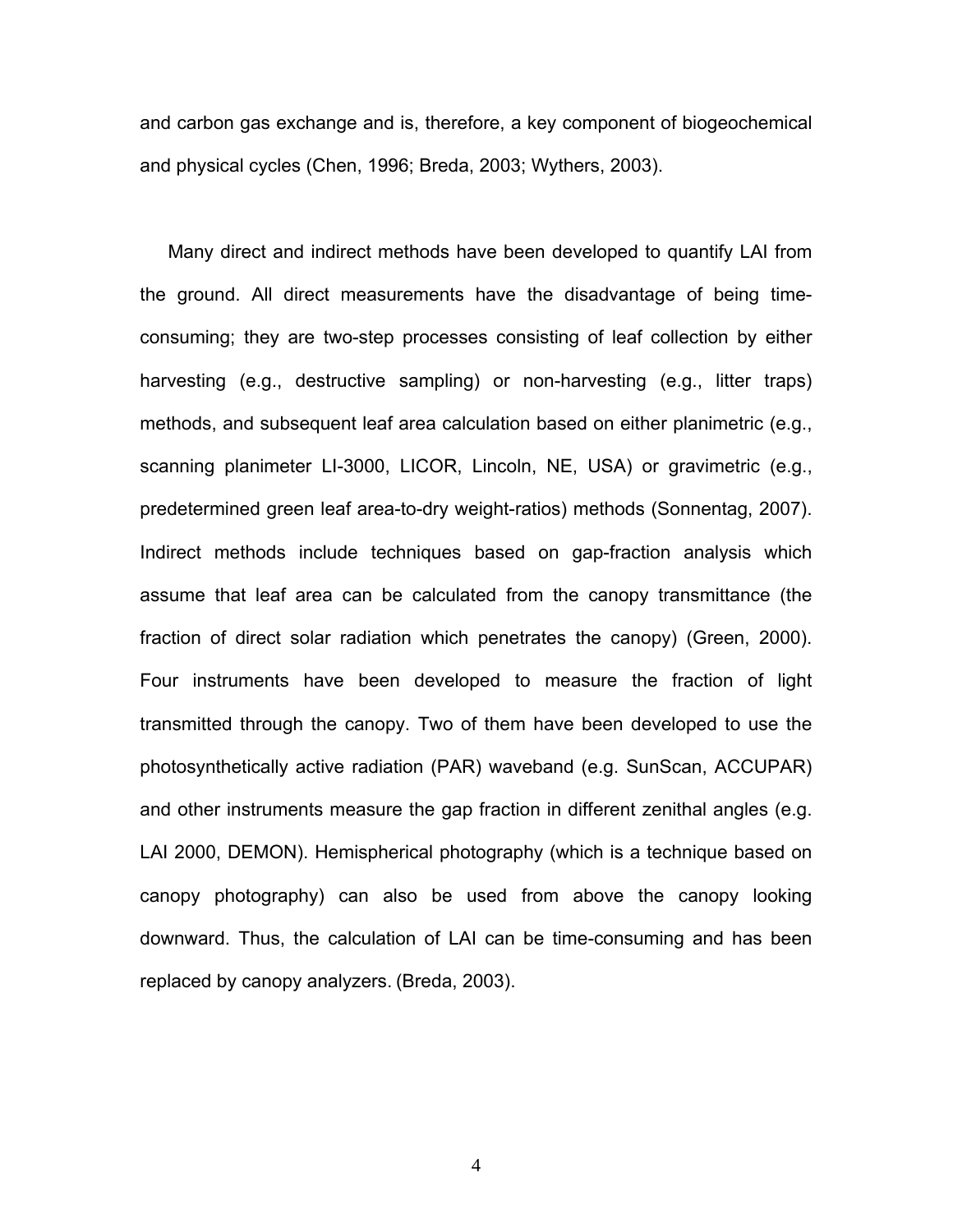and carbon gas exchange and is, therefore, a key component of biogeochemical and physical cycles (Chen, 1996; Breda, 2003; Wythers, 2003).

Many direct and indirect methods have been developed to quantify LAI from the ground. All direct measurements have the disadvantage of being time-consuming; they are two-step processes consisting of leaf collection by either harvesting (e.g., destructive sampling) or non-harvesting (e.g., litter traps) methods, and subsequent leaf area calculation based on either planimetric (e.g., scanning planimeter LI-3000, LICOR, Lincoln, NE, USA) or gravimetric (e.g., predetermined green leaf area-to-dry weight-ratios) methods (Sonnentag, 2007). Indirect methods include techniques based on gap-fraction analysis which assume that leaf area can be calculated from the canopy transmittance (the fraction of direct solar radiation which penetrates the canopy) (Green, 2000). Four instruments have been developed to measure the fraction of light transmitted through the canopy. Two of them have been developed to use the photosynthetically active radiation (PAR) waveband (e.g. SunScan, ACCUPAR) and other instruments measure the gap fraction in different zenithal angles (e.g. LAI 2000, DEMON). Hemispherical photography (which is a technique based on canopy photography) can also be used from above the canopy looking downward. Thus, the calculation of LAI can be time-consuming and has been replaced by canopy analyzers. (Breda, 2003).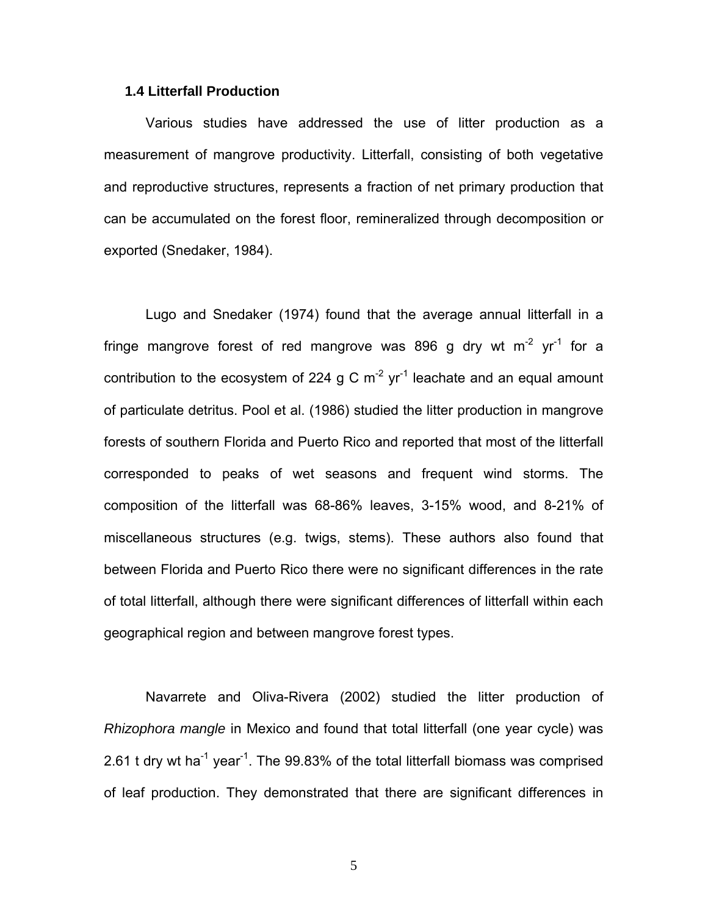### 1.4 Litterfall Production

Various studies have addressed the use of litter production as a measurement of mangrove productivity. Litterfall, consisting of both vegetative and reproductive structures, represents a fraction of net primary production that can be accumulated on the forest floor, remineralized through decomposition or exported (Snedaker, 1984).

Lugo and Snedaker (1974) found that the average annual litterfall in a fringe mangrove forest of red mangrove was 896 g dry wt $m^{-2}$ $yr^{-1}$ for a contribution to the ecosystem of 224 g C $m^{-2}$ $yr^{-1}$ leachate and an equal amount of particulate detritus. Pool et al. (1986) studied the litter production in mangrove forests of southern Florida and Puerto Rico and reported that most of the litterfall corresponded to peaks of wet seasons and frequent wind storms. The composition of the litterfall was 68-86% leaves, 3-15% wood, and 8-21% of miscellaneous structures (e.g. twigs, stems). These authors also found that between Florida and Puerto Rico there were no significant differences in the rate of total litterfall, although there were significant differences of litterfall within each geographical region and between mangrove forest types.

Navarrete and Oliva-Rivera (2002) studied the litter production of *Rhizophora mangle* in Mexico and found that total litterfall (one year cycle) was 2.61 t dry wt $ha^{-1}$ $year^{-1}$. The 99.83% of the total litterfall biomass was comprised of leaf production. They demonstrated that there are significant differences in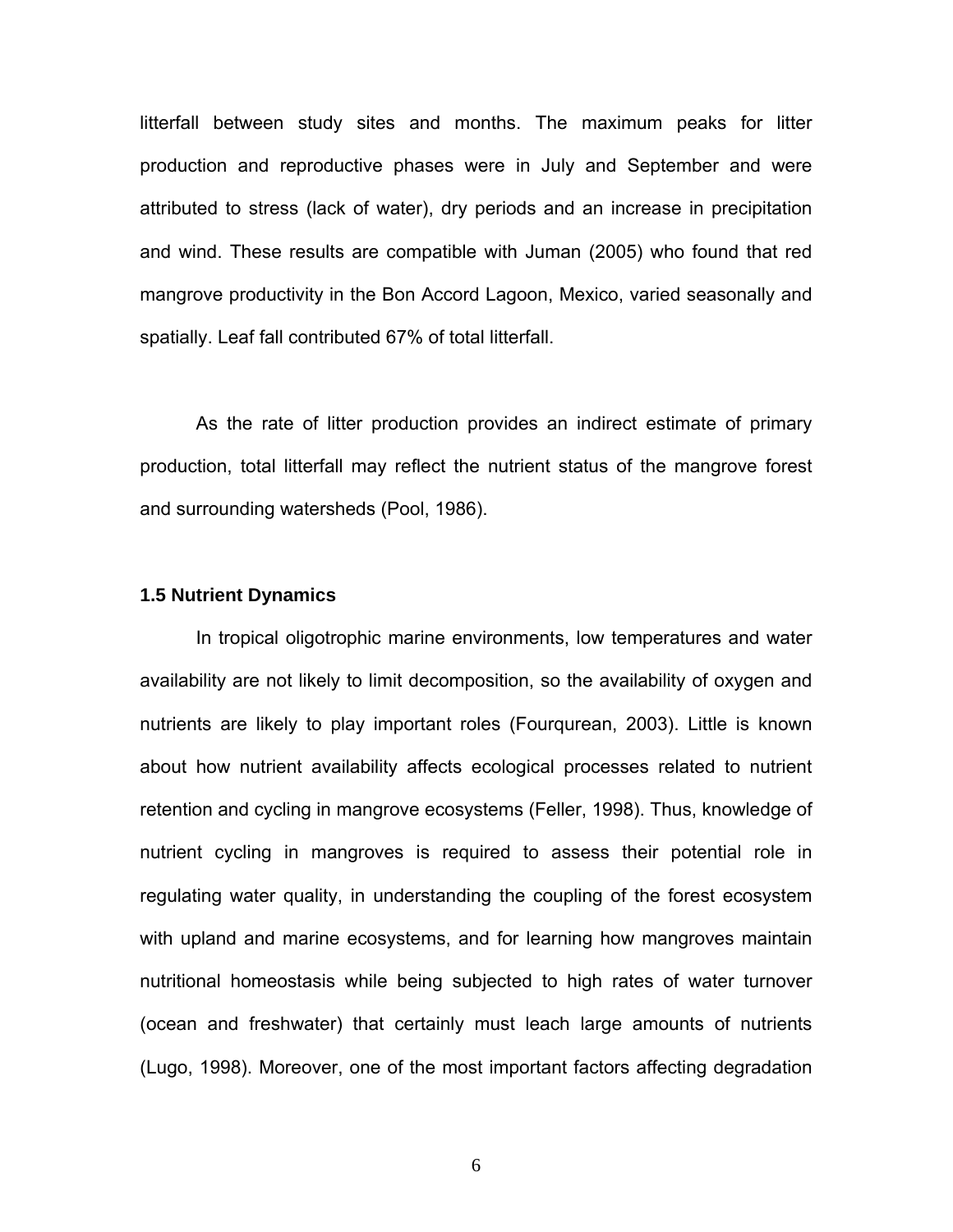litterfall between study sites and months. The maximum peaks for litter production and reproductive phases were in July and September and were attributed to stress (lack of water), dry periods and an increase in precipitation and wind. These results are compatible with Juman (2005) who found that red mangrove productivity in the Bon Accord Lagoon, Mexico, varied seasonally and spatially. Leaf fall contributed 67% of total litterfall.

As the rate of litter production provides an indirect estimate of primary production, total litterfall may reflect the nutrient status of the mangrove forest and surrounding watersheds (Pool, 1986).

### 1.5 Nutrient Dynamics

In tropical oligotrophic marine environments, low temperatures and water availability are not likely to limit decomposition, so the availability of oxygen and nutrients are likely to play important roles (Fourqurean, 2003). Little is known about how nutrient availability affects ecological processes related to nutrient retention and cycling in mangrove ecosystems (Feller, 1998). Thus, knowledge of nutrient cycling in mangroves is required to assess their potential role in regulating water quality, in understanding the coupling of the forest ecosystem with upland and marine ecosystems, and for learning how mangroves maintain nutritional homeostasis while being subjected to high rates of water turnover (ocean and freshwater) that certainly must leach large amounts of nutrients (Lugo, 1998). Moreover, one of the most important factors affecting degradation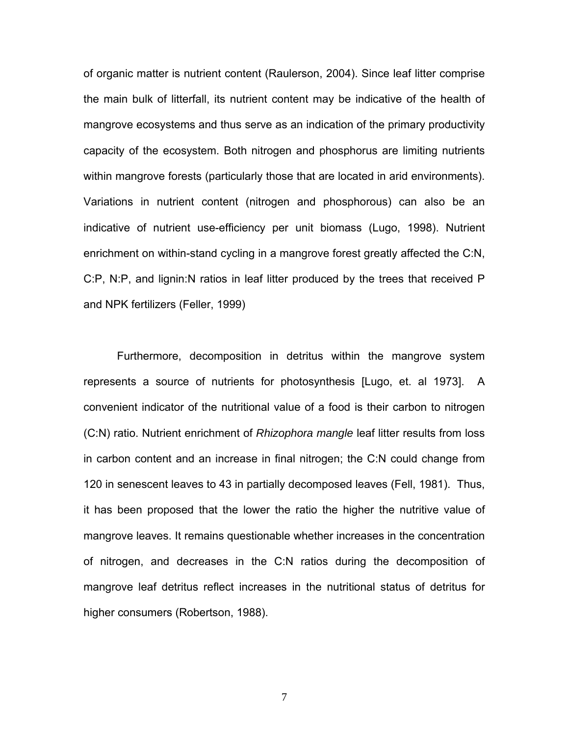of organic matter is nutrient content (Raulerson, 2004). Since leaf litter comprise the main bulk of litterfall, its nutrient content may be indicative of the health of mangrove ecosystems and thus serve as an indication of the primary productivity capacity of the ecosystem. Both nitrogen and phosphorus are limiting nutrients within mangrove forests (particularly those that are located in arid environments). Variations in nutrient content (nitrogen and phosphorous) can also be an indicative of nutrient use-efficiency per unit biomass (Lugo, 1998). Nutrient enrichment on within-stand cycling in a mangrove forest greatly affected the C:N, C:P, N:P, and lignin:N ratios in leaf litter produced by the trees that received P and NPK fertilizers (Feller, 1999)

Furthermore, decomposition in detritus within the mangrove system represents a source of nutrients for photosynthesis [Lugo, et. al 1973]. A convenient indicator of the nutritional value of a food is their carbon to nitrogen (C:N) ratio. Nutrient enrichment of *Rhizophora mangle* leaf litter results from loss in carbon content and an increase in final nitrogen; the C:N could change from 120 in senescent leaves to 43 in partially decomposed leaves (Fell, 1981). Thus, it has been proposed that the lower the ratio the higher the nutritive value of mangrove leaves. It remains questionable whether increases in the concentration of nitrogen, and decreases in the C:N ratios during the decomposition of mangrove leaf detritus reflect increases in the nutritional status of detritus for higher consumers (Robertson, 1988).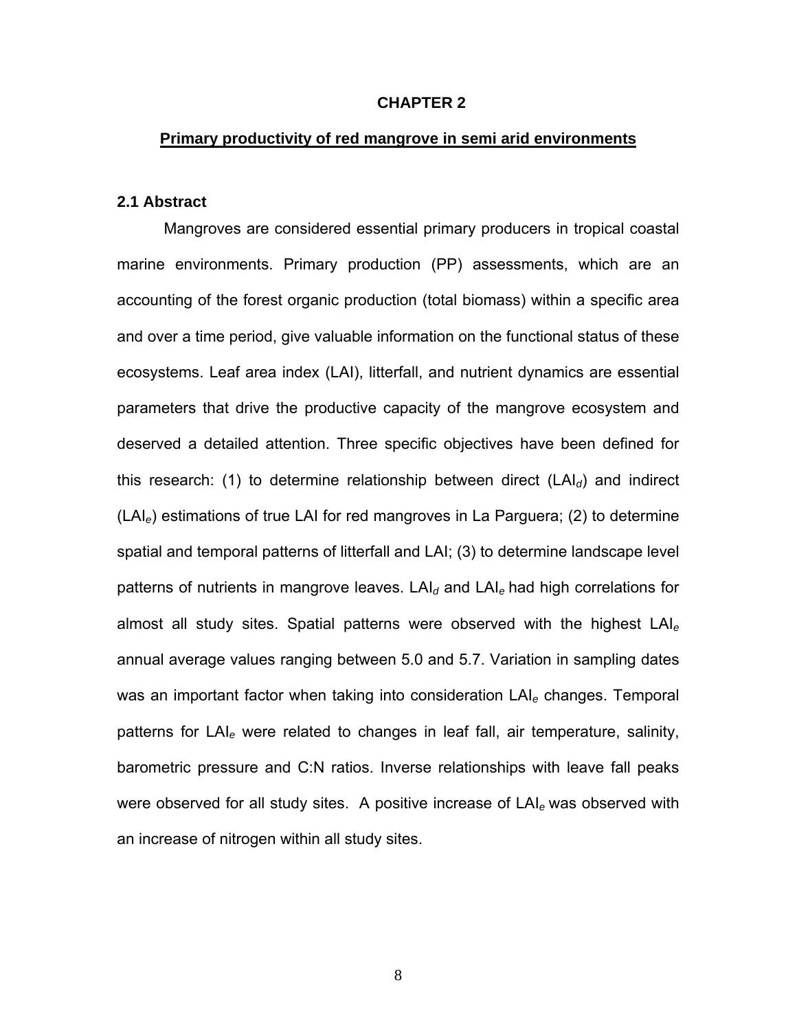# CHAPTER 2

## Primary productivity of red mangrove in semi arid environments

### 2.1 Abstract

Mangroves are considered essential primary producers in tropical coastal marine environments. Primary production (PP) assessments, which are an accounting of the forest organic production (total biomass) within a specific area and over a time period, give valuable information on the functional status of these ecosystems. Leaf area index (LAI), litterfall, and nutrient dynamics are essential parameters that drive the productive capacity of the mangrove ecosystem and deserved a detailed attention. Three specific objectives have been defined for this research: (1) to determine relationship between direct ($LAI_d$) and indirect ($LAI_e$) estimations of true LAI for red mangroves in La Parguera; (2) to determine spatial and temporal patterns of litterfall and LAI; (3) to determine landscape level patterns of nutrients in mangrove leaves. $LAI_d$ and $LAI_e$ had high correlations for almost all study sites. Spatial patterns were observed with the highest $LAI_e$ annual average values ranging between 5.0 and 5.7. Variation in sampling dates was an important factor when taking into consideration $LAI_e$ changes. Temporal patterns for $LAI_e$ were related to changes in leaf fall, air temperature, salinity, barometric pressure and C:N ratios. Inverse relationships with leave fall peaks were observed for all study sites. A positive increase of $LAI_e$ was observed with an increase of nitrogen within all study sites.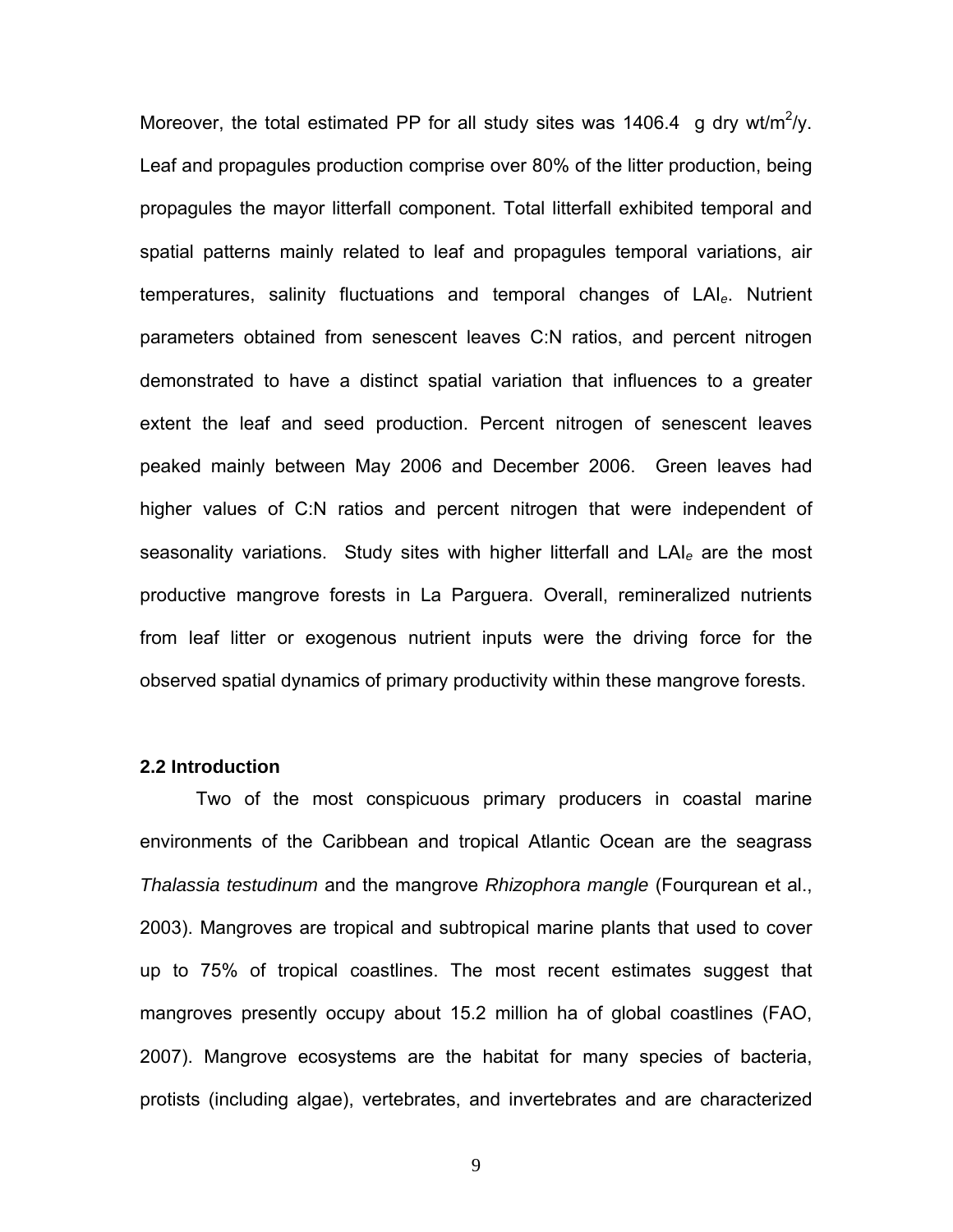Moreover, the total estimated PP for all study sites was 1406.4 g dry wt/$m^2$/y. Leaf and propagules production comprise over 80% of the litter production, being propagules the mayor litterfall component. Total litterfall exhibited temporal and spatial patterns mainly related to leaf and propagules temporal variations, air temperatures, salinity fluctuations and temporal changes of $LAI_e$. Nutrient parameters obtained from senescent leaves C:N ratios, and percent nitrogen demonstrated to have a distinct spatial variation that influences to a greater extent the leaf and seed production. Percent nitrogen of senescent leaves peaked mainly between May 2006 and December 2006. Green leaves had higher values of C:N ratios and percent nitrogen that were independent of seasonality variations. Study sites with higher litterfall and $LAI_e$ are the most productive mangrove forests in La Parguera. Overall, remineralized nutrients from leaf litter or exogenous nutrient inputs were the driving force for the observed spatial dynamics of primary productivity within these mangrove forests.

### 2.2 Introduction

Two of the most conspicuous primary producers in coastal marine environments of the Caribbean and tropical Atlantic Ocean are the seagrass *Thalassia testudinum* and the mangrove *Rhizophora mangle* (Fourqurean et al., 2003). Mangroves are tropical and subtropical marine plants that used to cover up to 75% of tropical coastlines. The most recent estimates suggest that mangroves presently occupy about 15.2 million ha of global coastlines (FAO, 2007). Mangrove ecosystems are the habitat for many species of bacteria, protists (including algae), vertebrates, and invertebrates and are characterized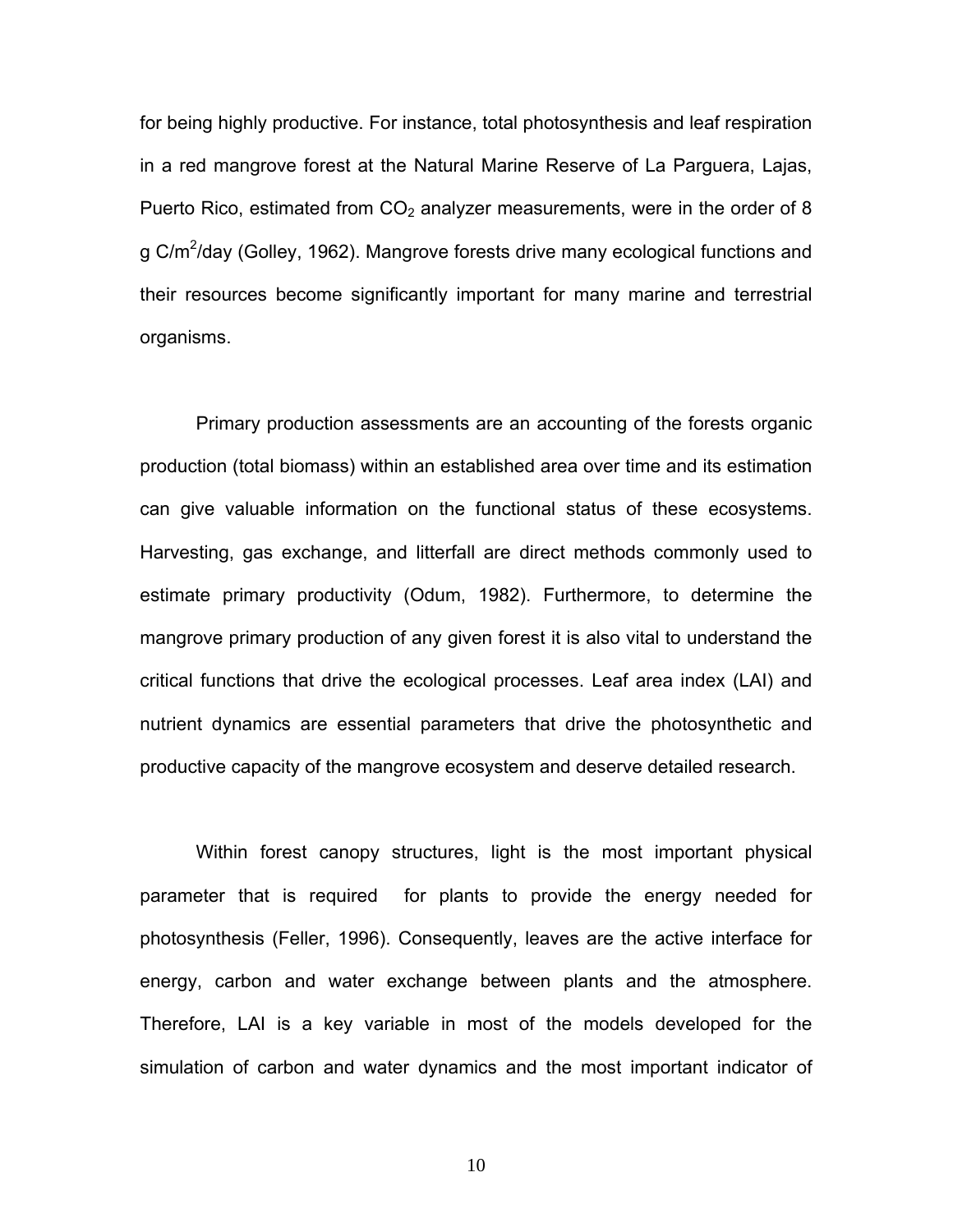for being highly productive. For instance, total photosynthesis and leaf respiration in a red mangrove forest at the Natural Marine Reserve of La Parguera, Lajas, Puerto Rico, estimated from $CO_2$ analyzer measurements, were in the order of 8 g C/m$^2$/day (Golley, 1962). Mangrove forests drive many ecological functions and their resources become significantly important for many marine and terrestrial organisms.

Primary production assessments are an accounting of the forests organic production (total biomass) within an established area over time and its estimation can give valuable information on the functional status of these ecosystems. Harvesting, gas exchange, and litterfall are direct methods commonly used to estimate primary productivity (Odum, 1982). Furthermore, to determine the mangrove primary production of any given forest it is also vital to understand the critical functions that drive the ecological processes. Leaf area index (LAI) and nutrient dynamics are essential parameters that drive the photosynthetic and productive capacity of the mangrove ecosystem and deserve detailed research.

Within forest canopy structures, light is the most important physical parameter that is required for plants to provide the energy needed for photosynthesis (Feller, 1996). Consequently, leaves are the active interface for energy, carbon and water exchange between plants and the atmosphere. Therefore, LAI is a key variable in most of the models developed for the simulation of carbon and water dynamics and the most important indicator of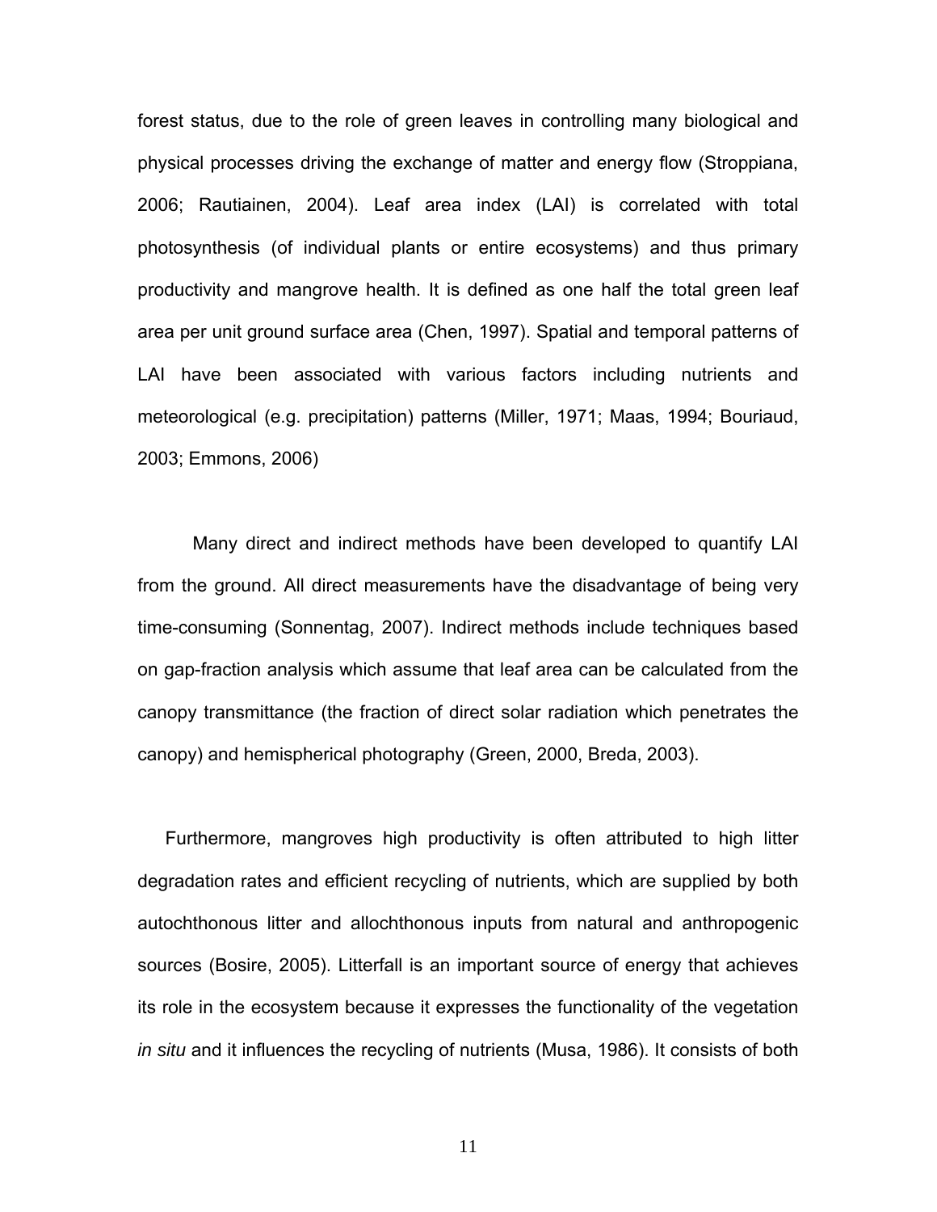forest status, due to the role of green leaves in controlling many biological and physical processes driving the exchange of matter and energy flow (Stroppiana, 2006; Rautiainen, 2004). Leaf area index (LAI) is correlated with total photosynthesis (of individual plants or entire ecosystems) and thus primary productivity and mangrove health. It is defined as one half the total green leaf area per unit ground surface area (Chen, 1997). Spatial and temporal patterns of LAI have been associated with various factors including nutrients and meteorological (e.g. precipitation) patterns (Miller, 1971; Maas, 1994; Bouriaud, 2003; Emmons, 2006)

Many direct and indirect methods have been developed to quantify LAI from the ground. All direct measurements have the disadvantage of being very time-consuming (Sonnentag, 2007). Indirect methods include techniques based on gap-fraction analysis which assume that leaf area can be calculated from the canopy transmittance (the fraction of direct solar radiation which penetrates the canopy) and hemispherical photography (Green, 2000, Breda, 2003).

Furthermore, mangroves high productivity is often attributed to high litter degradation rates and efficient recycling of nutrients, which are supplied by both autochthonous litter and allochthonous inputs from natural and anthropogenic sources (Bosire, 2005). Litterfall is an important source of energy that achieves its role in the ecosystem because it expresses the functionality of the vegetation *in situ* and it influences the recycling of nutrients (Musa, 1986). It consists of both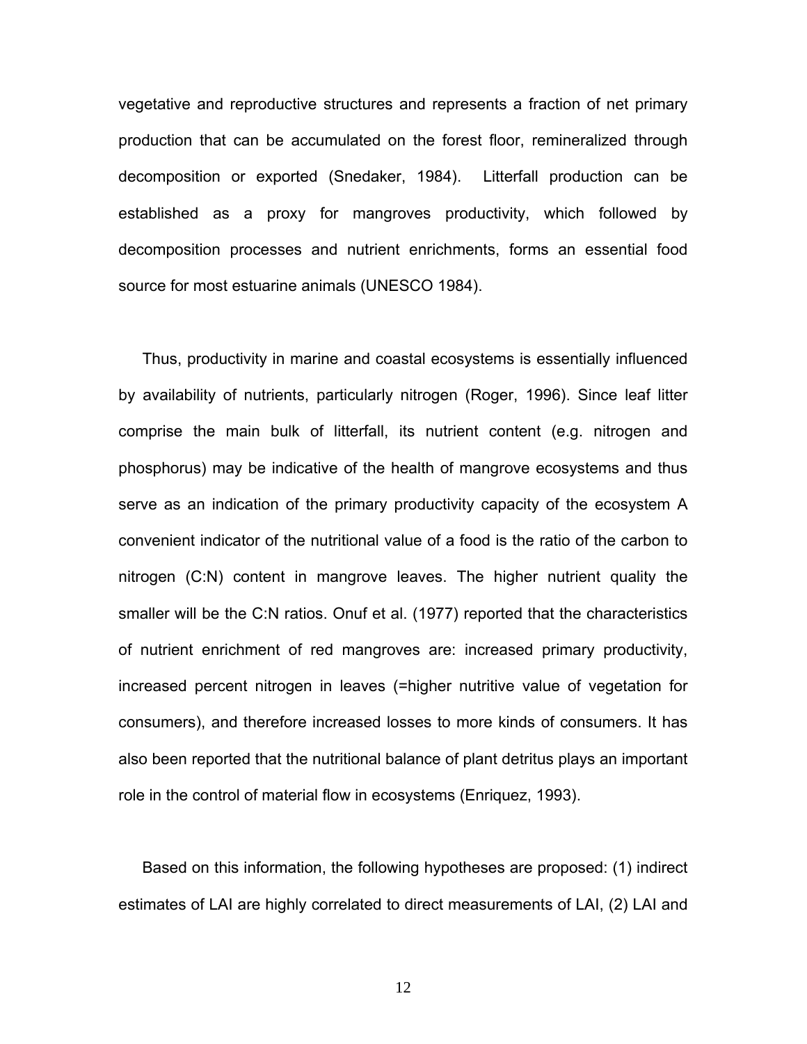vegetative and reproductive structures and represents a fraction of net primary production that can be accumulated on the forest floor, remineralized through decomposition or exported (Snedaker, 1984). Litterfall production can be established as a proxy for mangroves productivity, which followed by decomposition processes and nutrient enrichments, forms an essential food source for most estuarine animals (UNESCO 1984).

Thus, productivity in marine and coastal ecosystems is essentially influenced by availability of nutrients, particularly nitrogen (Roger, 1996). Since leaf litter comprise the main bulk of litterfall, its nutrient content (e.g. nitrogen and phosphorus) may be indicative of the health of mangrove ecosystems and thus serve as an indication of the primary productivity capacity of the ecosystem A convenient indicator of the nutritional value of a food is the ratio of the carbon to nitrogen (C:N) content in mangrove leaves. The higher nutrient quality the smaller will be the C:N ratios. Onuf et al. (1977) reported that the characteristics of nutrient enrichment of red mangroves are: increased primary productivity, increased percent nitrogen in leaves (=higher nutritive value of vegetation for consumers), and therefore increased losses to more kinds of consumers. It has also been reported that the nutritional balance of plant detritus plays an important role in the control of material flow in ecosystems (Enriquez, 1993).

Based on this information, the following hypotheses are proposed: (1) indirect estimates of LAI are highly correlated to direct measurements of LAI, (2) LAI and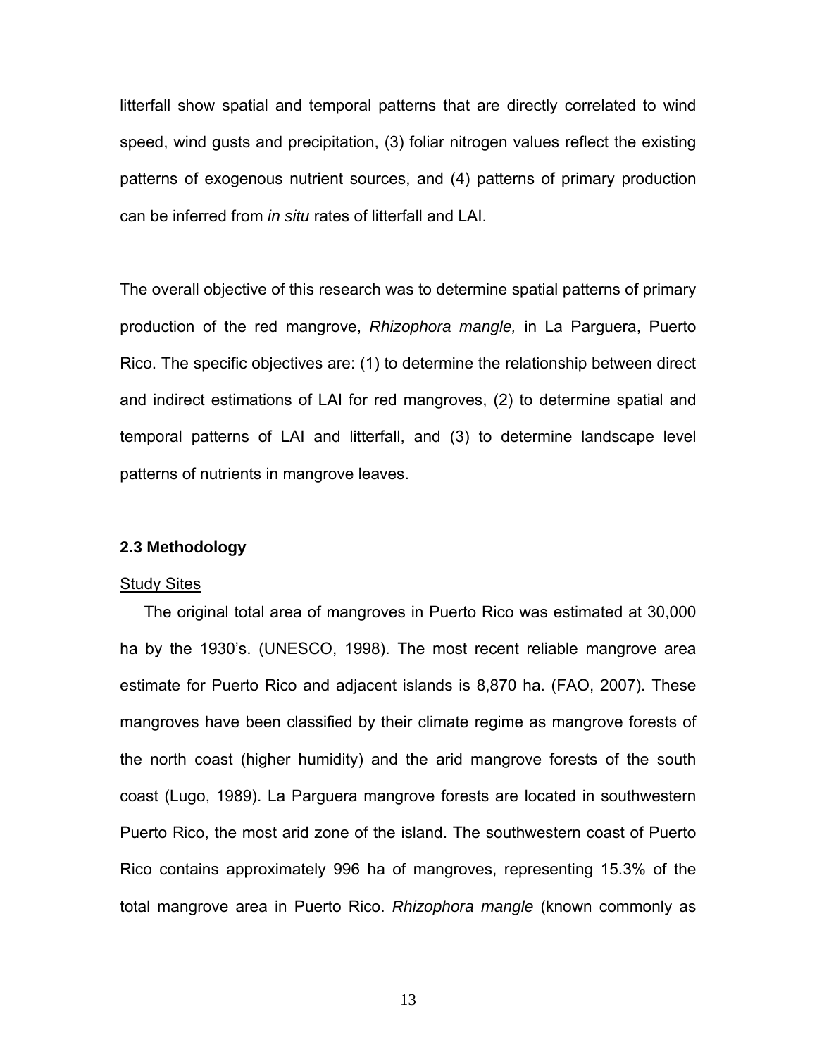litterfall show spatial and temporal patterns that are directly correlated to wind speed, wind gusts and precipitation, (3) foliar nitrogen values reflect the existing patterns of exogenous nutrient sources, and (4) patterns of primary production can be inferred from *in situ* rates of litterfall and LAI.

The overall objective of this research was to determine spatial patterns of primary production of the red mangrove, *Rhizophora mangle,* in La Parguera, Puerto Rico. The specific objectives are: (1) to determine the relationship between direct and indirect estimations of LAI for red mangroves, (2) to determine spatial and temporal patterns of LAI and litterfall, and (3) to determine landscape level patterns of nutrients in mangrove leaves.

### 2.3 Methodology

<u>Study Sites</u>

The original total area of mangroves in Puerto Rico was estimated at 30,000 ha by the 1930's. (UNESCO, 1998). The most recent reliable mangrove area estimate for Puerto Rico and adjacent islands is 8,870 ha. (FAO, 2007). These mangroves have been classified by their climate regime as mangrove forests of the north coast (higher humidity) and the arid mangrove forests of the south coast (Lugo, 1989). La Parguera mangrove forests are located in southwestern Puerto Rico, the most arid zone of the island. The southwestern coast of Puerto Rico contains approximately 996 ha of mangroves, representing 15.3% of the total mangrove area in Puerto Rico. *Rhizophora mangle* (known commonly as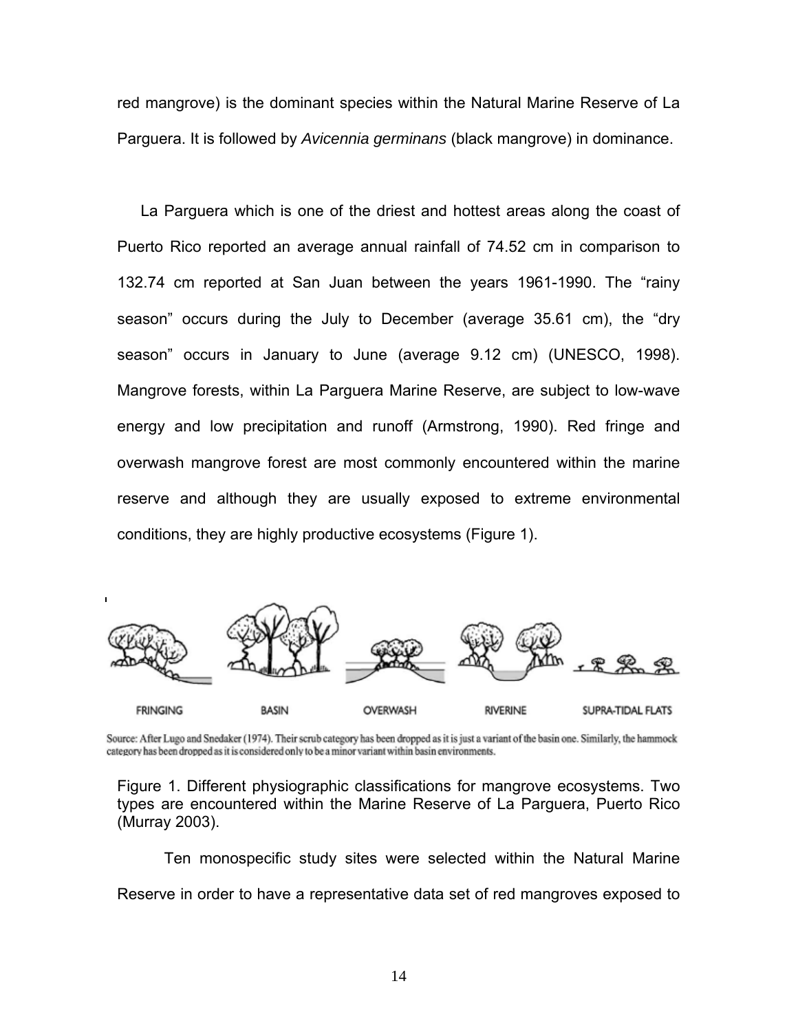red mangrove) is the dominant species within the Natural Marine Reserve of La Parguera. It is followed by *Avicennia germinans* (black mangrove) in dominance.

La Parguera which is one of the driest and hottest areas along the coast of Puerto Rico reported an average annual rainfall of 74.52 cm in comparison to 132.74 cm reported at San Juan between the years 1961-1990. The "rainy season" occurs during the July to December (average 35.61 cm), the "dry season" occurs in January to June (average 9.12 cm) (UNESCO, 1998). Mangrove forests, within La Parguera Marine Reserve, are subject to low-wave energy and low precipitation and runoff (Armstrong, 1990). Red fringe and overwash mangrove forest are most commonly encountered within the marine reserve and although they are usually exposed to extreme environmental conditions, they are highly productive ecosystems (Figure 1).

FRINGING BASIN OVERWASH RIVERINE SUPRA-TIDAL FLATS

Source: After Lugo and Snedaker (1974). Their scrub category has been dropped as it is just a variant of the basin one. Similarly, the hammock category has been dropped as it is considered only to be a minor variant within basin environments.

Figure 1. Different physiographic classifications for mangrove ecosystems. Two types are encountered within the Marine Reserve of La Parguera, Puerto Rico (Murray 2003).

Ten monospecific study sites were selected within the Natural Marine Reserve in order to have a representative data set of red mangroves exposed to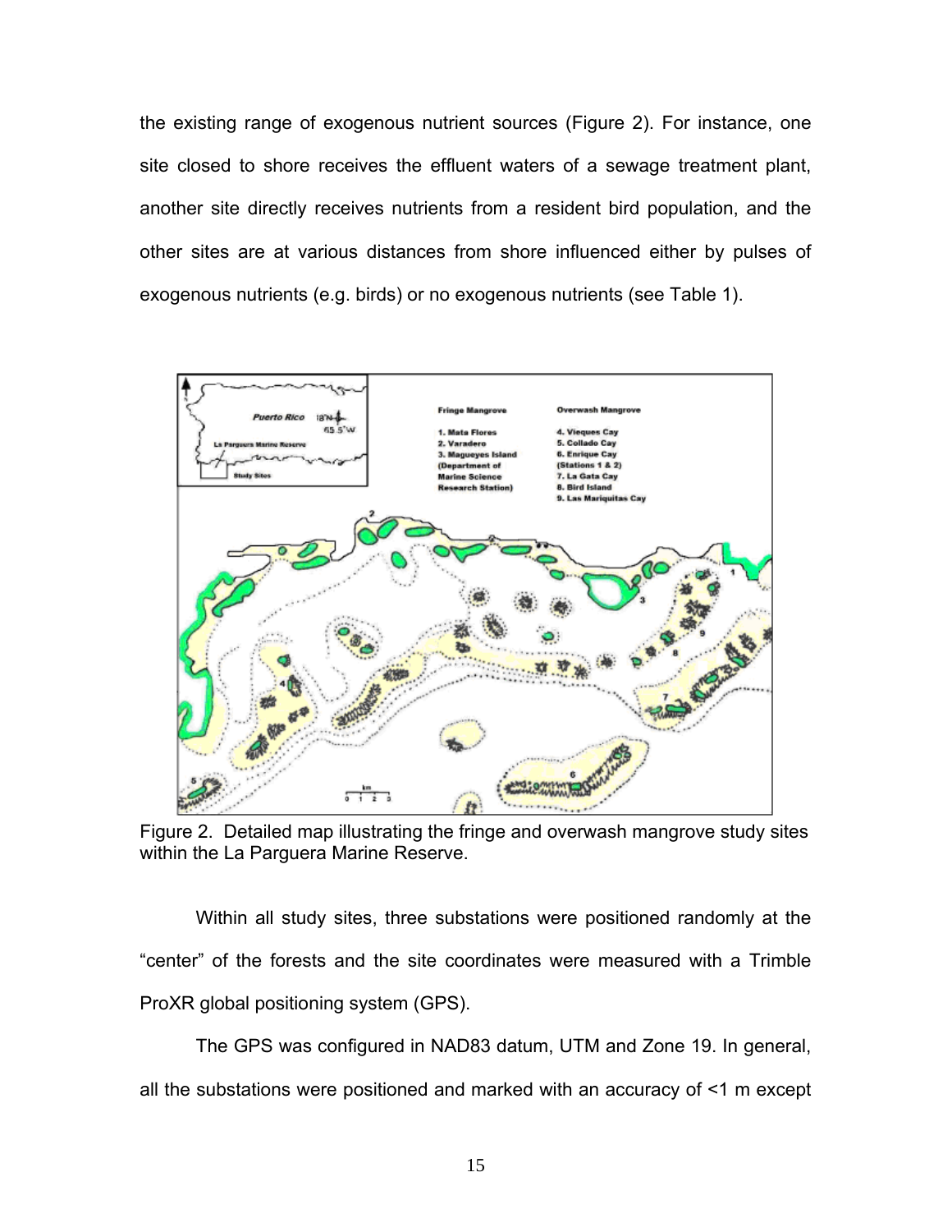the existing range of exogenous nutrient sources (Figure 2). For instance, one site closed to shore receives the effluent waters of a sewage treatment plant, another site directly receives nutrients from a resident bird population, and the other sites are at various distances from shore influenced either by pulses of exogenous nutrients (e.g. birds) or no exogenous nutrients (see Table 1).

Figure 2. Detailed map illustrating the fringe and overwash mangrove study sites within the La Parguera Marine Reserve.

Within all study sites, three substations were positioned randomly at the "center" of the forests and the site coordinates were measured with a Trimble ProXR global positioning system (GPS).

The GPS was configured in NAD83 datum, UTM and Zone 19. In general, all the substations were positioned and marked with an accuracy of <1 m except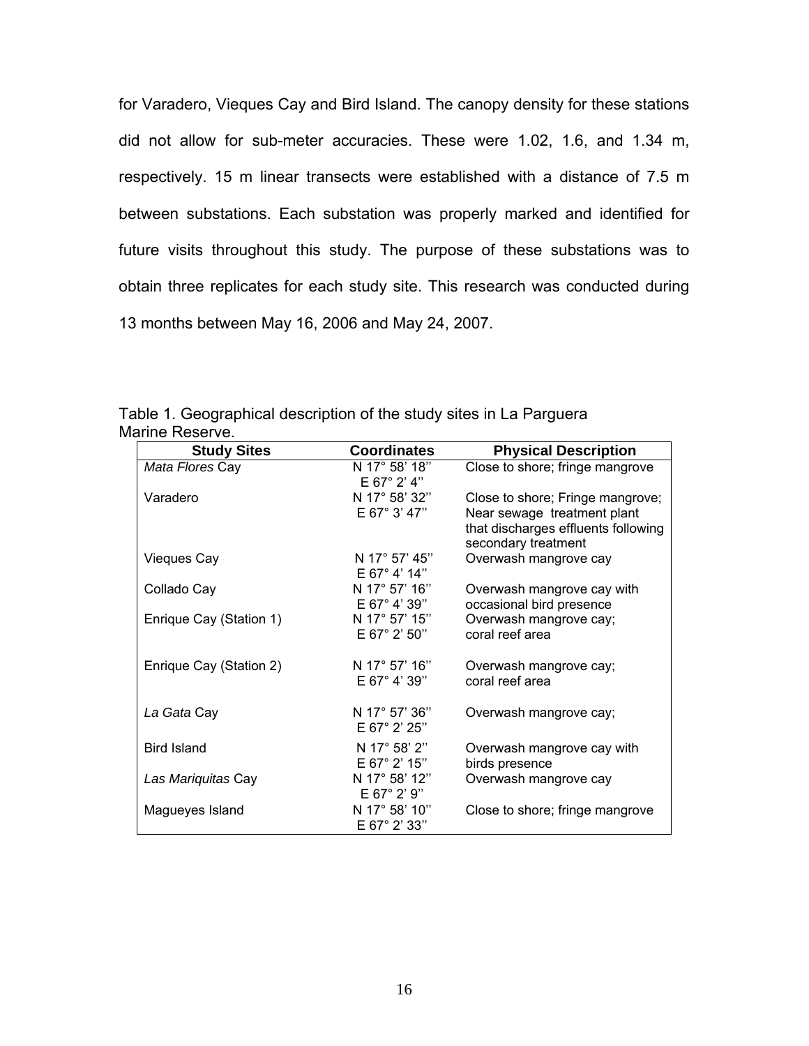for Varadero, Vieques Cay and Bird Island. The canopy density for these stations did not allow for sub-meter accuracies. These were 1.02, 1.6, and 1.34 m, respectively. 15 m linear transects were established with a distance of 7.5 m between substations. Each substation was properly marked and identified for future visits throughout this study. The purpose of these substations was to obtain three replicates for each study site. This research was conducted during 13 months between May 16, 2006 and May 24, 2007.

Table 1. Geographical description of the study sites in La Parguera Marine Reserve.

| Study Sites | Coordinates | Physical Description |
|---|---|---|
| *Mata Flores* Cay | N 17° 58' 18'' E 67° 2' 4'' | Close to shore; fringe mangrove |
| Varadero | N 17° 58' 32'' E 67° 3' 47'' | Close to shore; Fringe mangrove; Near sewage treatment plant that discharges effluents following secondary treatment |
| Vieques Cay | N 17° 57' 45'' E 67° 4' 14'' | Overwash mangrove cay |
| Collado Cay | N 17° 57' 16'' E 67° 4' 39'' | Overwash mangrove cay with occasional bird presence |
| Enrique Cay (Station 1) | N 17° 57' 15'' E 67° 2' 50'' | Overwash mangrove cay; coral reef area |
| Enrique Cay (Station 2) | N 17° 57' 16'' E 67° 4' 39'' | Overwash mangrove cay; coral reef area |
| *La Gata* Cay | N 17° 57' 36'' E 67° 2' 25'' | Overwash mangrove cay; |
| Bird Island | N 17° 58' 2'' E 67° 2' 15'' | Overwash mangrove cay with birds presence |
| *Las Mariquitas* Cay | N 17° 58' 12'' E 67° 2' 9'' | Overwash mangrove cay |
| Magueyes Island | N 17° 58' 10'' E 67° 2' 33'' | Close to shore; fringe mangrove |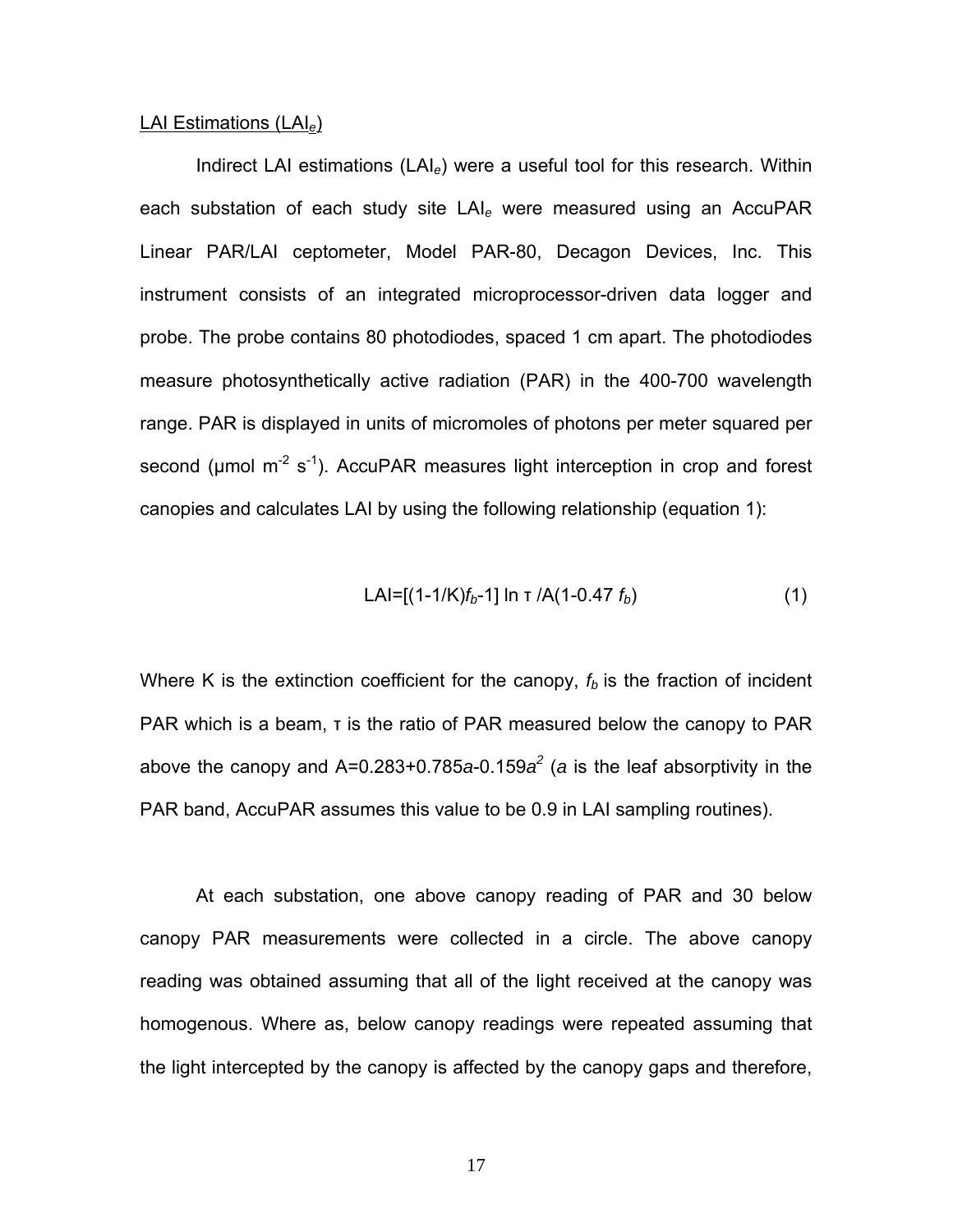LAI Estimations ($LAI_e$)

Indirect LAI estimations ($LAI_e$) were a useful tool for this research. Within each substation of each study site $LAI_e$ were measured using an AccuPAR Linear PAR/LAI ceptometer, Model PAR-80, Decagon Devices, Inc. This instrument consists of an integrated microprocessor-driven data logger and probe. The probe contains 80 photodiodes, spaced 1 cm apart. The photodiodes measure photosynthetically active radiation (PAR) in the 400-700 wavelength range. PAR is displayed in units of micromoles of photons per meter squared per second (μmol $m^{-2}$ $s^{-1}$). AccuPAR measures light interception in crop and forest canopies and calculates LAI by using the following relationship (equation 1):

$$LAI=[(1-1/K)f_b-1] \ln \tau /A(1-0.47 f_b) \quad (1)$$

Where K is the extinction coefficient for the canopy, $f_b$ is the fraction of incident PAR which is a beam, τ is the ratio of PAR measured below the canopy to PAR above the canopy and $A=0.283+0.785a-0.159a^2$ ($a$ is the leaf absorptivity in the PAR band, AccuPAR assumes this value to be 0.9 in LAI sampling routines).

At each substation, one above canopy reading of PAR and 30 below canopy PAR measurements were collected in a circle. The above canopy reading was obtained assuming that all of the light received at the canopy was homogenous. Where as, below canopy readings were repeated assuming that the light intercepted by the canopy is affected by the canopy gaps and therefore,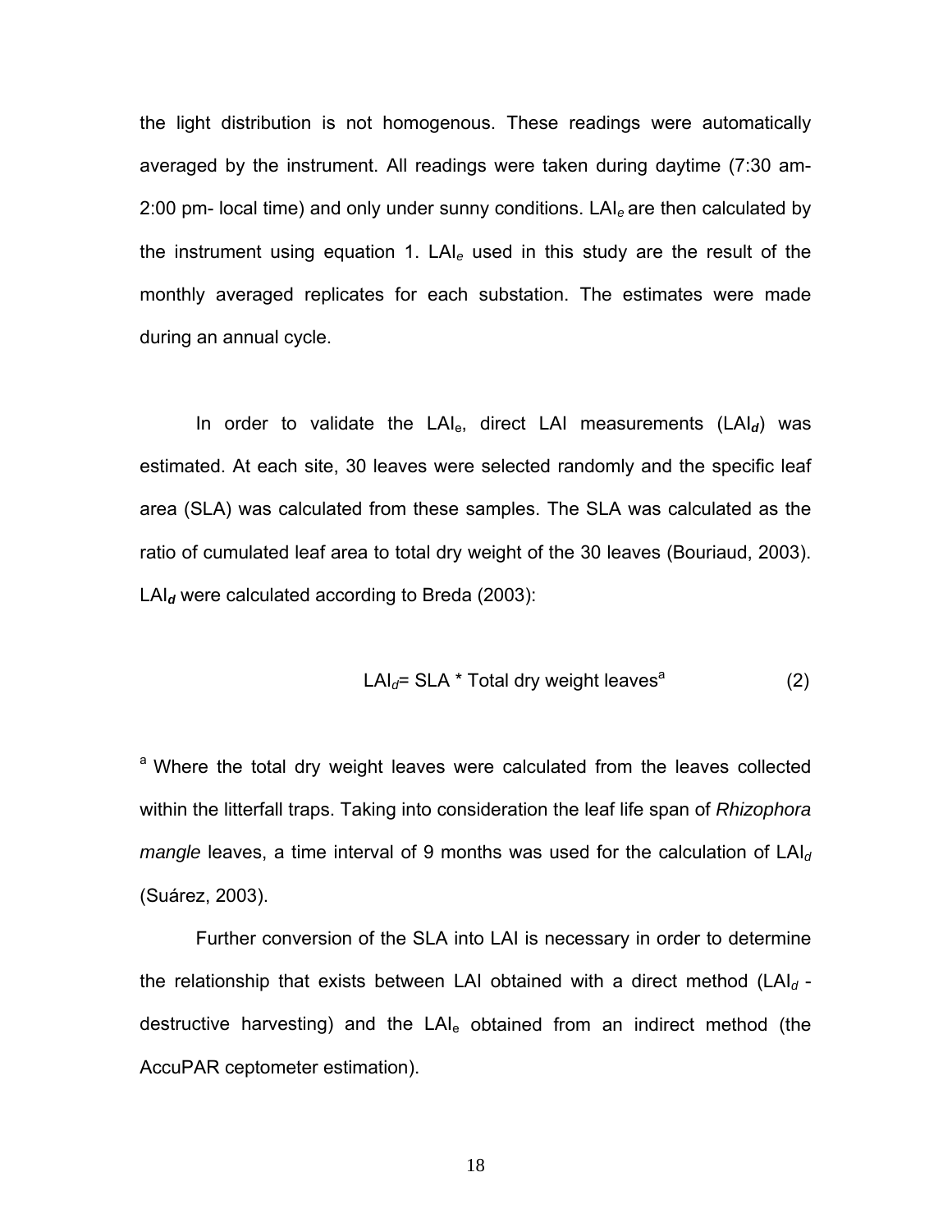the light distribution is not homogenous. These readings were automatically averaged by the instrument. All readings were taken during daytime (7:30 am- 2:00 pm- local time) and only under sunny conditions. $LAI_e$ are then calculated by the instrument using equation 1. $LAI_e$ used in this study are the result of the monthly averaged replicates for each substation. The estimates were made during an annual cycle.

In order to validate the $LAI_e$, direct LAI measurements ($LAI_d$) was estimated. At each site, 30 leaves were selected randomly and the specific leaf area (SLA) was calculated from these samples. The SLA was calculated as the ratio of cumulated leaf area to total dry weight of the 30 leaves (Bouriaud, 2003). $LAI_d$ were calculated according to Breda (2003):

$$LAI_d = SLA * \text{Total dry weight leaves}^{a} \qquad (2)$$

[a] Where the total dry weight leaves were calculated from the leaves collected within the litterfall traps. Taking into consideration the leaf life span of *Rhizophora mangle* leaves, a time interval of 9 months was used for the calculation of $LAI_d$ (Suárez, 2003).

Further conversion of the SLA into LAI is necessary in order to determine the relationship that exists between LAI obtained with a direct method ($LAI_d$ - destructive harvesting) and the $LAI_e$ obtained from an indirect method (the AccuPAR ceptometer estimation).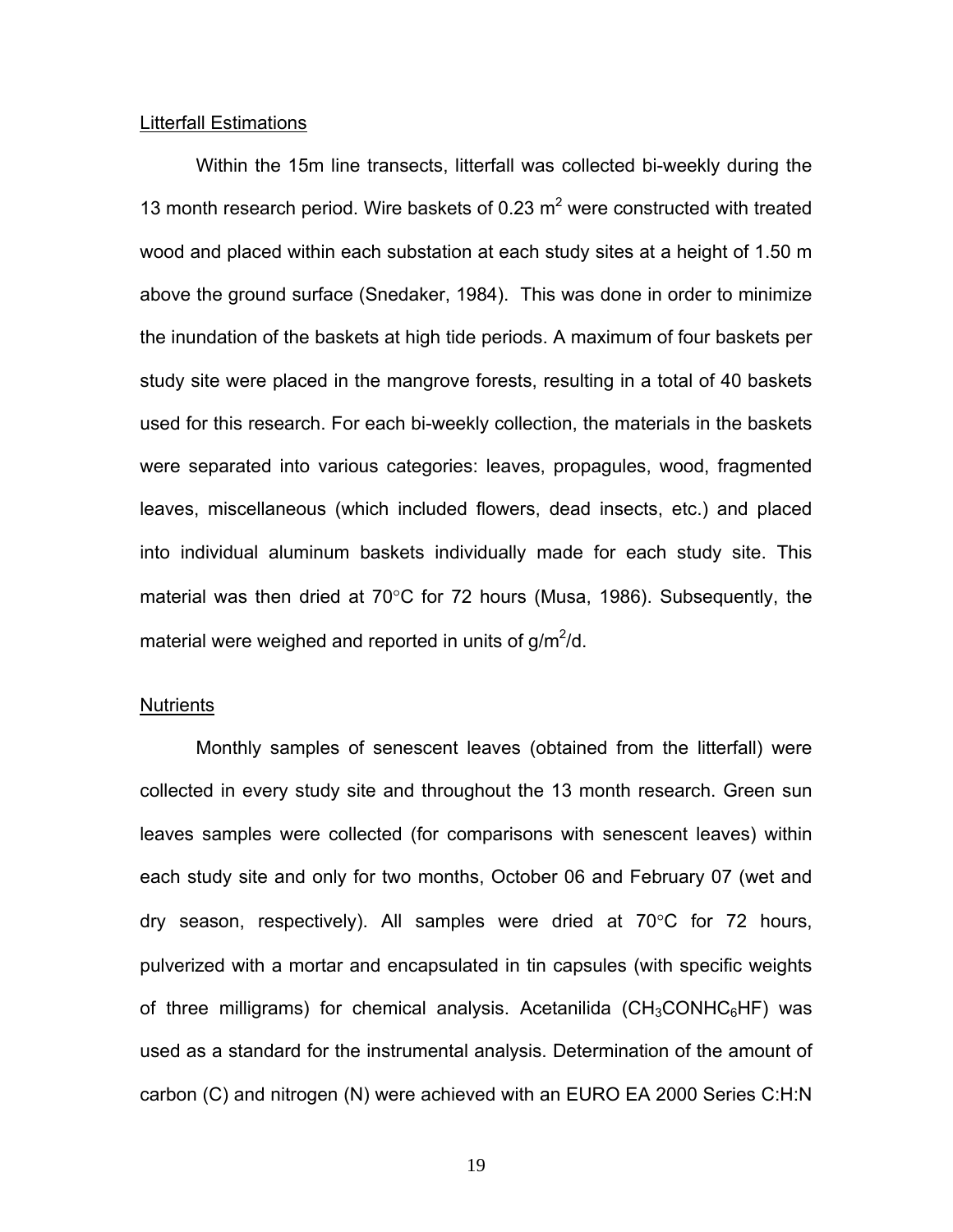Litterfall Estimations

Within the 15m line transects, litterfall was collected bi-weekly during the 13 month research period. Wire baskets of 0.23 $m^2$ were constructed with treated wood and placed within each substation at each study sites at a height of 1.50 m above the ground surface (Snedaker, 1984). This was done in order to minimize the inundation of the baskets at high tide periods. A maximum of four baskets per study site were placed in the mangrove forests, resulting in a total of 40 baskets used for this research. For each bi-weekly collection, the materials in the baskets were separated into various categories: leaves, propagules, wood, fragmented leaves, miscellaneous (which included flowers, dead insects, etc.) and placed into individual aluminum baskets individually made for each study site. This material was then dried at 70°C for 72 hours (Musa, 1986). Subsequently, the material were weighed and reported in units of $g/m^2/d$.

Nutrients

Monthly samples of senescent leaves (obtained from the litterfall) were collected in every study site and throughout the 13 month research. Green sun leaves samples were collected (for comparisons with senescent leaves) within each study site and only for two months, October 06 and February 07 (wet and dry season, respectively). All samples were dried at 70°C for 72 hours, pulverized with a mortar and encapsulated in tin capsules (with specific weights of three milligrams) for chemical analysis. Acetanilida ($CH_3CONHC_6HF$) was used as a standard for the instrumental analysis. Determination of the amount of carbon (C) and nitrogen (N) were achieved with an EURO EA 2000 Series C:H:N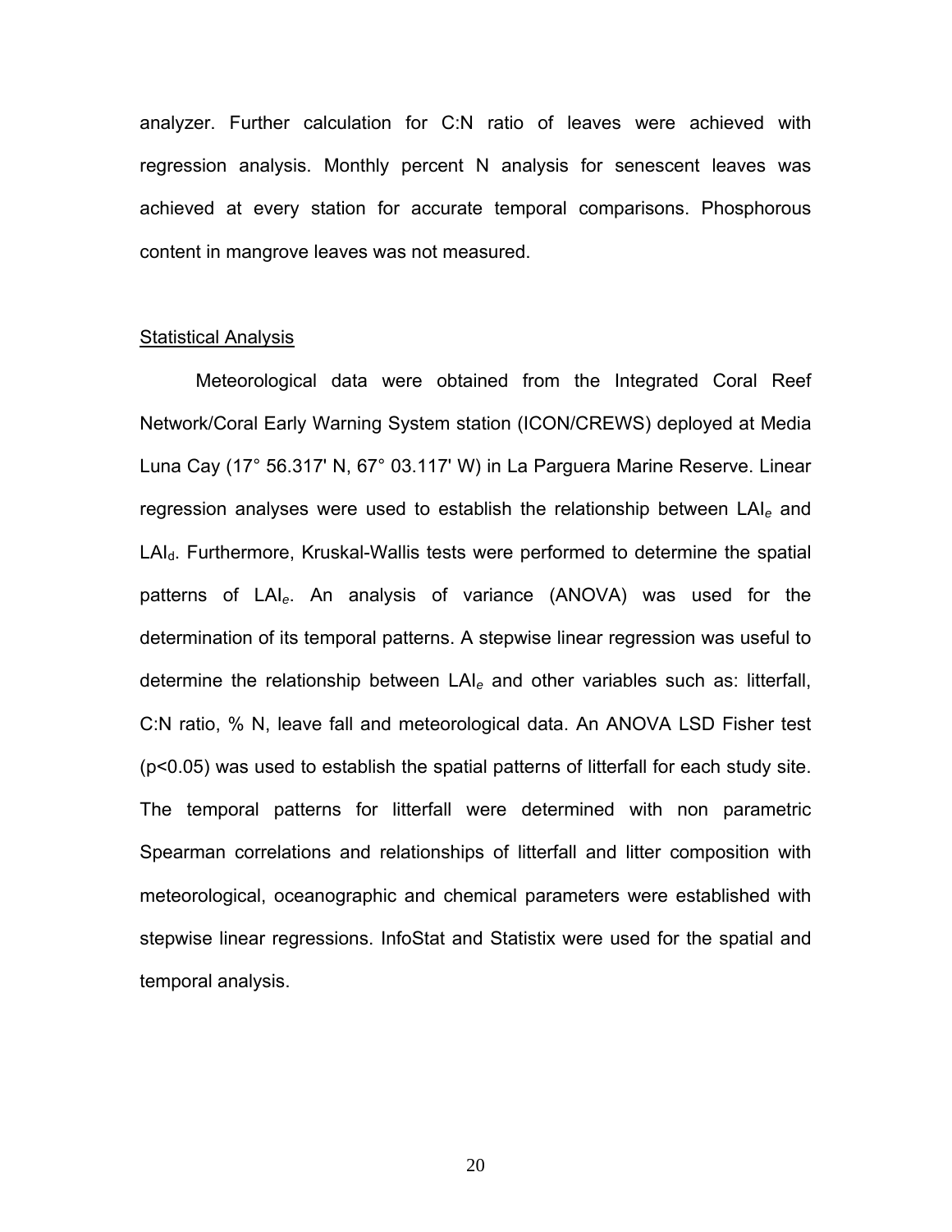analyzer. Further calculation for C:N ratio of leaves were achieved with regression analysis. Monthly percent N analysis for senescent leaves was achieved at every station for accurate temporal comparisons. Phosphorous content in mangrove leaves was not measured.

## Statistical Analysis

Meteorological data were obtained from the Integrated Coral Reef Network/Coral Early Warning System station (ICON/CREWS) deployed at Media Luna Cay (17° 56.317' N, 67° 03.117' W) in La Parguera Marine Reserve. Linear regression analyses were used to establish the relationship between $LAI_e$ and $LAI_d$. Furthermore, Kruskal-Wallis tests were performed to determine the spatial patterns of $LAI_e$. An analysis of variance (ANOVA) was used for the determination of its temporal patterns. A stepwise linear regression was useful to determine the relationship between $LAI_e$ and other variables such as: litterfall, C:N ratio, % N, leave fall and meteorological data. An ANOVA LSD Fisher test ($p<0.05$) was used to establish the spatial patterns of litterfall for each study site. The temporal patterns for litterfall were determined with non parametric Spearman correlations and relationships of litterfall and litter composition with meteorological, oceanographic and chemical parameters were established with stepwise linear regressions. InfoStat and Statistix were used for the spatial and temporal analysis.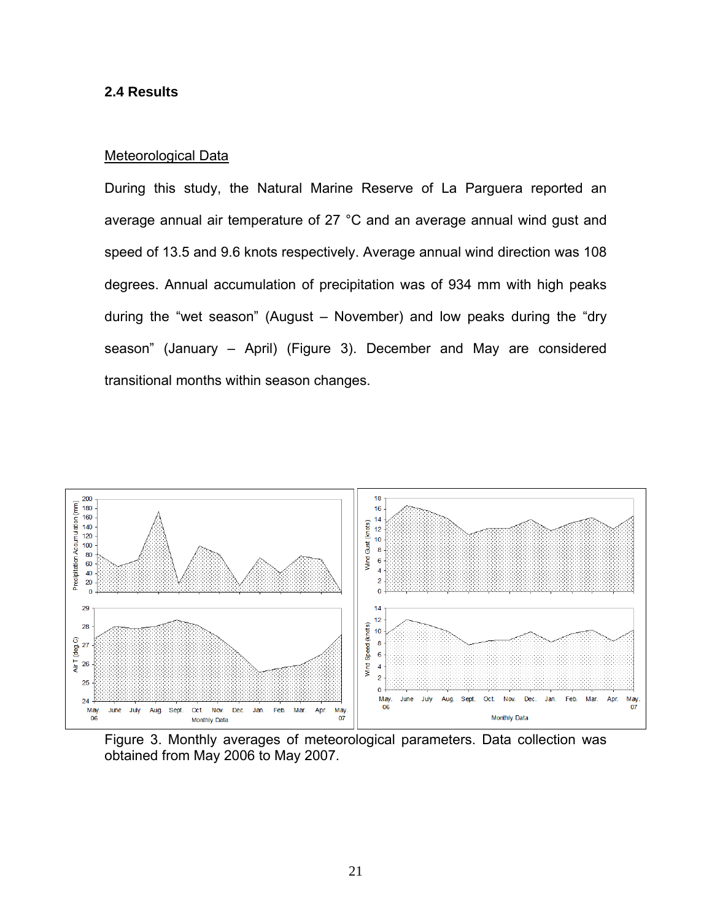## 2.4 Results

Meteorological Data

During this study, the Natural Marine Reserve of La Parguera reported an average annual air temperature of 27 °C and an average annual wind gust and speed of 13.5 and 9.6 knots respectively. Average annual wind direction was 108 degrees. Annual accumulation of precipitation was of 934 mm with high peaks during the “wet season” (August – November) and low peaks during the “dry season” (January – April) (Figure 3). December and May are considered transitional months within season changes.

Figure 3. Monthly averages of meteorological parameters. Data collection was obtained from May 2006 to May 2007.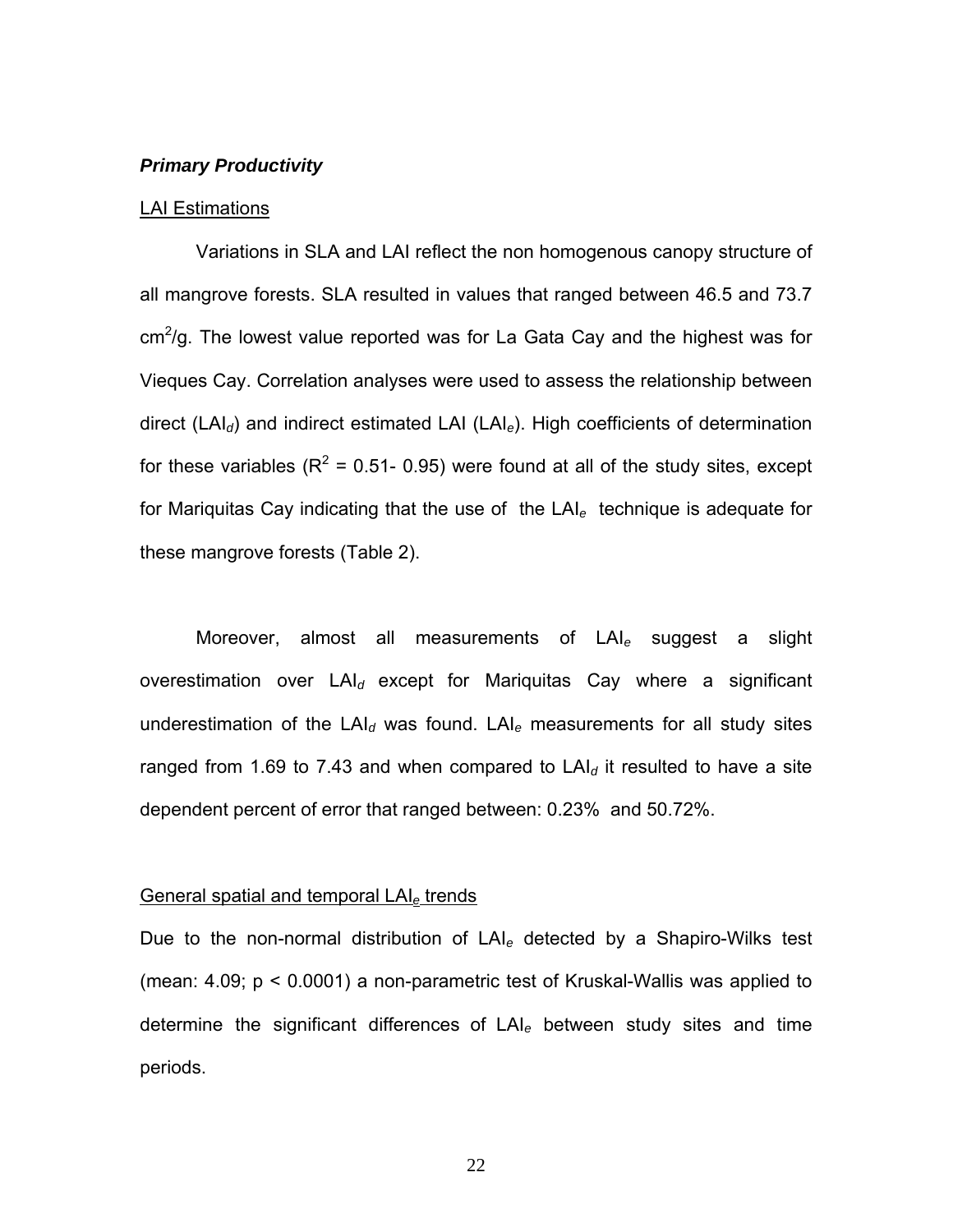### ***Primary Productivity***

LAI Estimations

Variations in SLA and LAI reflect the non homogenous canopy structure of all mangrove forests. SLA resulted in values that ranged between 46.5 and 73.7 $cm^2/g$. The lowest value reported was for La Gata Cay and the highest was for Vieques Cay. Correlation analyses were used to assess the relationship between direct ($LAI_d$) and indirect estimated LAI ($LAI_e$). High coefficients of determination for these variables ($R^2$ = 0.51- 0.95) were found at all of the study sites, except for Mariquitas Cay indicating that the use of the $LAI_e$ technique is adequate for these mangrove forests (Table 2).

Moreover, almost all measurements of $LAI_e$ suggest a slight overestimation over $LAI_d$ except for Mariquitas Cay where a significant underestimation of the $LAI_d$ was found. $LAI_e$ measurements for all study sites ranged from 1.69 to 7.43 and when compared to $LAI_d$ it resulted to have a site dependent percent of error that ranged between: 0.23% and 50.72%.

General spatial and temporal $LAI_e$ trends

Due to the non-normal distribution of $LAI_e$ detected by a Shapiro-Wilks test (mean: 4.09; $p < 0.0001$) a non-parametric test of Kruskal-Wallis was applied to determine the significant differences of $LAI_e$ between study sites and time periods.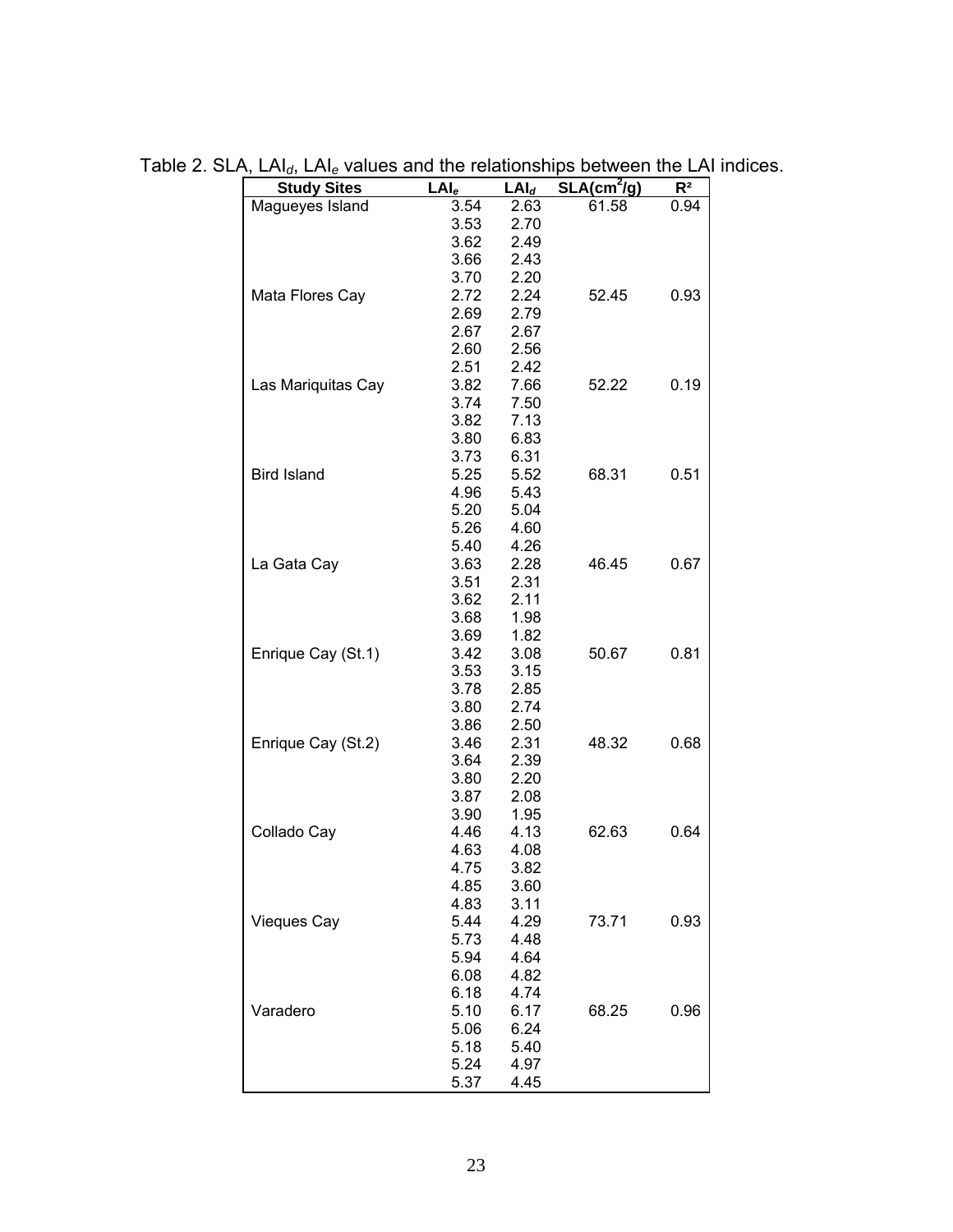Table 2. SLA, $LAI_d$, $LAI_e$ values and the relationships between the LAI indices.

| Study Sites | $LAI_e$ | $LAI_d$ | SLA($cm^2/g$) | $R^2$ |
|---|---|---|---|---|
| Magueyes Island | 3.54 | 2.63 | 61.58 | 0.94 |
| | 3.53 | 2.70 | | |
| | 3.62 | 2.49 | | |
| | 3.66 | 2.43 | | |
| | 3.70 | 2.20 | | |
| Mata Flores Cay | 2.72 | 2.24 | 52.45 | 0.93 |
| | 2.69 | 2.79 | | |
| | 2.67 | 2.67 | | |
| | 2.60 | 2.56 | | |
| | 2.51 | 2.42 | | |
| Las Mariquitas Cay | 3.82 | 7.66 | 52.22 | 0.19 |
| | 3.74 | 7.50 | | |
| | 3.82 | 7.13 | | |
| | 3.80 | 6.83 | | |
| | 3.73 | 6.31 | | |
| Bird Island | 5.25 | 5.52 | 68.31 | 0.51 |
| | 4.96 | 5.43 | | |
| | 5.20 | 5.04 | | |
| | 5.26 | 4.60 | | |
| | 5.40 | 4.26 | | |
| La Gata Cay | 3.63 | 2.28 | 46.45 | 0.67 |
| | 3.51 | 2.31 | | |
| | 3.62 | 2.11 | | |
| | 3.68 | 1.98 | | |
| | 3.69 | 1.82 | | |
| Enrique Cay (St.1) | 3.42 | 3.08 | 50.67 | 0.81 |
| | 3.53 | 3.15 | | |
| | 3.78 | 2.85 | | |
| | 3.80 | 2.74 | | |
| | 3.86 | 2.50 | | |
| Enrique Cay (St.2) | 3.46 | 2.31 | 48.32 | 0.68 |
| | 3.64 | 2.39 | | |
| | 3.80 | 2.20 | | |
| | 3.87 | 2.08 | | |
| | 3.90 | 1.95 | | |
| Collado Cay | 4.46 | 4.13 | 62.63 | 0.64 |
| | 4.63 | 4.08 | | |
| | 4.75 | 3.82 | | |
| | 4.85 | 3.60 | | |
| | 4.83 | 3.11 | | |
| Vieques Cay | 5.44 | 4.29 | 73.71 | 0.93 |
| | 5.73 | 4.48 | | |
| | 5.94 | 4.64 | | |
| | 6.08 | 4.82 | | |
| | 6.18 | 4.74 | | |
| Varadero | 5.10 | 6.17 | 68.25 | 0.96 |
| | 5.06 | 6.24 | | |
| | 5.18 | 5.40 | | |
| | 5.24 | 4.97 | | |
| | 5.37 | 4.45 | | |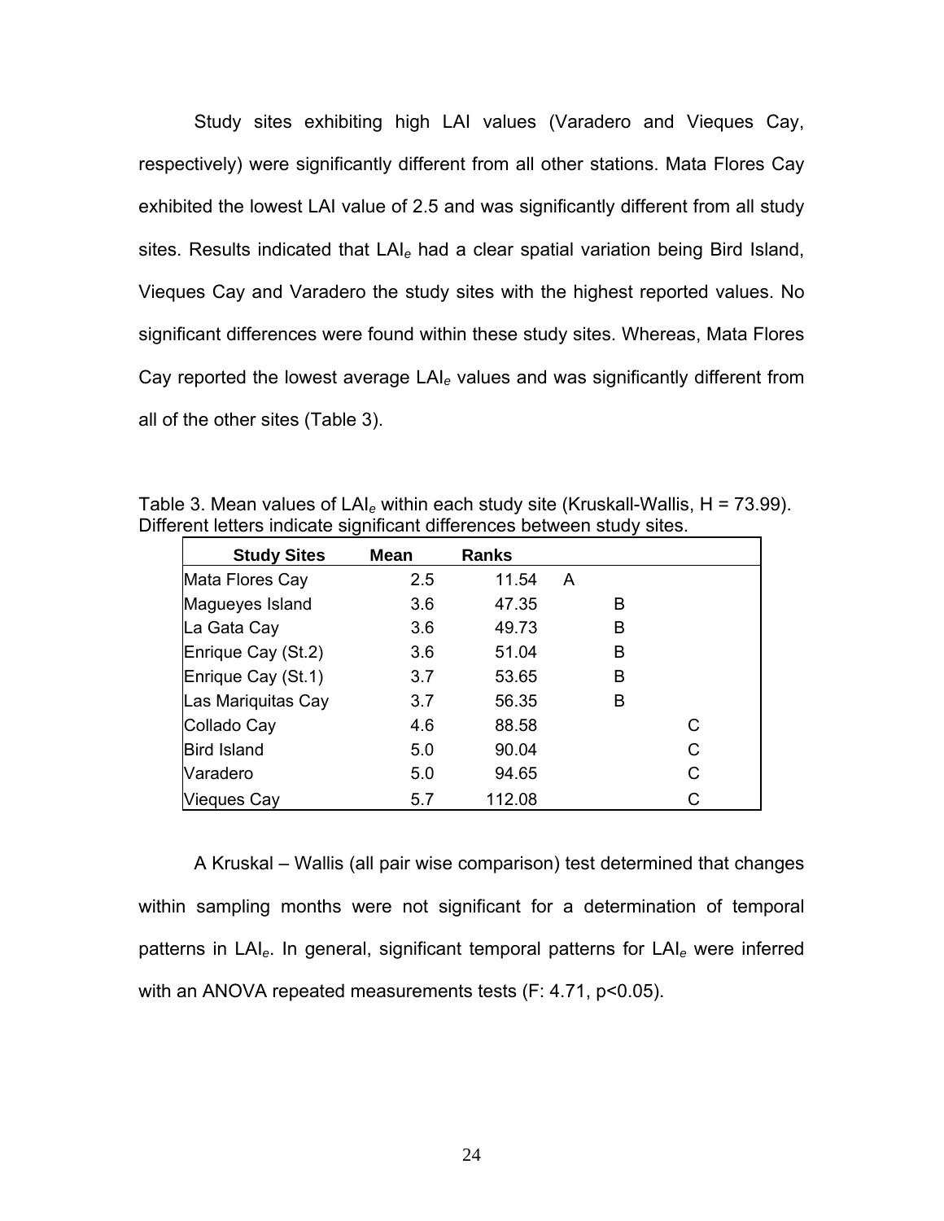Study sites exhibiting high LAI values (Varadero and Vieques Cay, respectively) were significantly different from all other stations. Mata Flores Cay exhibited the lowest LAI value of 2.5 and was significantly different from all study sites. Results indicated that $LAI_e$ had a clear spatial variation being Bird Island, Vieques Cay and Varadero the study sites with the highest reported values. No significant differences were found within these study sites. Whereas, Mata Flores Cay reported the lowest average $LAI_e$ values and was significantly different from all of the other sites (Table 3).

Table 3. Mean values of $LAI_e$ within each study site (Kruskall-Wallis, H = 73.99). Different letters indicate significant differences between study sites.

| Study Sites | Mean | Ranks | | | |
|---|---|---|---|---|---|
| Mata Flores Cay | 2.5 | 11.54 | A | | |
| Magueyes Island | 3.6 | 47.35 | | B | |
| La Gata Cay | 3.6 | 49.73 | | B | |
| Enrique Cay (St.2) | 3.6 | 51.04 | | B | |
| Enrique Cay (St.1) | 3.7 | 53.65 | | B | |
| Las Mariquitas Cay | 3.7 | 56.35 | | B | |
| Collado Cay | 4.6 | 88.58 | | | C |
| Bird Island | 5.0 | 90.04 | | | C |
| Varadero | 5.0 | 94.65 | | | C |
| Vieques Cay | 5.7 | 112.08 | | | C |

A Kruskal – Wallis (all pair wise comparison) test determined that changes within sampling months were not significant for a determination of temporal patterns in $LAI_e$. In general, significant temporal patterns for $LAI_e$ were inferred with an ANOVA repeated measurements tests (F: 4.71, $p<0.05$).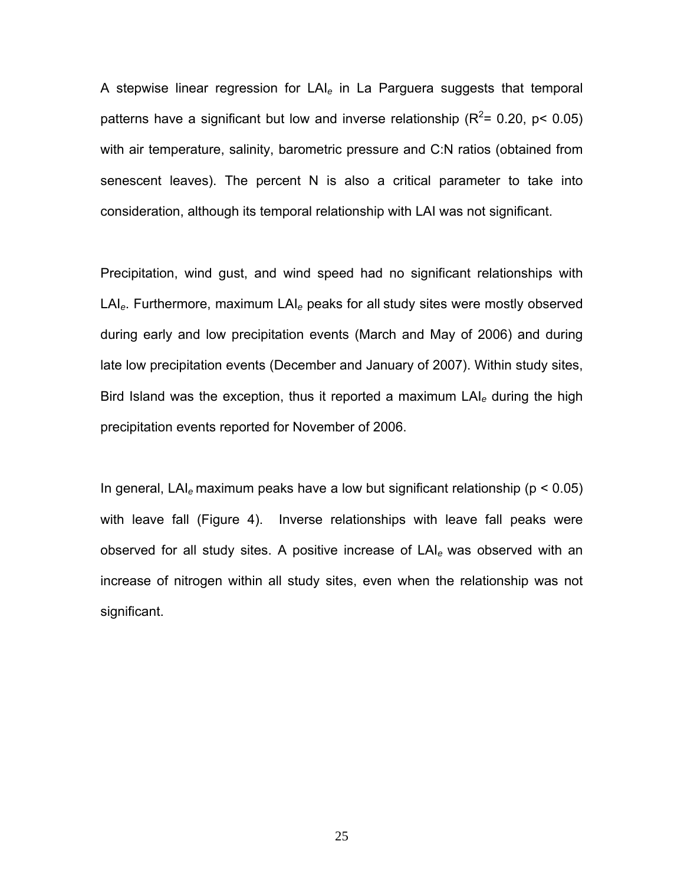A stepwise linear regression for $LAI_e$ in La Parguera suggests that temporal patterns have a significant but low and inverse relationship ($R^2$= 0.20, $p$< 0.05) with air temperature, salinity, barometric pressure and C:N ratios (obtained from senescent leaves). The percent N is also a critical parameter to take into consideration, although its temporal relationship with LAI was not significant.

Precipitation, wind gust, and wind speed had no significant relationships with $LAI_e$. Furthermore, maximum $LAI_e$ peaks for all study sites were mostly observed during early and low precipitation events (March and May of 2006) and during late low precipitation events (December and January of 2007). Within study sites, Bird Island was the exception, thus it reported a maximum $LAI_e$ during the high precipitation events reported for November of 2006.

In general, $LAI_e$ maximum peaks have a low but significant relationship ($p$ < 0.05) with leave fall (Figure 4). Inverse relationships with leave fall peaks were observed for all study sites. A positive increase of $LAI_e$ was observed with an increase of nitrogen within all study sites, even when the relationship was not significant.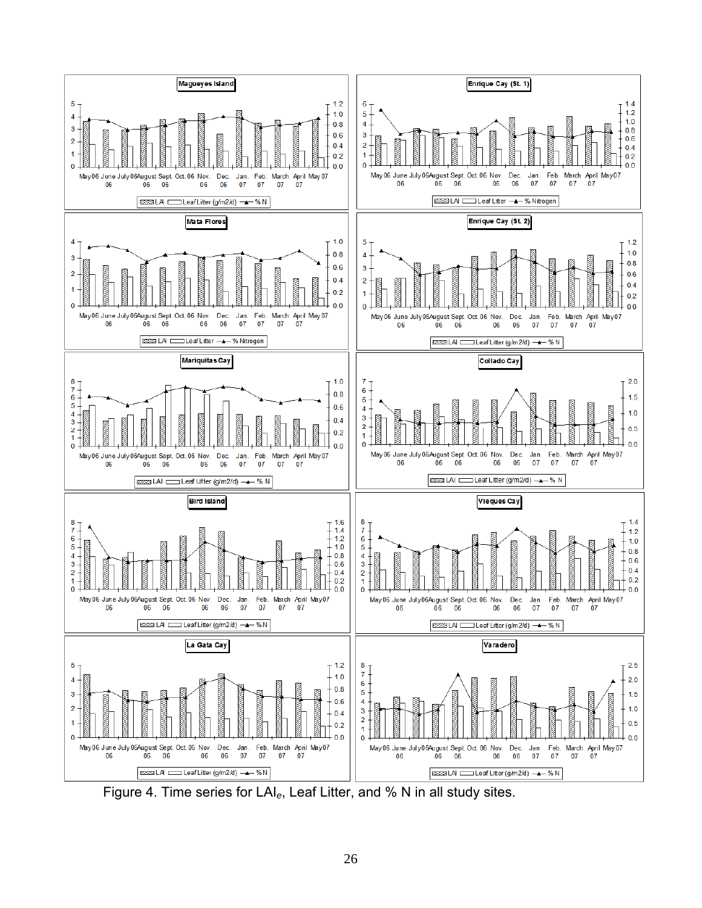Figure 4. Time series for $LAI_e$, Leaf Litter, and % N in all study sites.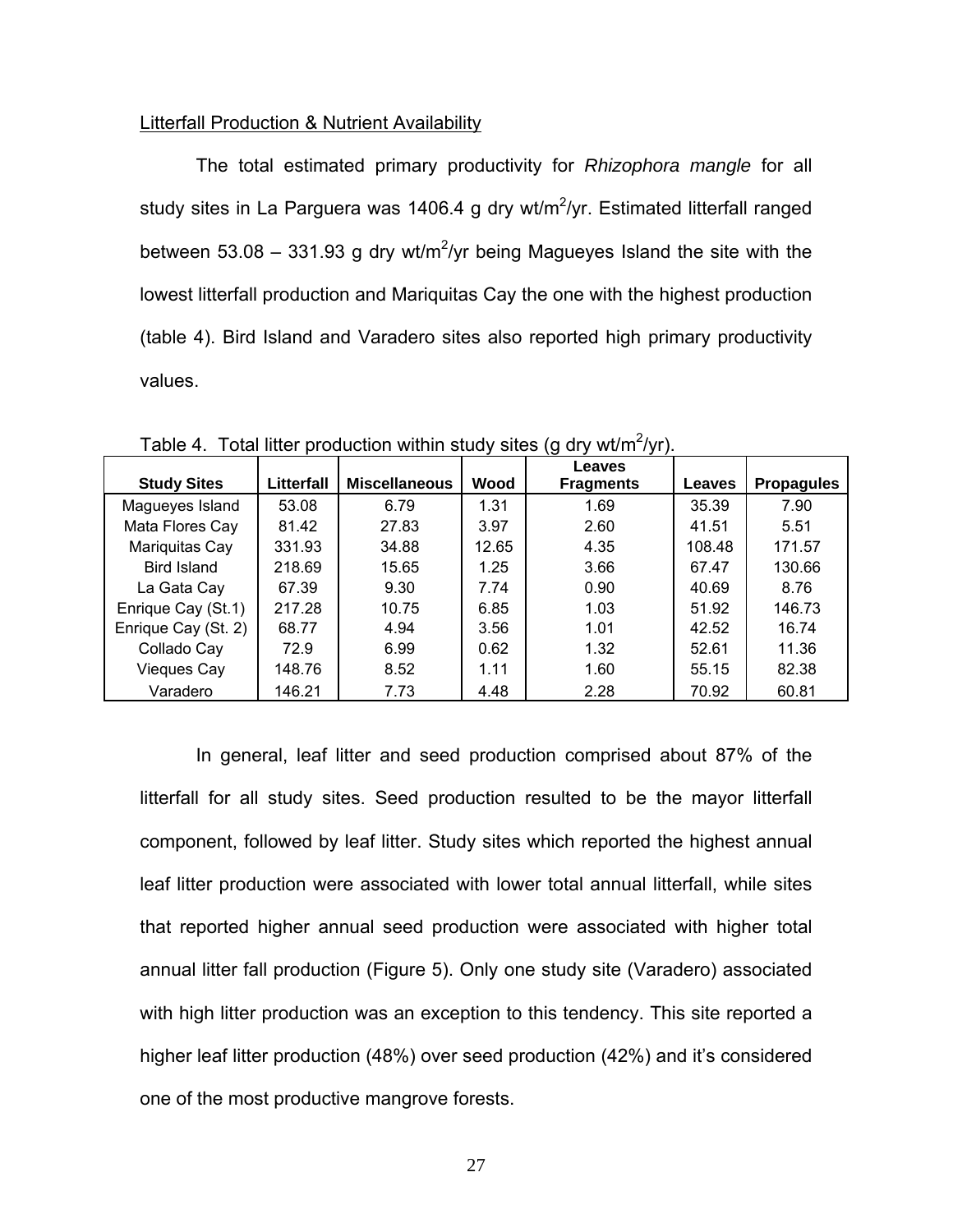Litterfall Production & Nutrient Availability

The total estimated primary productivity for *Rhizophora mangle* for all study sites in La Parguera was 1406.4 g dry wt/m$^2$/yr. Estimated litterfall ranged between 53.08 – 331.93 g dry wt/m$^2$/yr being Magueyes Island the site with the lowest litterfall production and Mariquitas Cay the one with the highest production (table 4). Bird Island and Varadero sites also reported high primary productivity values.

Table 4. Total litter production within study sites (g dry wt/m$^2$/yr).

| Study Sites | Litterfall | Miscellaneous | Wood | Leaves Fragments | Leaves | Propagules |
|---|---|---|---|---|---|---|
| Magueyes Island | 53.08 | 6.79 | 1.31 | 1.69 | 35.39 | 7.90 |
| Mata Flores Cay | 81.42 | 27.83 | 3.97 | 2.60 | 41.51 | 5.51 |
| Mariquitas Cay | 331.93 | 34.88 | 12.65 | 4.35 | 108.48 | 171.57 |
| Bird Island | 218.69 | 15.65 | 1.25 | 3.66 | 67.47 | 130.66 |
| La Gata Cay | 67.39 | 9.30 | 7.74 | 0.90 | 40.69 | 8.76 |
| Enrique Cay (St.1) | 217.28 | 10.75 | 6.85 | 1.03 | 51.92 | 146.73 |
| Enrique Cay (St. 2) | 68.77 | 4.94 | 3.56 | 1.01 | 42.52 | 16.74 |
| Collado Cay | 72.9 | 6.99 | 0.62 | 1.32 | 52.61 | 11.36 |
| Vieques Cay | 148.76 | 8.52 | 1.11 | 1.60 | 55.15 | 82.38 |
| Varadero | 146.21 | 7.73 | 4.48 | 2.28 | 70.92 | 60.81 |

In general, leaf litter and seed production comprised about 87% of the litterfall for all study sites. Seed production resulted to be the mayor litterfall component, followed by leaf litter. Study sites which reported the highest annual leaf litter production were associated with lower total annual litterfall, while sites that reported higher annual seed production were associated with higher total annual litter fall production (Figure 5). Only one study site (Varadero) associated with high litter production was an exception to this tendency. This site reported a higher leaf litter production (48%) over seed production (42%) and it's considered one of the most productive mangrove forests.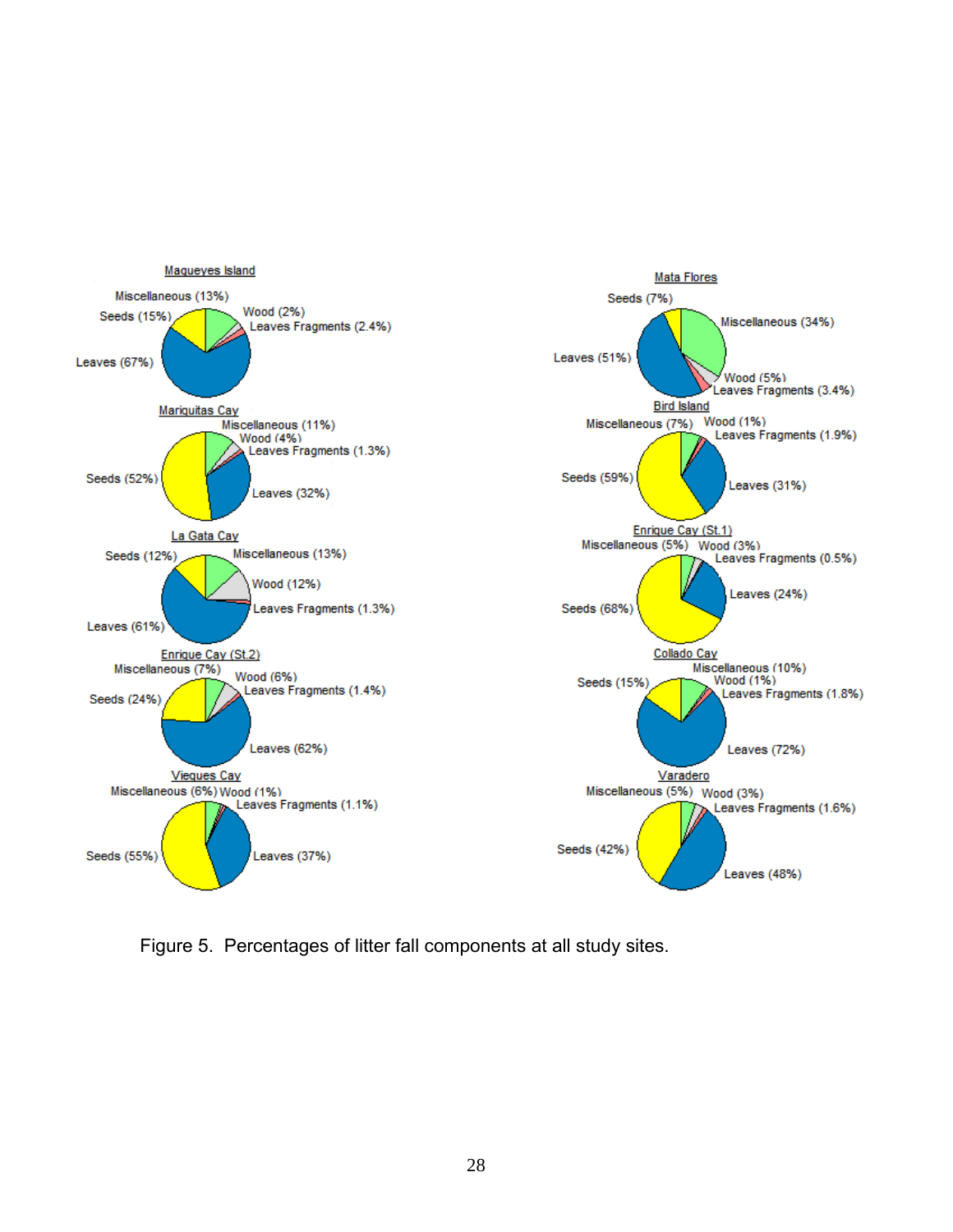Figure 5. Percentages of litter fall components at all study sites.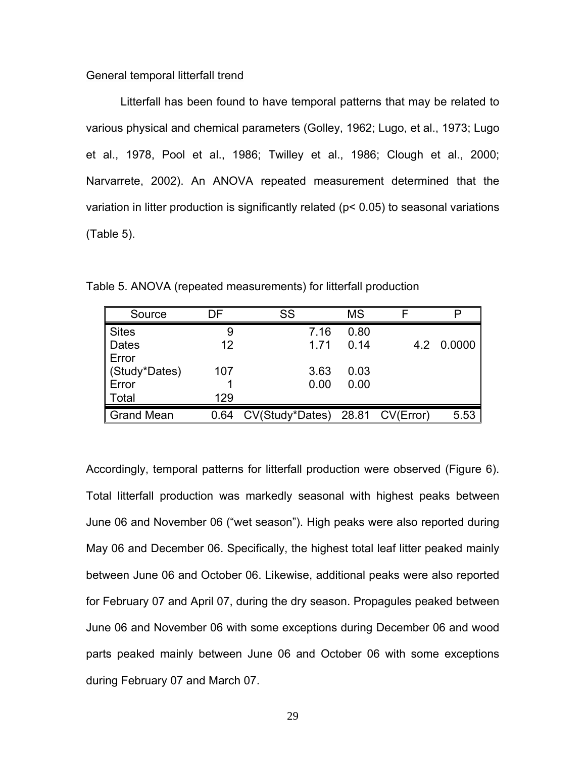General temporal litterfall trend

Litterfall has been found to have temporal patterns that may be related to various physical and chemical parameters (Golley, 1962; Lugo, et al., 1973; Lugo et al., 1978, Pool et al., 1986; Twilley et al., 1986; Clough et al., 2000; Narvarrete, 2002). An ANOVA repeated measurement determined that the variation in litter production is significantly related ($p < 0.05$) to seasonal variations (Table 5).

Table 5. ANOVA (repeated measurements) for litterfall production

| Source | DF | SS | MS | F | P |
|---|---|---|---|---|---|
| Sites | 9 | 7.16 | 0.80 | | |
| Dates | 12 | 1.71 | 0.14 | 4.2 | 0.0000 |
| Error (Study*Dates) | 107 | 3.63 | 0.03 | | |
| Error | 1 | 0.00 | 0.00 | | |
| Total | 129 | | | | |
| Grand Mean | 0.64 | CV(Study*Dates) | 28.81 | CV(Error) | 5.53 |

Accordingly, temporal patterns for litterfall production were observed (Figure 6). Total litterfall production was markedly seasonal with highest peaks between June 06 and November 06 ("wet season"). High peaks were also reported during May 06 and December 06. Specifically, the highest total leaf litter peaked mainly between June 06 and October 06. Likewise, additional peaks were also reported for February 07 and April 07, during the dry season. Propagules peaked between June 06 and November 06 with some exceptions during December 06 and wood parts peaked mainly between June 06 and October 06 with some exceptions during February 07 and March 07.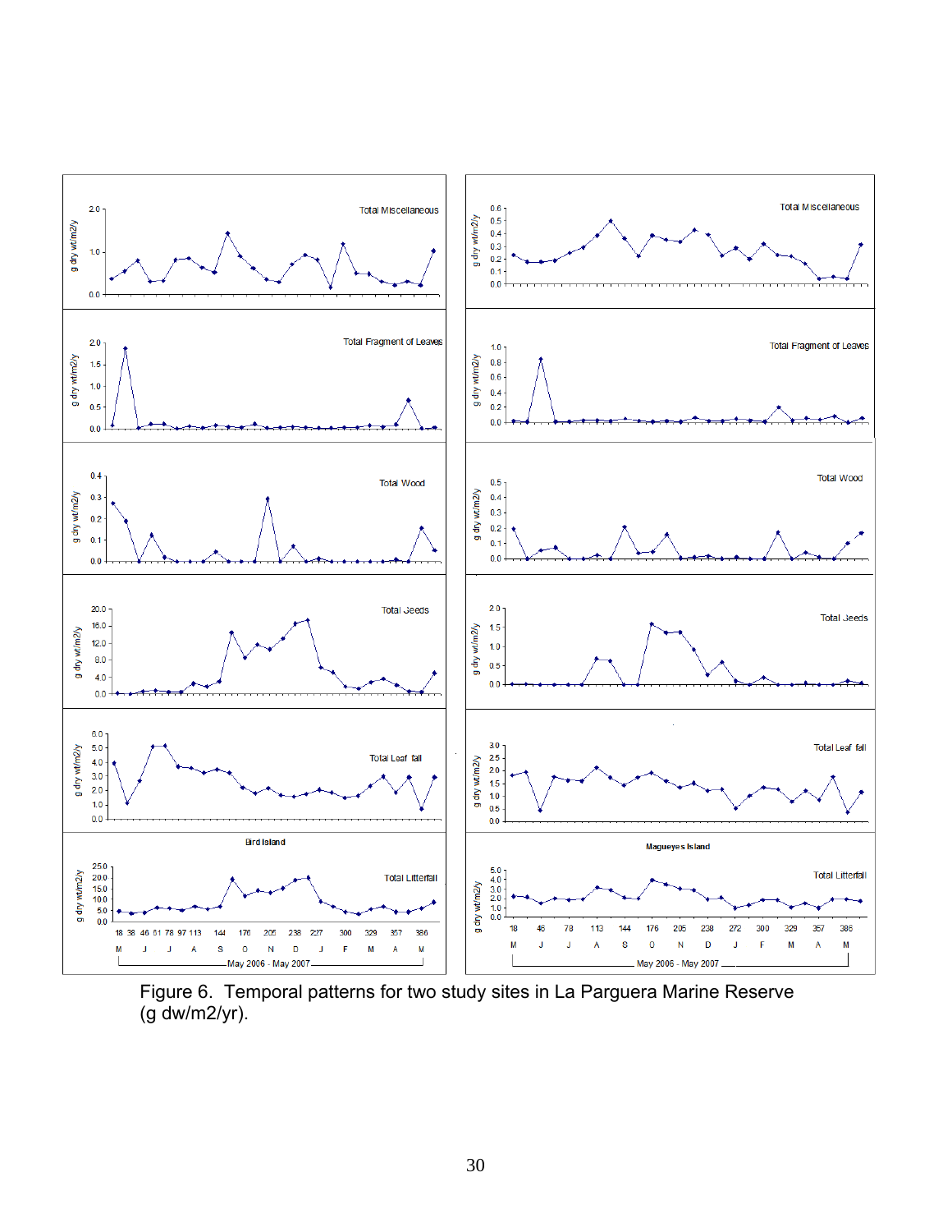Figure 6. Temporal patterns for two study sites in La Parguera Marine Reserve (g dw/m2/yr).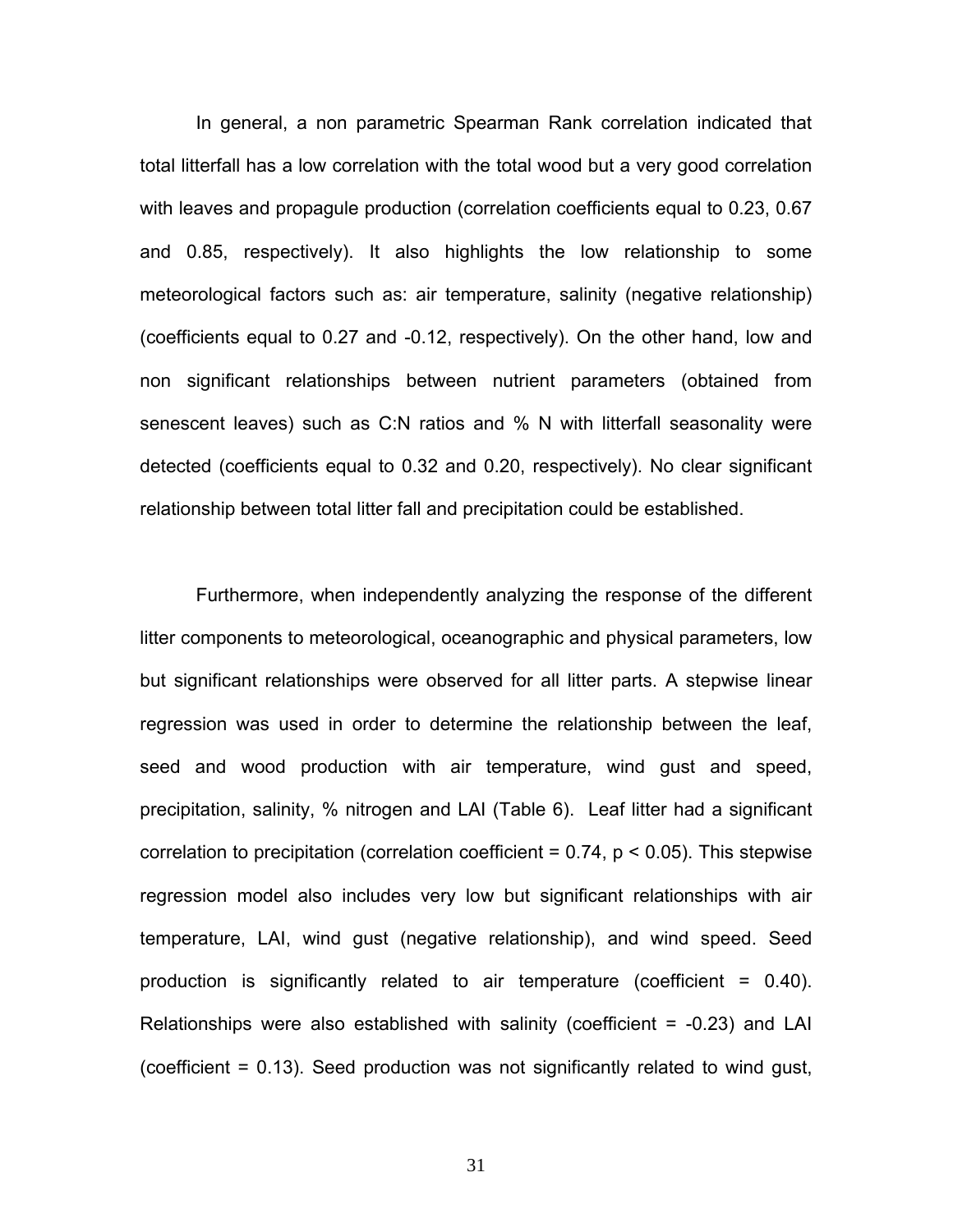In general, a non parametric Spearman Rank correlation indicated that total litterfall has a low correlation with the total wood but a very good correlation with leaves and propagule production (correlation coefficients equal to 0.23, 0.67 and 0.85, respectively). It also highlights the low relationship to some meteorological factors such as: air temperature, salinity (negative relationship) (coefficients equal to 0.27 and -0.12, respectively). On the other hand, low and non significant relationships between nutrient parameters (obtained from senescent leaves) such as C:N ratios and % N with litterfall seasonality were detected (coefficients equal to 0.32 and 0.20, respectively). No clear significant relationship between total litter fall and precipitation could be established.

Furthermore, when independently analyzing the response of the different litter components to meteorological, oceanographic and physical parameters, low but significant relationships were observed for all litter parts. A stepwise linear regression was used in order to determine the relationship between the leaf, seed and wood production with air temperature, wind gust and speed, precipitation, salinity, % nitrogen and LAI (Table 6). Leaf litter had a significant correlation to precipitation (correlation coefficient = 0.74, $p < 0.05$). This stepwise regression model also includes very low but significant relationships with air temperature, LAI, wind gust (negative relationship), and wind speed. Seed production is significantly related to air temperature (coefficient = 0.40). Relationships were also established with salinity (coefficient = -0.23) and LAI (coefficient = 0.13). Seed production was not significantly related to wind gust,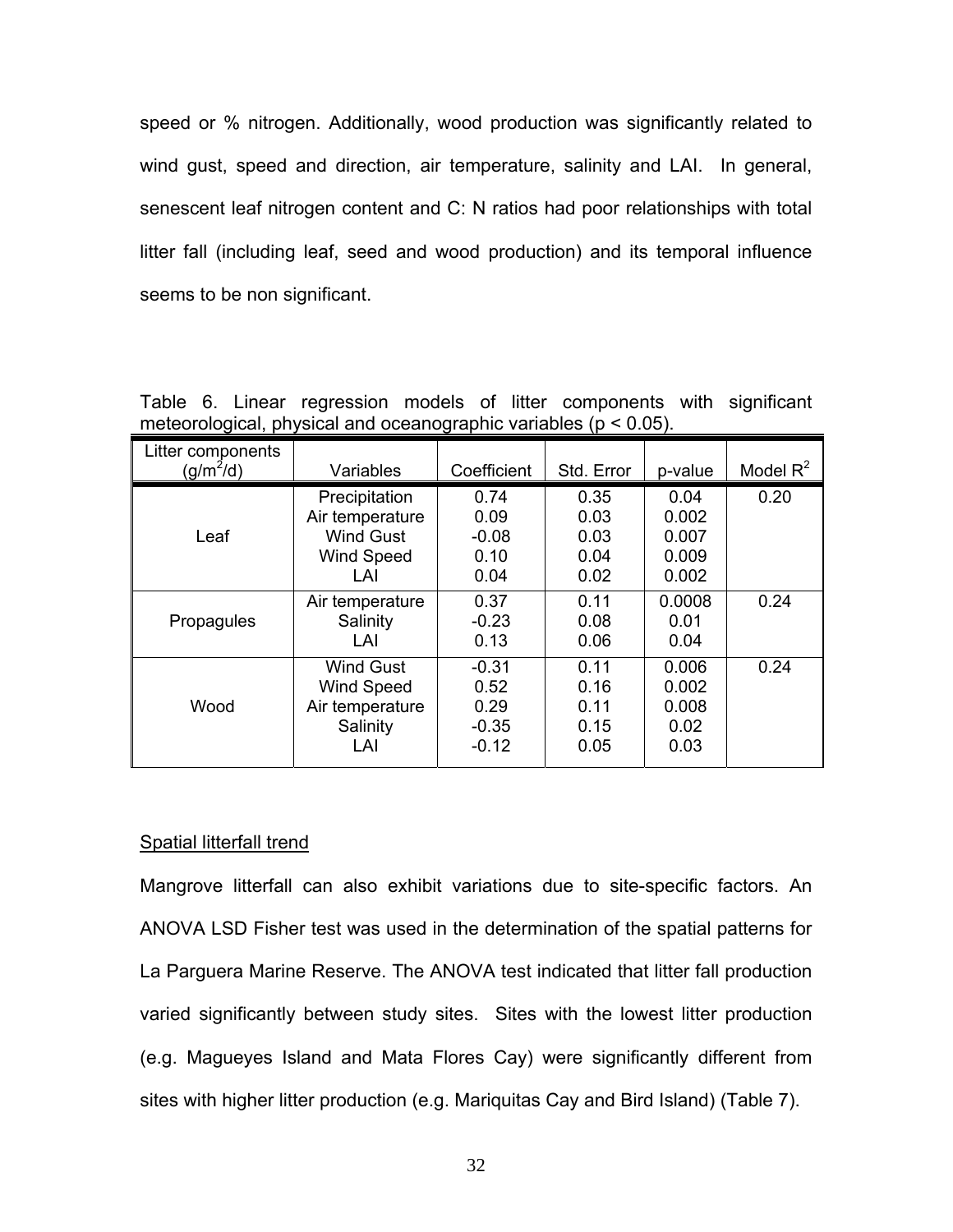speed or % nitrogen. Additionally, wood production was significantly related to wind gust, speed and direction, air temperature, salinity and LAI. In general, senescent leaf nitrogen content and C: N ratios had poor relationships with total litter fall (including leaf, seed and wood production) and its temporal influence seems to be non significant.

Table 6. Linear regression models of litter components with significant meteorological, physical and oceanographic variables ($p < 0.05$).

| Litter components ($g/m^2/d$) | Variables | Coefficient | Std. Error | p-value | Model $R^2$ |
|---|---|---|---|---|---|
| Leaf | Precipitation | 0.74 | 0.35 | 0.04 | 0.20 |
| | Air temperature | 0.09 | 0.03 | 0.002 | |
| | Wind Gust | -0.08 | 0.03 | 0.007 | |
| | Wind Speed | 0.10 | 0.04 | 0.009 | |
| | LAI | 0.04 | 0.02 | 0.002 | |
| Propagules | Air temperature | 0.37 | 0.11 | 0.0008 | 0.24 |
| | Salinity | -0.23 | 0.08 | 0.01 | |
| | LAI | 0.13 | 0.06 | 0.04 | |
| Wood | Wind Gust | -0.31 | 0.11 | 0.006 | 0.24 |
| | Wind Speed | 0.52 | 0.16 | 0.002 | |
| | Air temperature | 0.29 | 0.11 | 0.008 | |
| | Salinity | -0.35 | 0.15 | 0.02 | |
| | LAI | -0.12 | 0.05 | 0.03 | |

Spatial litterfall trend

Mangrove litterfall can also exhibit variations due to site-specific factors. An ANOVA LSD Fisher test was used in the determination of the spatial patterns for La Parguera Marine Reserve. The ANOVA test indicated that litter fall production varied significantly between study sites. Sites with the lowest litter production (e.g. Magueyes Island and Mata Flores Cay) were significantly different from sites with higher litter production (e.g. Mariquitas Cay and Bird Island) (Table 7).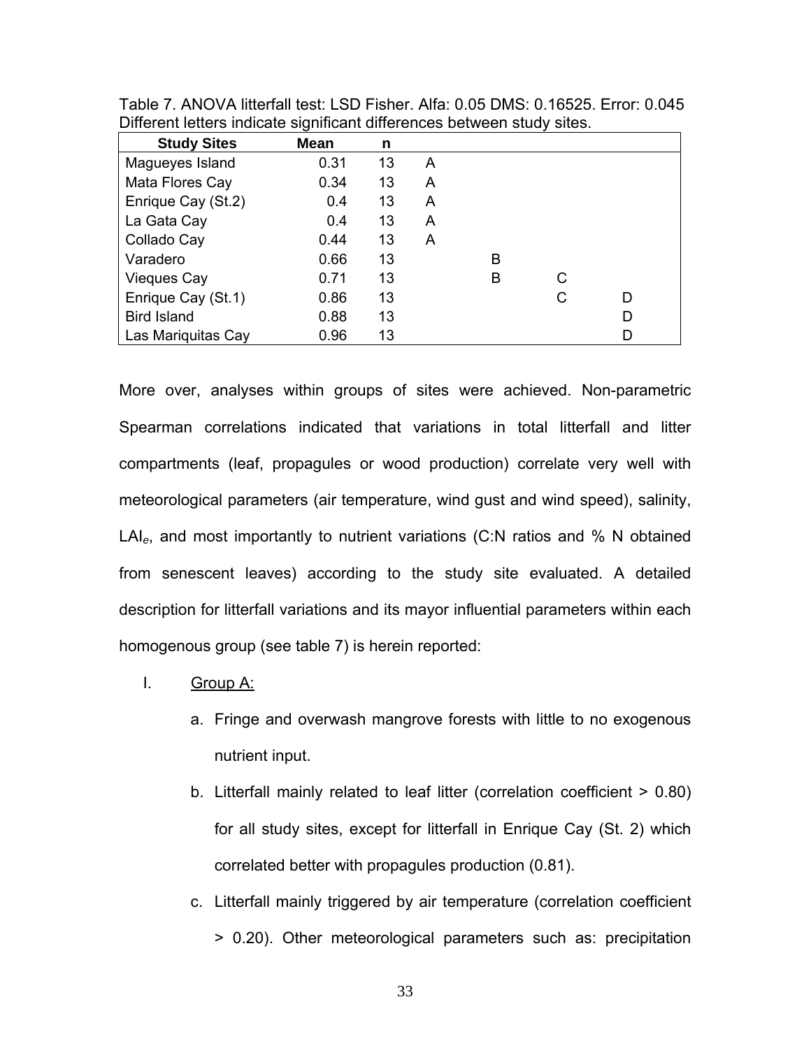Table 7. ANOVA litterfall test: LSD Fisher. Alfa: 0.05 DMS: 0.16525. Error: 0.045 Different letters indicate significant differences between study sites.

| Study Sites | Mean | n | | | | |
|---|---|---|---|---|---|---|
| Magueyes Island | 0.31 | 13 | A | | | |
| Mata Flores Cay | 0.34 | 13 | A | | | |
| Enrique Cay (St.2) | 0.4 | 13 | A | | | |
| La Gata Cay | 0.4 | 13 | A | | | |
| Collado Cay | 0.44 | 13 | A | | | |
| Varadero | 0.66 | 13 | | B | | |
| Vieques Cay | 0.71 | 13 | | B | C | |
| Enrique Cay (St.1) | 0.86 | 13 | | | C | D |
| Bird Island | 0.88 | 13 | | | | D |
| Las Mariquitas Cay | 0.96 | 13 | | | | D |

More over, analyses within groups of sites were achieved. Non-parametric Spearman correlations indicated that variations in total litterfall and litter compartments (leaf, propagules or wood production) correlate very well with meteorological parameters (air temperature, wind gust and wind speed), salinity, $LAI_e$, and most importantly to nutrient variations (C:N ratios and % N obtained from senescent leaves) according to the study site evaluated. A detailed description for litterfall variations and its mayor influential parameters within each homogenous group (see table 7) is herein reported:

I. Group A:

a. Fringe and overwash mangrove forests with little to no exogenous nutrient input.

b. Litterfall mainly related to leaf litter (correlation coefficient > 0.80) for all study sites, except for litterfall in Enrique Cay (St. 2) which correlated better with propagules production (0.81).

c. Litterfall mainly triggered by air temperature (correlation coefficient > 0.20). Other meteorological parameters such as: precipitation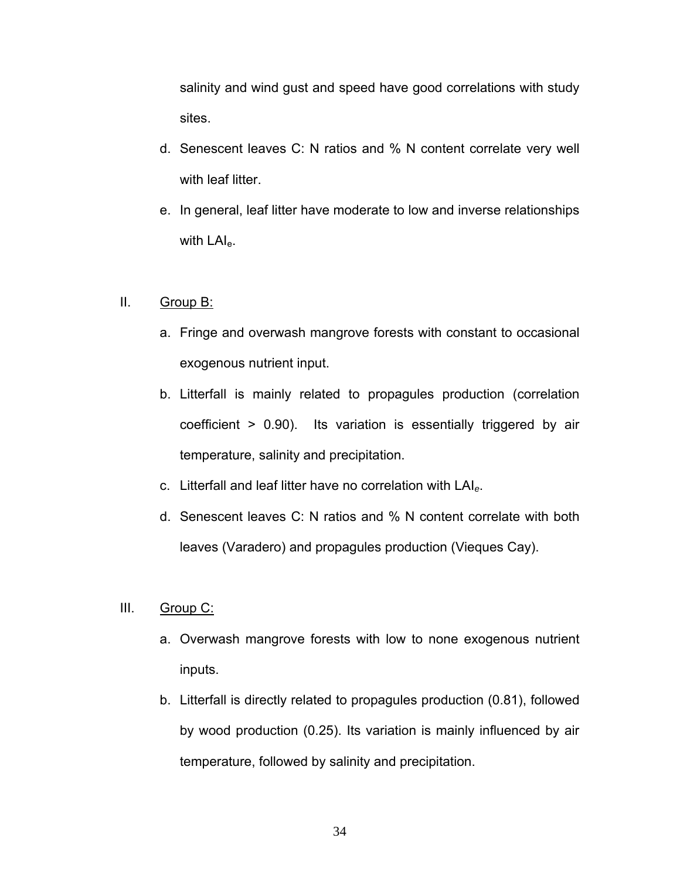salinity and wind gust and speed have good correlations with study sites.

d. Senescent leaves C: N ratios and % N content correlate very well with leaf litter.

e. In general, leaf litter have moderate to low and inverse relationships with $LAI_e$.

II. <u>Group B:</u>

a. Fringe and overwash mangrove forests with constant to occasional exogenous nutrient input.

b. Litterfall is mainly related to propagules production (correlation coefficient > 0.90). Its variation is essentially triggered by air temperature, salinity and precipitation.

c. Litterfall and leaf litter have no correlation with $LAI_e$.

d. Senescent leaves C: N ratios and % N content correlate with both leaves (Varadero) and propagules production (Vieques Cay).

III. <u>Group C:</u>

a. Overwash mangrove forests with low to none exogenous nutrient inputs.

b. Litterfall is directly related to propagules production (0.81), followed by wood production (0.25). Its variation is mainly influenced by air temperature, followed by salinity and precipitation.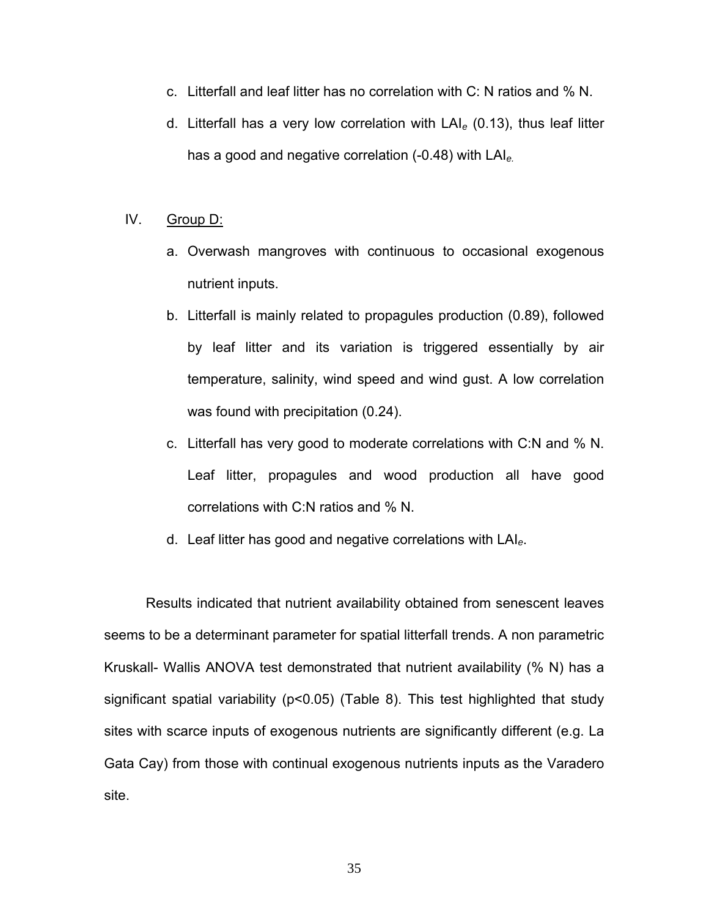c. Litterfall and leaf litter has no correlation with C: N ratios and % N.

d. Litterfall has a very low correlation with $LAI_e$ (0.13), thus leaf litter has a good and negative correlation (-0.48) with $LAI_e$.

IV. Group D:

a. Overwash mangroves with continuous to occasional exogenous nutrient inputs.

b. Litterfall is mainly related to propagules production (0.89), followed by leaf litter and its variation is triggered essentially by air temperature, salinity, wind speed and wind gust. A low correlation was found with precipitation (0.24).

c. Litterfall has very good to moderate correlations with C:N and % N. Leaf litter, propagules and wood production all have good correlations with C:N ratios and % N.

d. Leaf litter has good and negative correlations with $LAI_e$.

Results indicated that nutrient availability obtained from senescent leaves seems to be a determinant parameter for spatial litterfall trends. A non parametric Kruskall- Wallis ANOVA test demonstrated that nutrient availability (% N) has a significant spatial variability ($p<0.05$) (Table 8). This test highlighted that study sites with scarce inputs of exogenous nutrients are significantly different (e.g. La Gata Cay) from those with continual exogenous nutrients inputs as the Varadero site.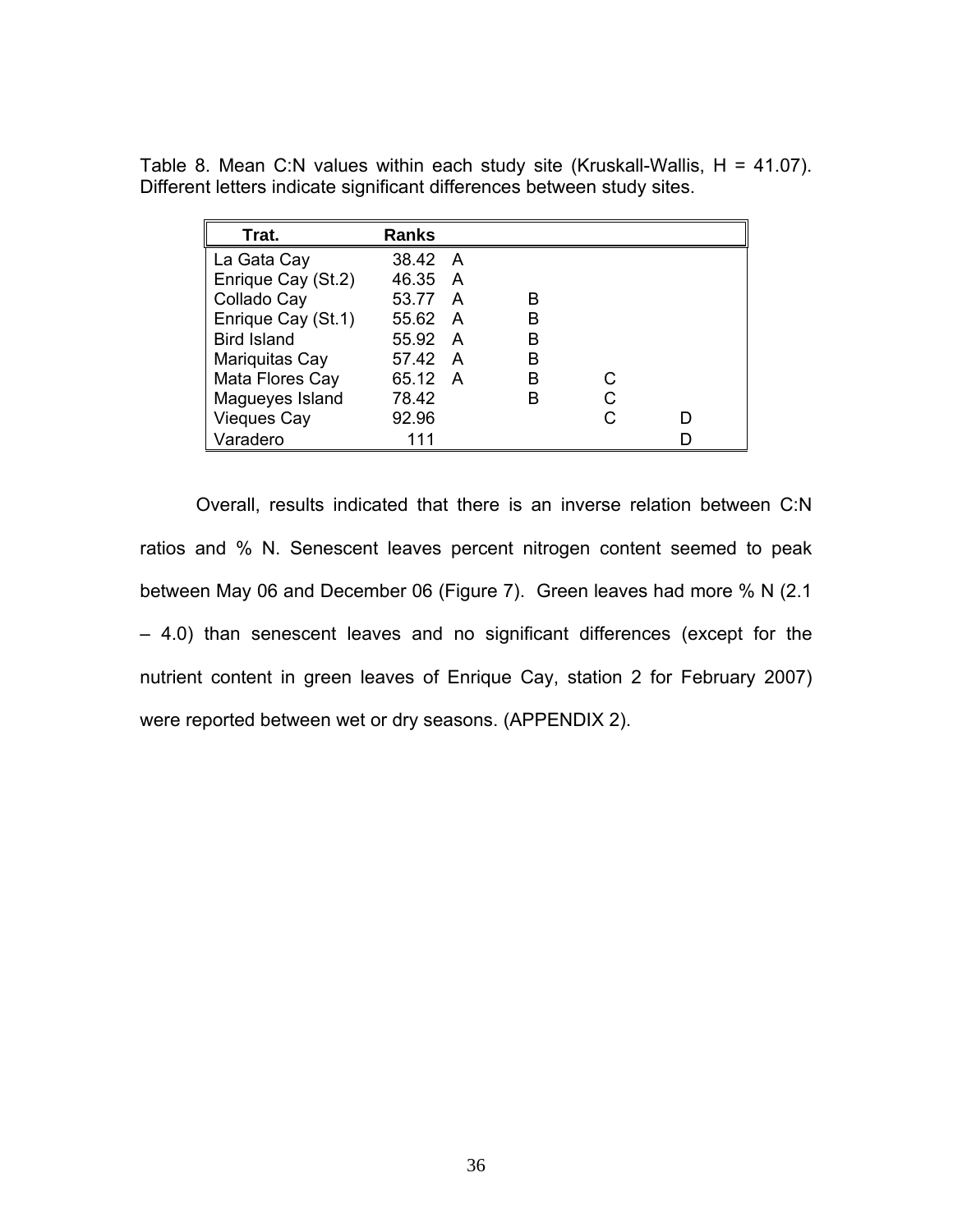Table 8. Mean C:N values within each study site (Kruskall-Wallis, H = 41.07). Different letters indicate significant differences between study sites.

| Trat. | Ranks | | | | |
|---|---|---|---|---|---|
| La Gata Cay | 38.42 | A | | | |
| Enrique Cay (St.2) | 46.35 | A | | | |
| Collado Cay | 53.77 | A | B | | |
| Enrique Cay (St.1) | 55.62 | A | B | | |
| Bird Island | 55.92 | A | B | | |
| Mariquitas Cay | 57.42 | A | B | | |
| Mata Flores Cay | 65.12 | A | B | C | |
| Magueyes Island | 78.42 | | B | C | |
| Vieques Cay | 92.96 | | | C | D |
| Varadero | 111 | | | | D |

Overall, results indicated that there is an inverse relation between C:N ratios and % N. Senescent leaves percent nitrogen content seemed to peak between May 06 and December 06 (Figure 7). Green leaves had more % N (2.1 – 4.0) than senescent leaves and no significant differences (except for the nutrient content in green leaves of Enrique Cay, station 2 for February 2007) were reported between wet or dry seasons. (APPENDIX 2).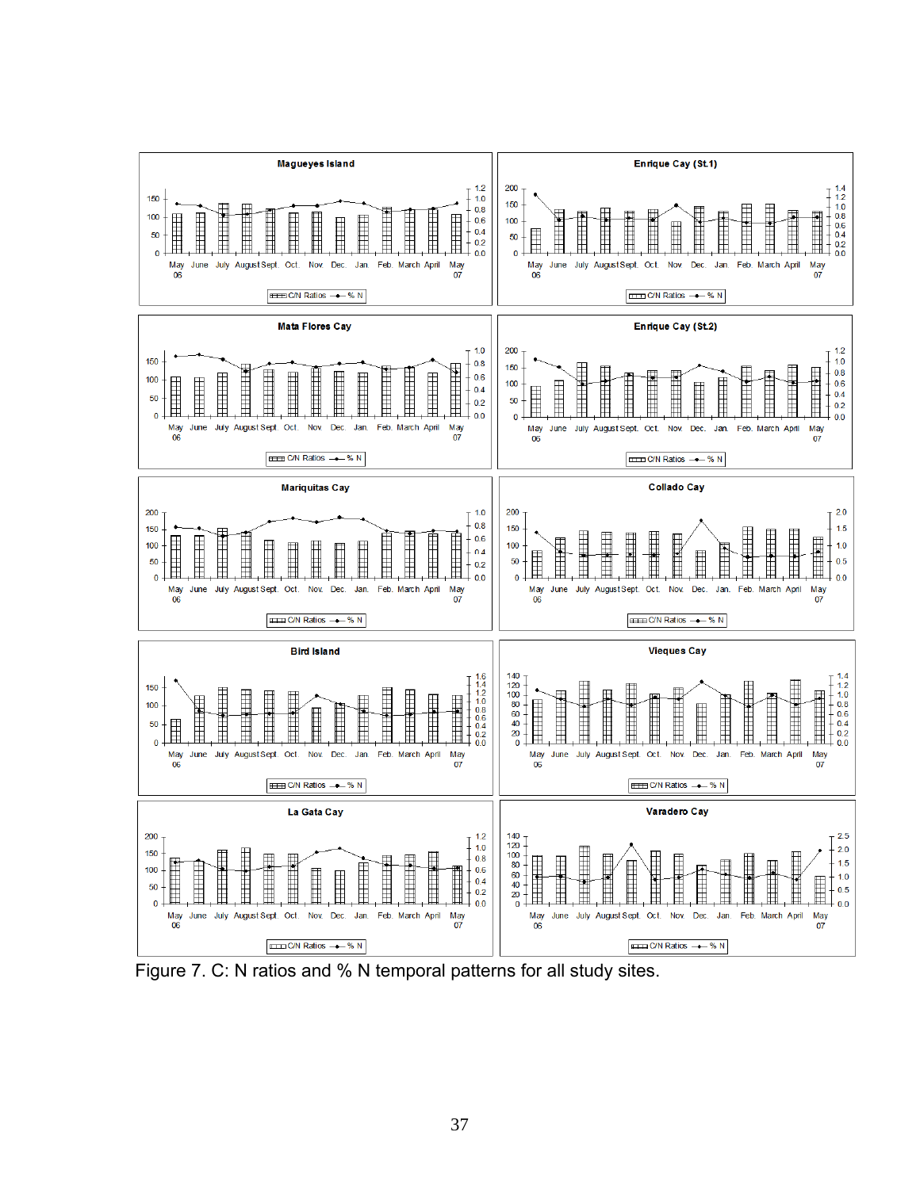Figure 7. C: N ratios and % N temporal patterns for all study sites.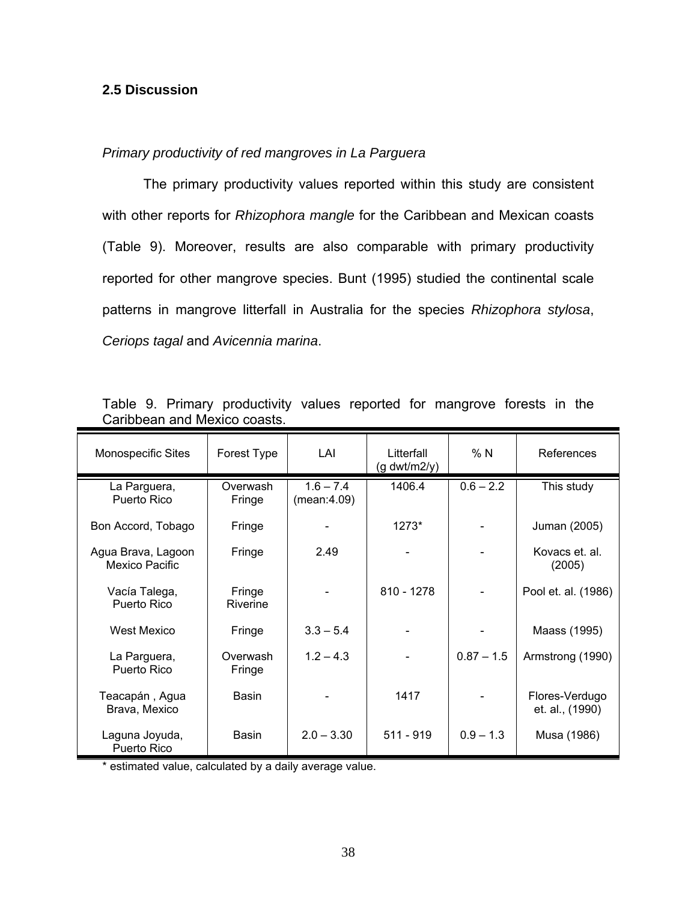### 2.5 Discussion

*Primary productivity of red mangroves in La Parguera*

The primary productivity values reported within this study are consistent with other reports for *Rhizophora mangle* for the Caribbean and Mexican coasts (Table 9). Moreover, results are also comparable with primary productivity reported for other mangrove species. Bunt (1995) studied the continental scale patterns in mangrove litterfall in Australia for the species *Rhizophora stylosa*, *Ceriops tagal* and *Avicennia marina*.

Table 9. Primary productivity values reported for mangrove forests in the Caribbean and Mexico coasts.

| Monospecific Sites | Forest Type | LAI | Litterfall (g dwt/m2/y) | % N | References |
|---|---|---|---|---|---|
| La Parguera, Puerto Rico | Overwash Fringe | 1.6 – 7.4 (mean:4.09) | 1406.4 | 0.6 – 2.2 | This study |
| Bon Accord, Tobago | Fringe | - | 1273* | - | Juman (2005) |
| Agua Brava, Lagoon Mexico Pacific | Fringe | 2.49 | - | - | Kovacs et. al. (2005) |
| Vacía Talega, Puerto Rico | Fringe Riverine | - | 810 - 1278 | - | Pool et. al. (1986) |
| West Mexico | Fringe | 3.3 – 5.4 | - | - | Maass (1995) |
| La Parguera, Puerto Rico | Overwash Fringe | 1.2 – 4.3 | - | 0.87 – 1.5 | Armstrong (1990) |
| Teacapán , Agua Brava, Mexico | Basin | - | 1417 | - | Flores-Verdugo et. al., (1990) |
| Laguna Joyuda, Puerto Rico | Basin | 2.0 – 3.30 | 511 - 919 | 0.9 – 1.3 | Musa (1986) |

\* estimated value, calculated by a daily average value.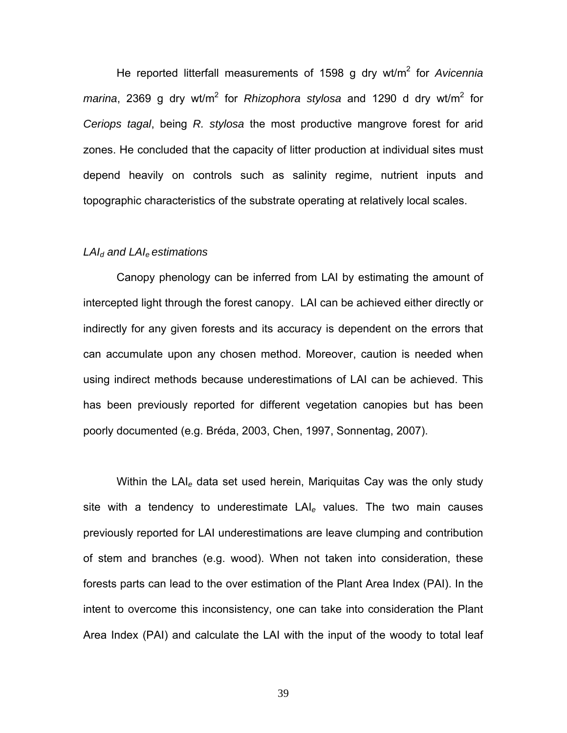He reported litterfall measurements of 1598 g dry wt/m$^2$ for *Avicennia marina*, 2369 g dry wt/m$^2$ for *Rhizophora stylosa* and 1290 d dry wt/m$^2$ for *Ceriops tagal*, being *R. stylosa* the most productive mangrove forest for arid zones. He concluded that the capacity of litter production at individual sites must depend heavily on controls such as salinity regime, nutrient inputs and topographic characteristics of the substrate operating at relatively local scales.

### *$LAI_d$ and $LAI_e$ estimations*

Canopy phenology can be inferred from LAI by estimating the amount of intercepted light through the forest canopy. LAI can be achieved either directly or indirectly for any given forests and its accuracy is dependent on the errors that can accumulate upon any chosen method. Moreover, caution is needed when using indirect methods because underestimations of LAI can be achieved. This has been previously reported for different vegetation canopies but has been poorly documented (e.g. Bréda, 2003, Chen, 1997, Sonnentag, 2007).

Within the $LAI_e$ data set used herein, Mariquitas Cay was the only study site with a tendency to underestimate $LAI_e$ values. The two main causes previously reported for LAI underestimations are leave clumping and contribution of stem and branches (e.g. wood). When not taken into consideration, these forests parts can lead to the over estimation of the Plant Area Index (PAI). In the intent to overcome this inconsistency, one can take into consideration the Plant Area Index (PAI) and calculate the LAI with the input of the woody to total leaf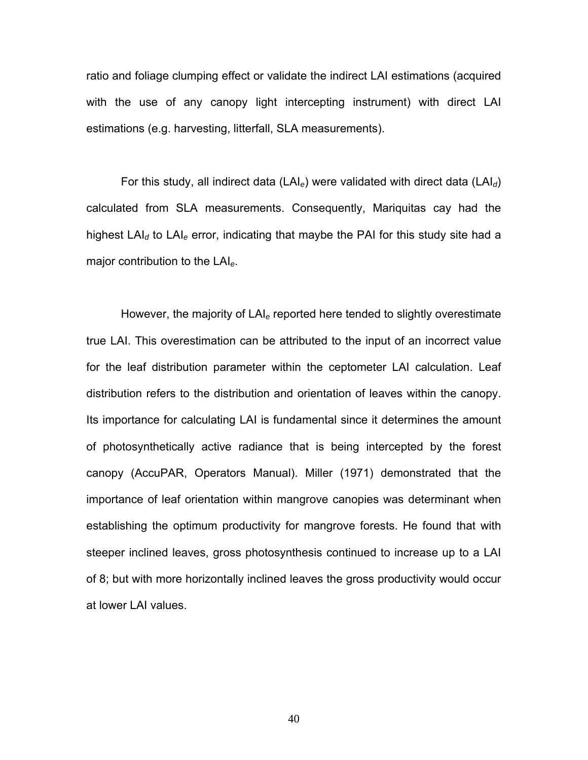ratio and foliage clumping effect or validate the indirect LAI estimations (acquired with the use of any canopy light intercepting instrument) with direct LAI estimations (e.g. harvesting, litterfall, SLA measurements).

For this study, all indirect data ($LAI_e$) were validated with direct data ($LAI_d$) calculated from SLA measurements. Consequently, Mariquitas cay had the highest $LAI_d$ to $LAI_e$ error, indicating that maybe the PAI for this study site had a major contribution to the $LAI_e$.

However, the majority of $LAI_e$ reported here tended to slightly overestimate true LAI. This overestimation can be attributed to the input of an incorrect value for the leaf distribution parameter within the ceptometer LAI calculation. Leaf distribution refers to the distribution and orientation of leaves within the canopy. Its importance for calculating LAI is fundamental since it determines the amount of photosynthetically active radiance that is being intercepted by the forest canopy (AccuPAR, Operators Manual). Miller (1971) demonstrated that the importance of leaf orientation within mangrove canopies was determinant when establishing the optimum productivity for mangrove forests. He found that with steeper inclined leaves, gross photosynthesis continued to increase up to a LAI of 8; but with more horizontally inclined leaves the gross productivity would occur at lower LAI values.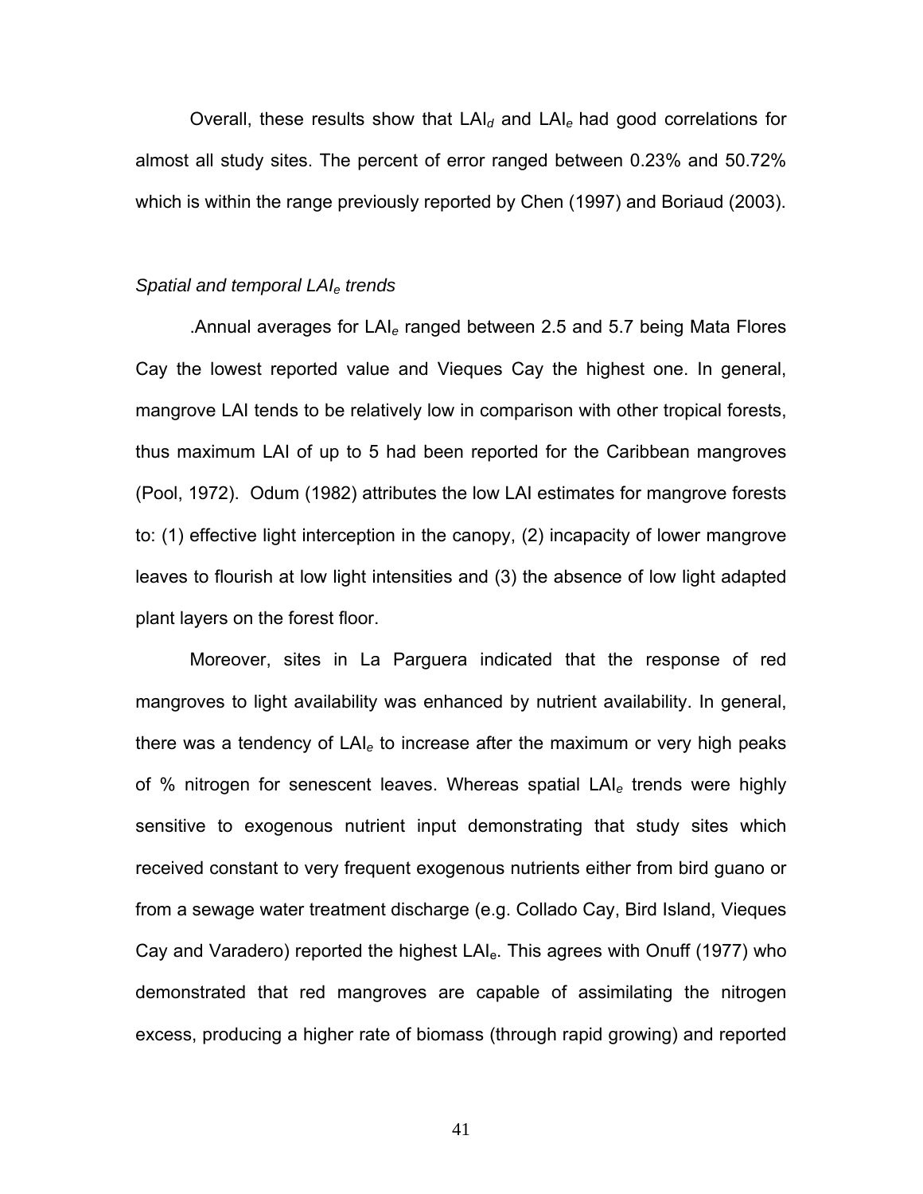Overall, these results show that $LAI_d$ and $LAI_e$ had good correlations for almost all study sites. The percent of error ranged between 0.23% and 50.72% which is within the range previously reported by Chen (1997) and Boriaud (2003).

*Spatial and temporal $LAI_e$ trends*

.Annual averages for $LAI_e$ ranged between 2.5 and 5.7 being Mata Flores Cay the lowest reported value and Vieques Cay the highest one. In general, mangrove LAI tends to be relatively low in comparison with other tropical forests, thus maximum LAI of up to 5 had been reported for the Caribbean mangroves (Pool, 1972). Odum (1982) attributes the low LAI estimates for mangrove forests to: (1) effective light interception in the canopy, (2) incapacity of lower mangrove leaves to flourish at low light intensities and (3) the absence of low light adapted plant layers on the forest floor.

Moreover, sites in La Parguera indicated that the response of red mangroves to light availability was enhanced by nutrient availability. In general, there was a tendency of $LAI_e$ to increase after the maximum or very high peaks of % nitrogen for senescent leaves. Whereas spatial $LAI_e$ trends were highly sensitive to exogenous nutrient input demonstrating that study sites which received constant to very frequent exogenous nutrients either from bird guano or from a sewage water treatment discharge (e.g. Collado Cay, Bird Island, Vieques Cay and Varadero) reported the highest $LAI_e$. This agrees with Onuff (1977) who demonstrated that red mangroves are capable of assimilating the nitrogen excess, producing a higher rate of biomass (through rapid growing) and reported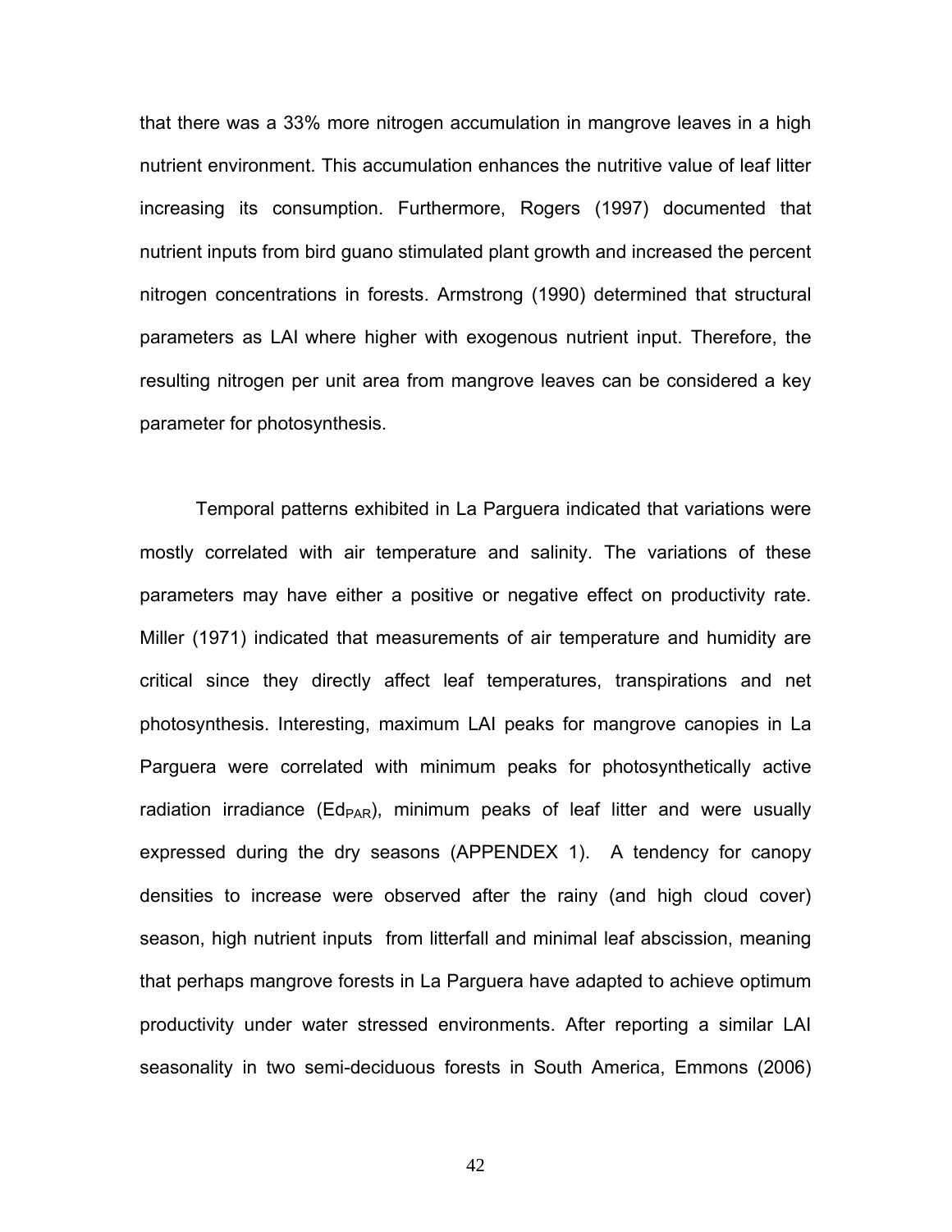that there was a 33% more nitrogen accumulation in mangrove leaves in a high nutrient environment. This accumulation enhances the nutritive value of leaf litter increasing its consumption. Furthermore, Rogers (1997) documented that nutrient inputs from bird guano stimulated plant growth and increased the percent nitrogen concentrations in forests. Armstrong (1990) determined that structural parameters as LAI where higher with exogenous nutrient input. Therefore, the resulting nitrogen per unit area from mangrove leaves can be considered a key parameter for photosynthesis.

Temporal patterns exhibited in La Parguera indicated that variations were mostly correlated with air temperature and salinity. The variations of these parameters may have either a positive or negative effect on productivity rate. Miller (1971) indicated that measurements of air temperature and humidity are critical since they directly affect leaf temperatures, transpirations and net photosynthesis. Interesting, maximum LAI peaks for mangrove canopies in La Parguera were correlated with minimum peaks for photosynthetically active radiation irradiance ($Ed_{PAR}$), minimum peaks of leaf litter and were usually expressed during the dry seasons (APPENDEX 1). A tendency for canopy densities to increase were observed after the rainy (and high cloud cover) season, high nutrient inputs from litterfall and minimal leaf abscission, meaning that perhaps mangrove forests in La Parguera have adapted to achieve optimum productivity under water stressed environments. After reporting a similar LAI seasonality in two semi-deciduous forests in South America, Emmons (2006)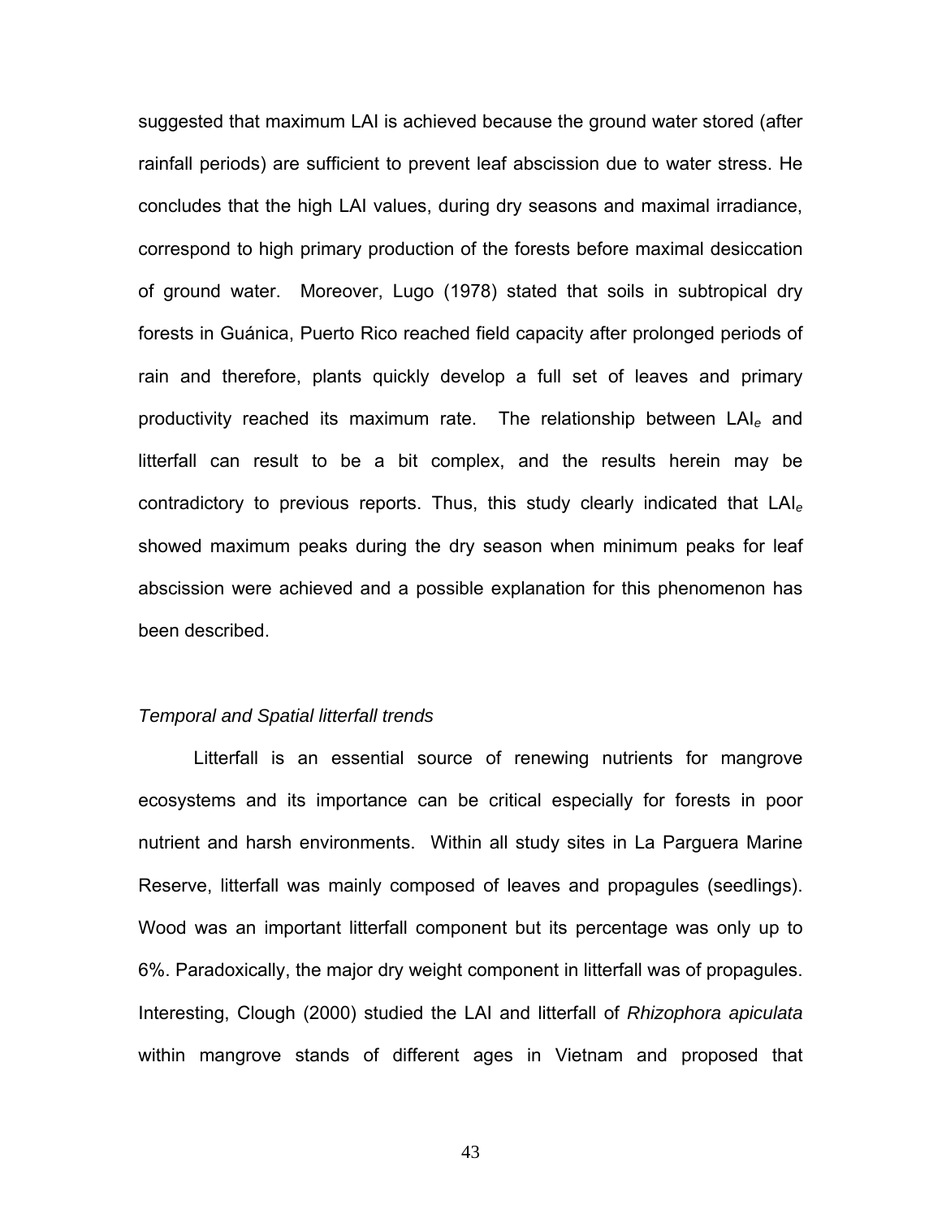suggested that maximum LAI is achieved because the ground water stored (after rainfall periods) are sufficient to prevent leaf abscission due to water stress. He concludes that the high LAI values, during dry seasons and maximal irradiance, correspond to high primary production of the forests before maximal desiccation of ground water. Moreover, Lugo (1978) stated that soils in subtropical dry forests in Guánica, Puerto Rico reached field capacity after prolonged periods of rain and therefore, plants quickly develop a full set of leaves and primary productivity reached its maximum rate. The relationship between $LAI_e$ and litterfall can result to be a bit complex, and the results herein may be contradictory to previous reports. Thus, this study clearly indicated that $LAI_e$ showed maximum peaks during the dry season when minimum peaks for leaf abscission were achieved and a possible explanation for this phenomenon has been described.

### *Temporal and Spatial litterfall trends*

Litterfall is an essential source of renewing nutrients for mangrove ecosystems and its importance can be critical especially for forests in poor nutrient and harsh environments. Within all study sites in La Parguera Marine Reserve, litterfall was mainly composed of leaves and propagules (seedlings). Wood was an important litterfall component but its percentage was only up to 6%. Paradoxically, the major dry weight component in litterfall was of propagules. Interesting, Clough (2000) studied the LAI and litterfall of *Rhizophora apiculata* within mangrove stands of different ages in Vietnam and proposed that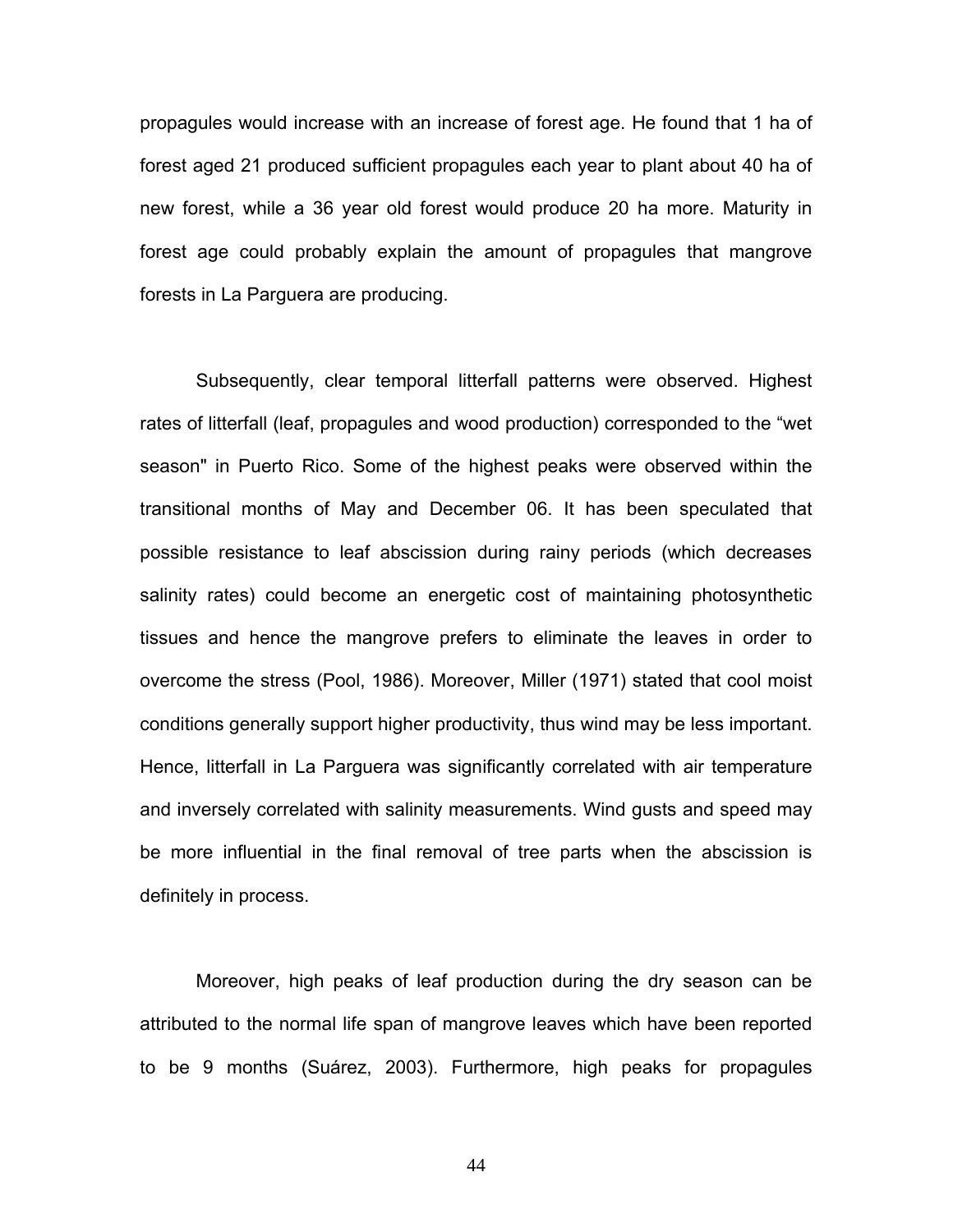propagules would increase with an increase of forest age. He found that 1 ha of forest aged 21 produced sufficient propagules each year to plant about 40 ha of new forest, while a 36 year old forest would produce 20 ha more. Maturity in forest age could probably explain the amount of propagules that mangrove forests in La Parguera are producing.

Subsequently, clear temporal litterfall patterns were observed. Highest rates of litterfall (leaf, propagules and wood production) corresponded to the “wet season" in Puerto Rico. Some of the highest peaks were observed within the transitional months of May and December 06. It has been speculated that possible resistance to leaf abscission during rainy periods (which decreases salinity rates) could become an energetic cost of maintaining photosynthetic tissues and hence the mangrove prefers to eliminate the leaves in order to overcome the stress (Pool, 1986). Moreover, Miller (1971) stated that cool moist conditions generally support higher productivity, thus wind may be less important. Hence, litterfall in La Parguera was significantly correlated with air temperature and inversely correlated with salinity measurements. Wind gusts and speed may be more influential in the final removal of tree parts when the abscission is definitely in process.

Moreover, high peaks of leaf production during the dry season can be attributed to the normal life span of mangrove leaves which have been reported to be 9 months (Suárez, 2003). Furthermore, high peaks for propagules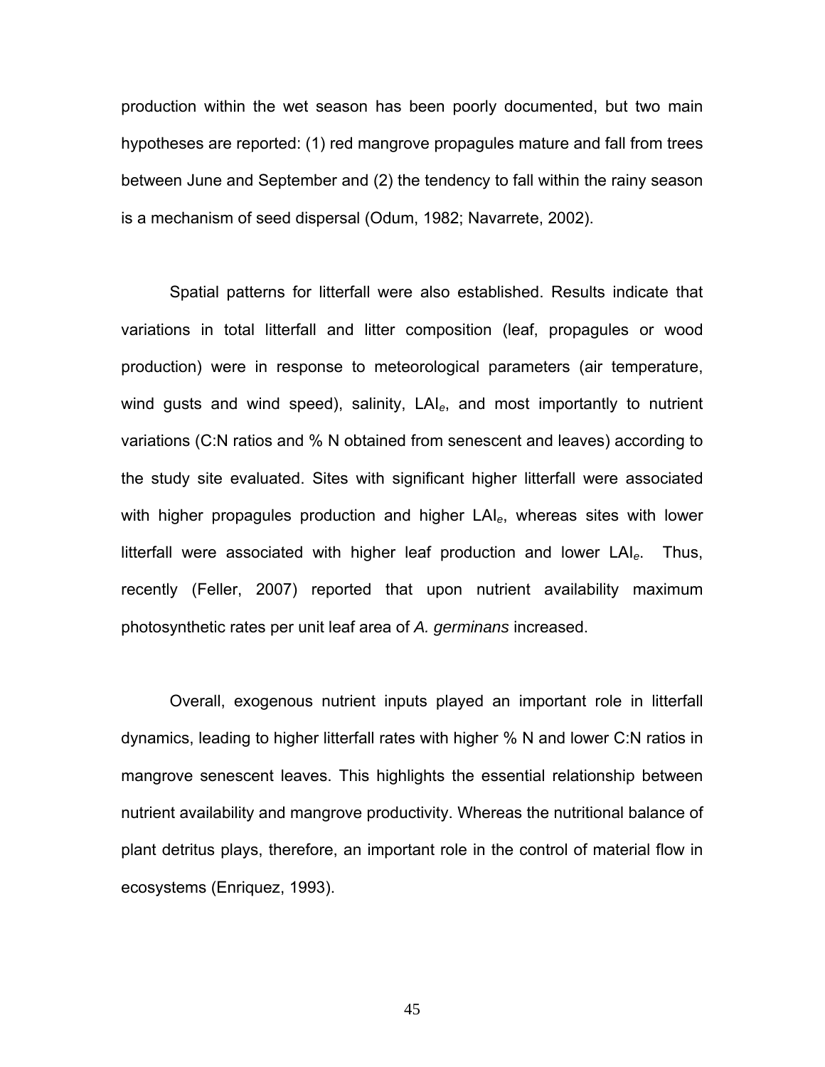production within the wet season has been poorly documented, but two main hypotheses are reported: (1) red mangrove propagules mature and fall from trees between June and September and (2) the tendency to fall within the rainy season is a mechanism of seed dispersal (Odum, 1982; Navarrete, 2002).

Spatial patterns for litterfall were also established. Results indicate that variations in total litterfall and litter composition (leaf, propagules or wood production) were in response to meteorological parameters (air temperature, wind gusts and wind speed), salinity, $LAI_e$, and most importantly to nutrient variations (C:N ratios and % N obtained from senescent and leaves) according to the study site evaluated. Sites with significant higher litterfall were associated with higher propagules production and higher $LAI_e$, whereas sites with lower litterfall were associated with higher leaf production and lower $LAI_e$. Thus, recently (Feller, 2007) reported that upon nutrient availability maximum photosynthetic rates per unit leaf area of *A. germinans* increased.

Overall, exogenous nutrient inputs played an important role in litterfall dynamics, leading to higher litterfall rates with higher % N and lower C:N ratios in mangrove senescent leaves. This highlights the essential relationship between nutrient availability and mangrove productivity. Whereas the nutritional balance of plant detritus plays, therefore, an important role in the control of material flow in ecosystems (Enriquez, 1993).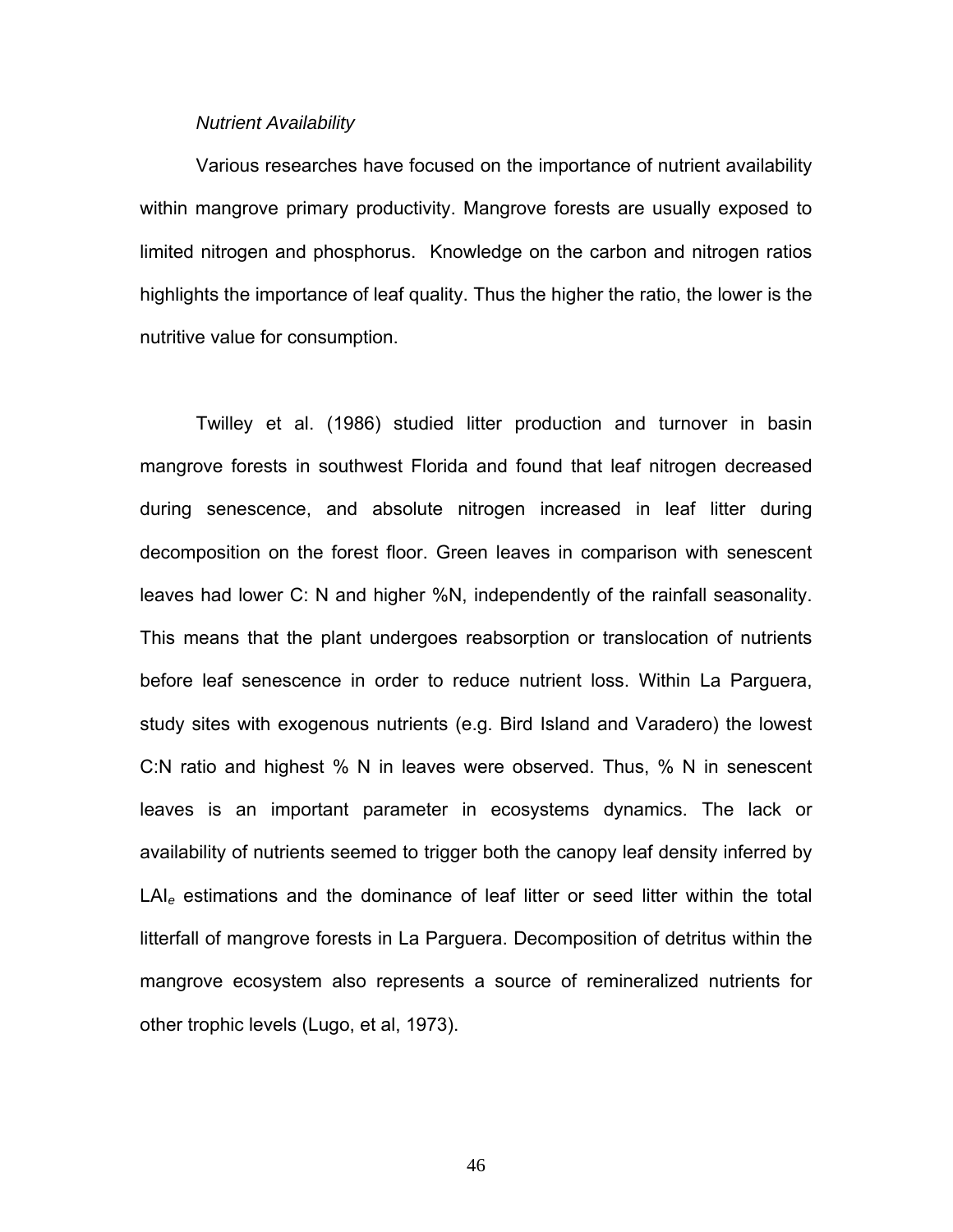### *Nutrient Availability*

Various researches have focused on the importance of nutrient availability within mangrove primary productivity. Mangrove forests are usually exposed to limited nitrogen and phosphorus. Knowledge on the carbon and nitrogen ratios highlights the importance of leaf quality. Thus the higher the ratio, the lower is the nutritive value for consumption.

Twilley et al. (1986) studied litter production and turnover in basin mangrove forests in southwest Florida and found that leaf nitrogen decreased during senescence, and absolute nitrogen increased in leaf litter during decomposition on the forest floor. Green leaves in comparison with senescent leaves had lower C: N and higher %N, independently of the rainfall seasonality. This means that the plant undergoes reabsorption or translocation of nutrients before leaf senescence in order to reduce nutrient loss. Within La Parguera, study sites with exogenous nutrients (e.g. Bird Island and Varadero) the lowest C:N ratio and highest % N in leaves were observed. Thus, % N in senescent leaves is an important parameter in ecosystems dynamics. The lack or availability of nutrients seemed to trigger both the canopy leaf density inferred by $LAI_e$ estimations and the dominance of leaf litter or seed litter within the total litterfall of mangrove forests in La Parguera. Decomposition of detritus within the mangrove ecosystem also represents a source of remineralized nutrients for other trophic levels (Lugo, et al, 1973).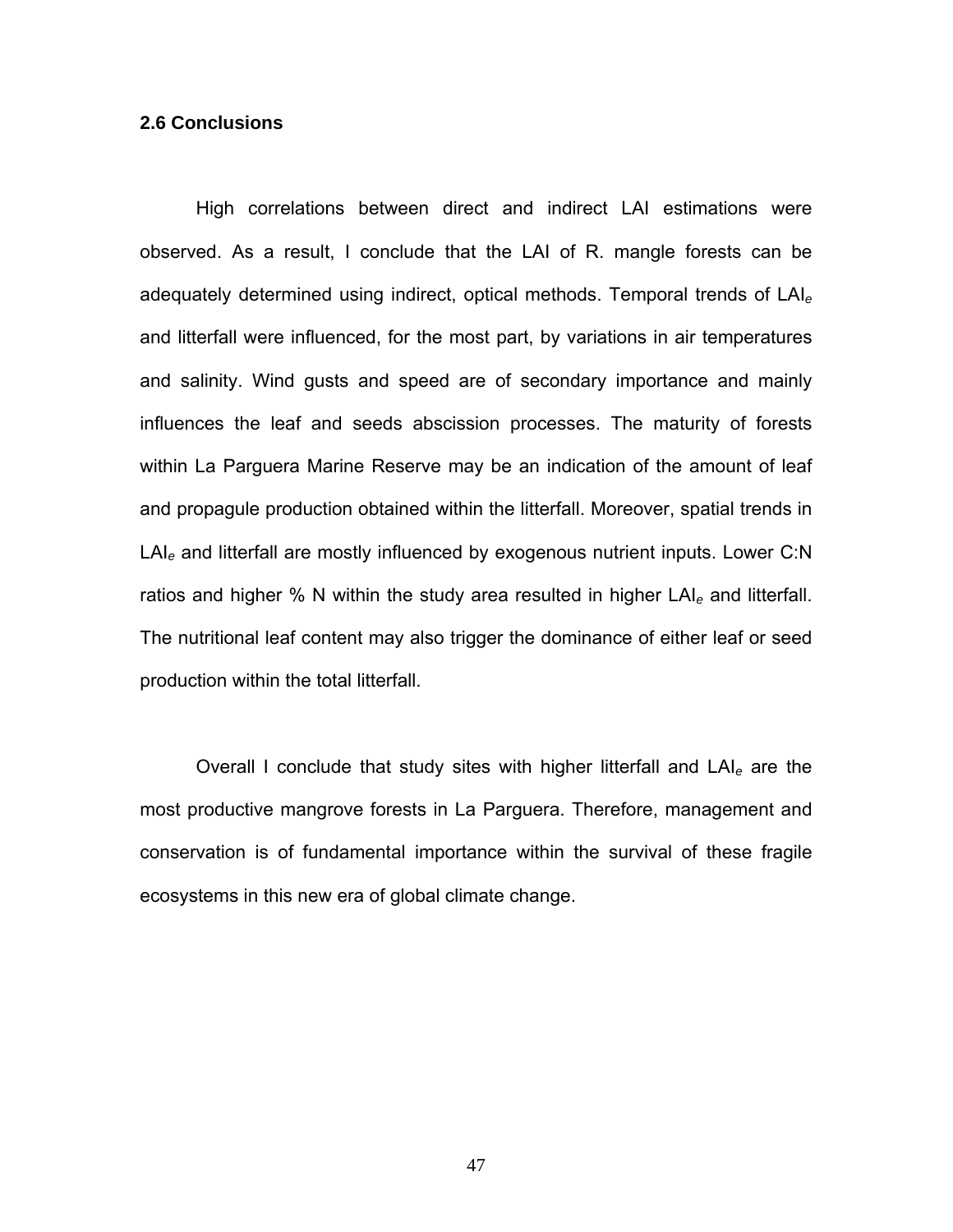### 2.6 Conclusions

High correlations between direct and indirect LAI estimations were observed. As a result, I conclude that the LAI of R. mangle forests can be adequately determined using indirect, optical methods. Temporal trends of $LAI_e$ and litterfall were influenced, for the most part, by variations in air temperatures and salinity. Wind gusts and speed are of secondary importance and mainly influences the leaf and seeds abscission processes. The maturity of forests within La Parguera Marine Reserve may be an indication of the amount of leaf and propagule production obtained within the litterfall. Moreover, spatial trends in $LAI_e$ and litterfall are mostly influenced by exogenous nutrient inputs. Lower C:N ratios and higher % N within the study area resulted in higher $LAI_e$ and litterfall. The nutritional leaf content may also trigger the dominance of either leaf or seed production within the total litterfall.

Overall I conclude that study sites with higher litterfall and $LAI_e$ are the most productive mangrove forests in La Parguera. Therefore, management and conservation is of fundamental importance within the survival of these fragile ecosystems in this new era of global climate change.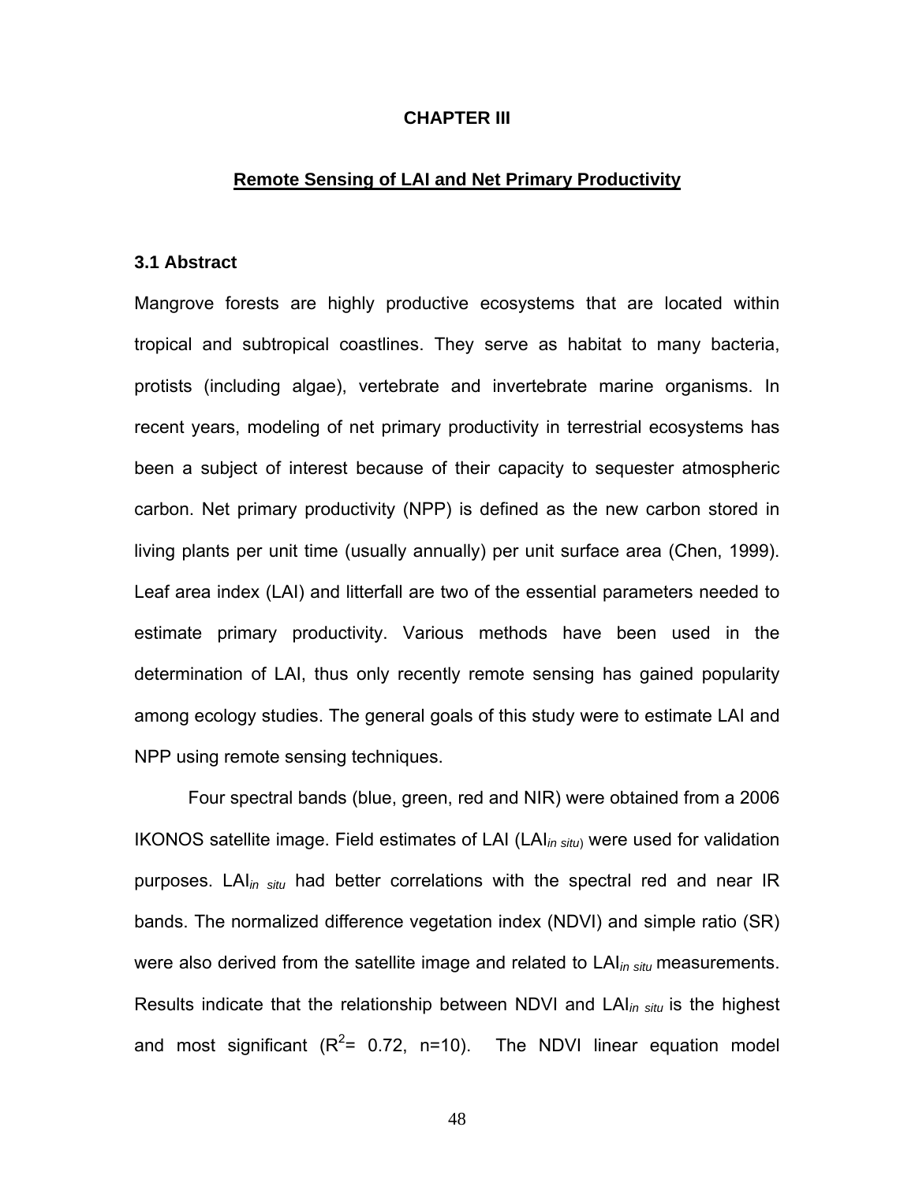# CHAPTER III

## Remote Sensing of LAI and Net Primary Productivity

### 3.1 Abstract

Mangrove forests are highly productive ecosystems that are located within tropical and subtropical coastlines. They serve as habitat to many bacteria, protists (including algae), vertebrate and invertebrate marine organisms. In recent years, modeling of net primary productivity in terrestrial ecosystems has been a subject of interest because of their capacity to sequester atmospheric carbon. Net primary productivity (NPP) is defined as the new carbon stored in living plants per unit time (usually annually) per unit surface area (Chen, 1999). Leaf area index (LAI) and litterfall are two of the essential parameters needed to estimate primary productivity. Various methods have been used in the determination of LAI, thus only recently remote sensing has gained popularity among ecology studies. The general goals of this study were to estimate LAI and NPP using remote sensing techniques.

Four spectral bands (blue, green, red and NIR) were obtained from a 2006 IKONOS satellite image. Field estimates of LAI ($LAI_{in\ situ}$) were used for validation purposes. $LAI_{in\ situ}$ had better correlations with the spectral red and near IR bands. The normalized difference vegetation index (NDVI) and simple ratio (SR) were also derived from the satellite image and related to $LAI_{in\ situ}$ measurements. Results indicate that the relationship between NDVI and $LAI_{in\ situ}$ is the highest and most significant ($R^2$= 0.72, n=10). The NDVI linear equation model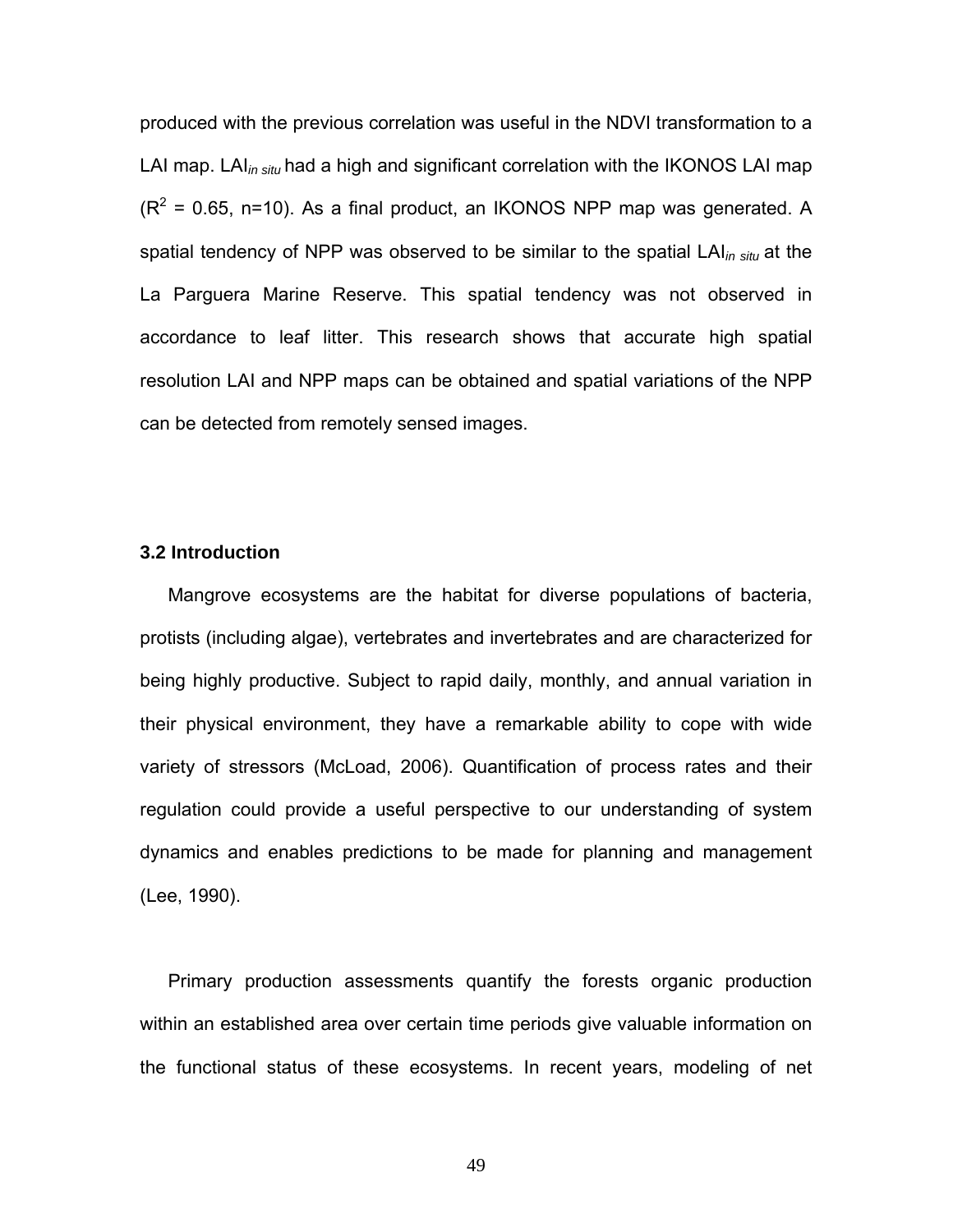produced with the previous correlation was useful in the NDVI transformation to a LAI map. $LAI_{in\ situ}$ had a high and significant correlation with the IKONOS LAI map ($R^2$ = 0.65, n=10). As a final product, an IKONOS NPP map was generated. A spatial tendency of NPP was observed to be similar to the spatial $LAI_{in\ situ}$ at the La Parguera Marine Reserve. This spatial tendency was not observed in accordance to leaf litter. This research shows that accurate high spatial resolution LAI and NPP maps can be obtained and spatial variations of the NPP can be detected from remotely sensed images.

### 3.2 Introduction

Mangrove ecosystems are the habitat for diverse populations of bacteria, protists (including algae), vertebrates and invertebrates and are characterized for being highly productive. Subject to rapid daily, monthly, and annual variation in their physical environment, they have a remarkable ability to cope with wide variety of stressors (McLoad, 2006). Quantification of process rates and their regulation could provide a useful perspective to our understanding of system dynamics and enables predictions to be made for planning and management (Lee, 1990).

Primary production assessments quantify the forests organic production within an established area over certain time periods give valuable information on the functional status of these ecosystems. In recent years, modeling of net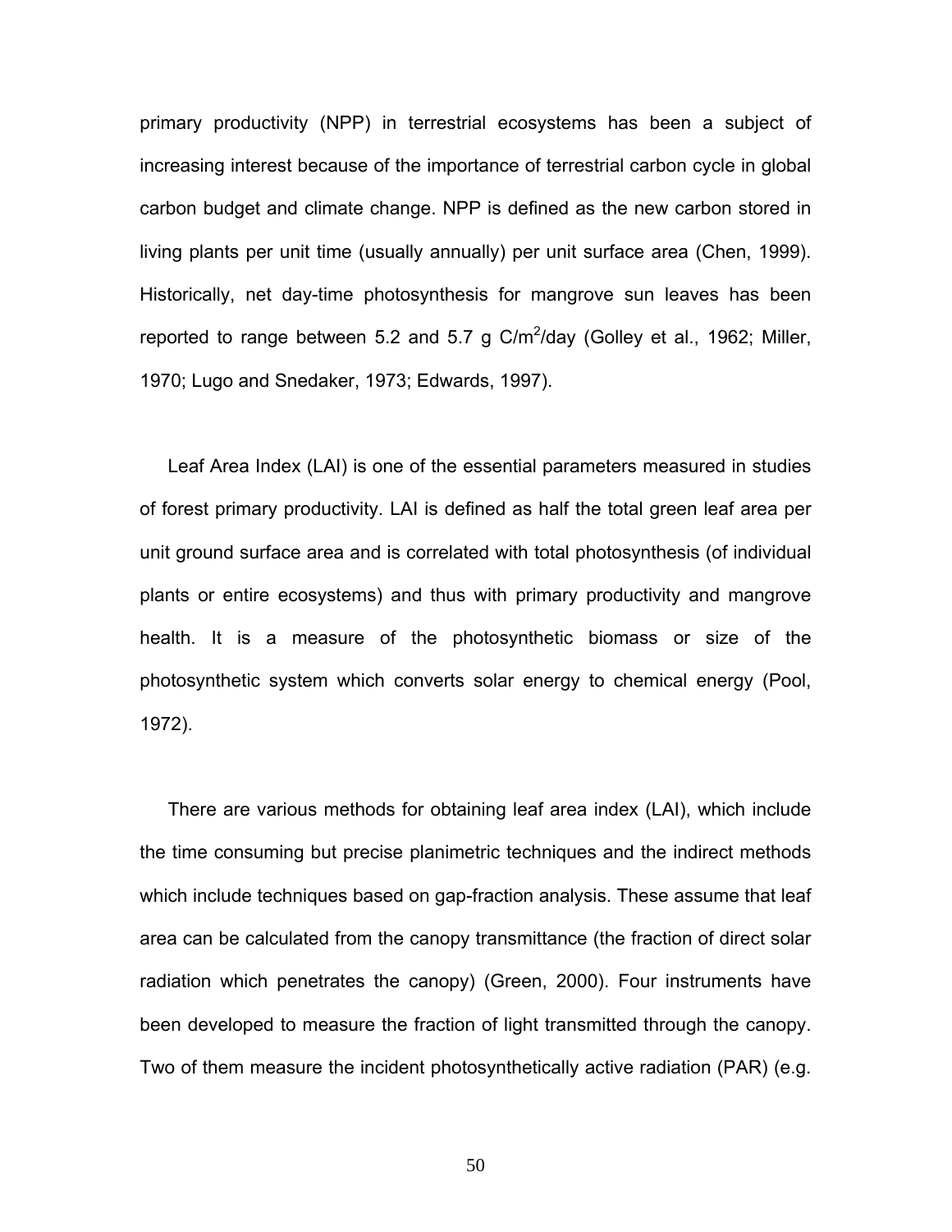primary productivity (NPP) in terrestrial ecosystems has been a subject of increasing interest because of the importance of terrestrial carbon cycle in global carbon budget and climate change. NPP is defined as the new carbon stored in living plants per unit time (usually annually) per unit surface area (Chen, 1999). Historically, net day-time photosynthesis for mangrove sun leaves has been reported to range between 5.2 and 5.7 g C/$m^2$/day (Golley et al., 1962; Miller, 1970; Lugo and Snedaker, 1973; Edwards, 1997).

Leaf Area Index (LAI) is one of the essential parameters measured in studies of forest primary productivity. LAI is defined as half the total green leaf area per unit ground surface area and is correlated with total photosynthesis (of individual plants or entire ecosystems) and thus with primary productivity and mangrove health. It is a measure of the photosynthetic biomass or size of the photosynthetic system which converts solar energy to chemical energy (Pool, 1972).

There are various methods for obtaining leaf area index (LAI), which include the time consuming but precise planimetric techniques and the indirect methods which include techniques based on gap-fraction analysis. These assume that leaf area can be calculated from the canopy transmittance (the fraction of direct solar radiation which penetrates the canopy) (Green, 2000). Four instruments have been developed to measure the fraction of light transmitted through the canopy. Two of them measure the incident photosynthetically active radiation (PAR) (e.g.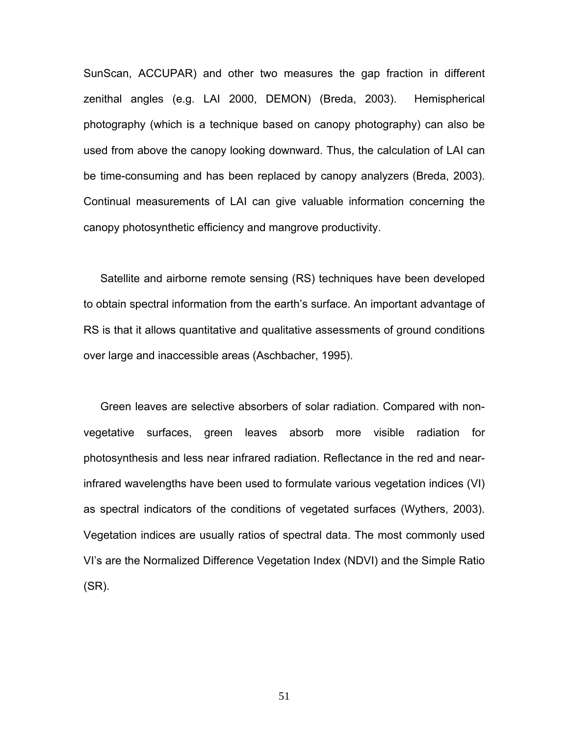SunScan, ACCUPAR) and other two measures the gap fraction in different zenithal angles (e.g. LAI 2000, DEMON) (Breda, 2003). Hemispherical photography (which is a technique based on canopy photography) can also be used from above the canopy looking downward. Thus, the calculation of LAI can be time-consuming and has been replaced by canopy analyzers (Breda, 2003). Continual measurements of LAI can give valuable information concerning the canopy photosynthetic efficiency and mangrove productivity.

Satellite and airborne remote sensing (RS) techniques have been developed to obtain spectral information from the earth's surface. An important advantage of RS is that it allows quantitative and qualitative assessments of ground conditions over large and inaccessible areas (Aschbacher, 1995).

Green leaves are selective absorbers of solar radiation. Compared with non-vegetative surfaces, green leaves absorb more visible radiation for photosynthesis and less near infrared radiation. Reflectance in the red and near-infrared wavelengths have been used to formulate various vegetation indices (VI) as spectral indicators of the conditions of vegetated surfaces (Wythers, 2003). Vegetation indices are usually ratios of spectral data. The most commonly used VI's are the Normalized Difference Vegetation Index (NDVI) and the Simple Ratio (SR).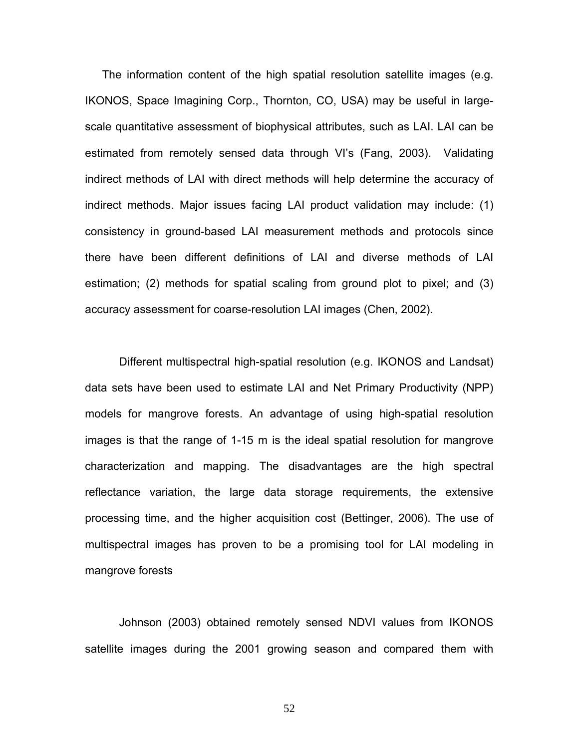The information content of the high spatial resolution satellite images (e.g. IKONOS, Space Imagining Corp., Thornton, CO, USA) may be useful in large-scale quantitative assessment of biophysical attributes, such as LAI. LAI can be estimated from remotely sensed data through VI's (Fang, 2003). Validating indirect methods of LAI with direct methods will help determine the accuracy of indirect methods. Major issues facing LAI product validation may include: (1) consistency in ground-based LAI measurement methods and protocols since there have been different definitions of LAI and diverse methods of LAI estimation; (2) methods for spatial scaling from ground plot to pixel; and (3) accuracy assessment for coarse-resolution LAI images (Chen, 2002).

Different multispectral high-spatial resolution (e.g. IKONOS and Landsat) data sets have been used to estimate LAI and Net Primary Productivity (NPP) models for mangrove forests. An advantage of using high-spatial resolution images is that the range of 1-15 m is the ideal spatial resolution for mangrove characterization and mapping. The disadvantages are the high spectral reflectance variation, the large data storage requirements, the extensive processing time, and the higher acquisition cost (Bettinger, 2006). The use of multispectral images has proven to be a promising tool for LAI modeling in mangrove forests

Johnson (2003) obtained remotely sensed NDVI values from IKONOS satellite images during the 2001 growing season and compared them with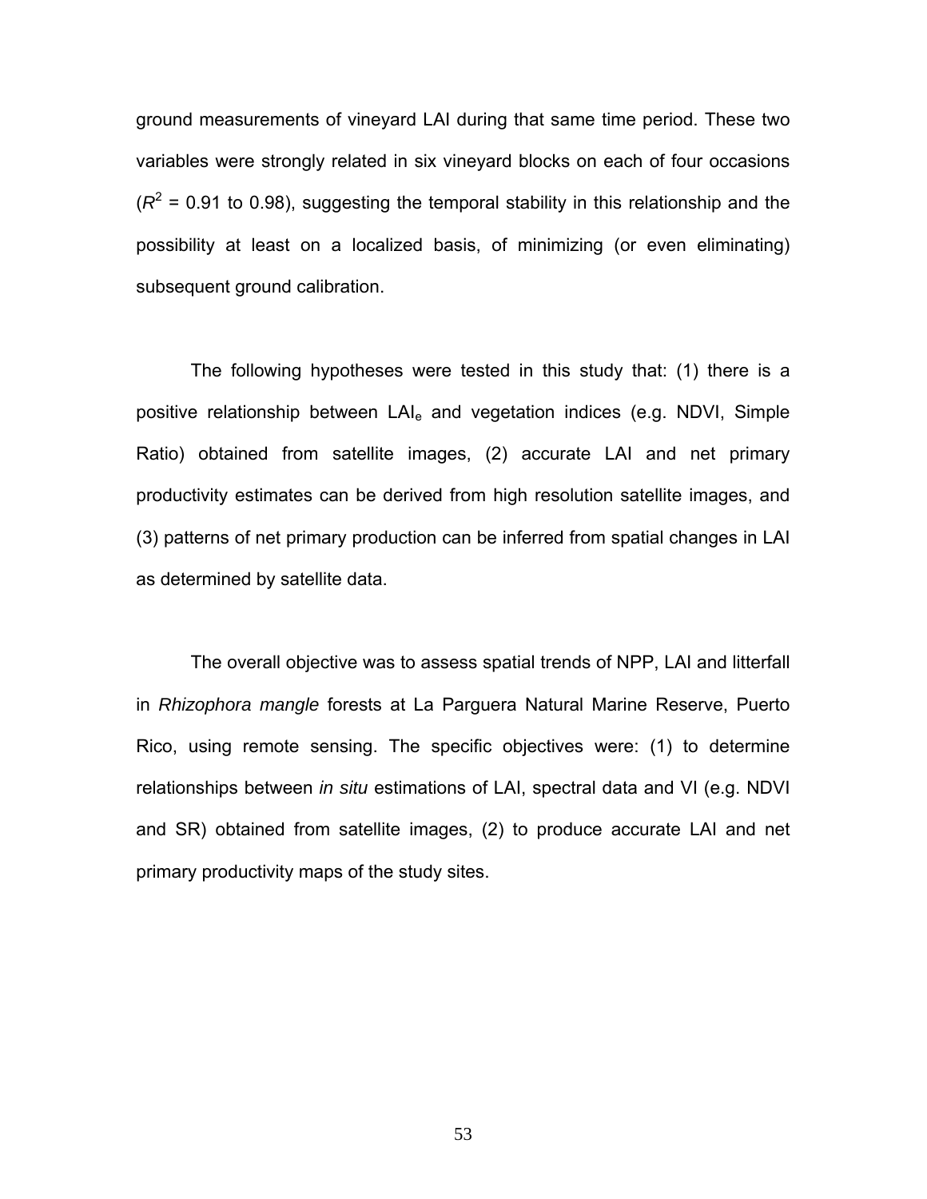ground measurements of vineyard LAI during that same time period. These two variables were strongly related in six vineyard blocks on each of four occasions ($R^2$ = 0.91 to 0.98), suggesting the temporal stability in this relationship and the possibility at least on a localized basis, of minimizing (or even eliminating) subsequent ground calibration.

The following hypotheses were tested in this study that: (1) there is a positive relationship between $LAI_e$ and vegetation indices (e.g. NDVI, Simple Ratio) obtained from satellite images, (2) accurate LAI and net primary productivity estimates can be derived from high resolution satellite images, and (3) patterns of net primary production can be inferred from spatial changes in LAI as determined by satellite data.

The overall objective was to assess spatial trends of NPP, LAI and litterfall in *Rhizophora mangle* forests at La Parguera Natural Marine Reserve, Puerto Rico, using remote sensing. The specific objectives were: (1) to determine relationships between *in situ* estimations of LAI, spectral data and VI (e.g. NDVI and SR) obtained from satellite images, (2) to produce accurate LAI and net primary productivity maps of the study sites.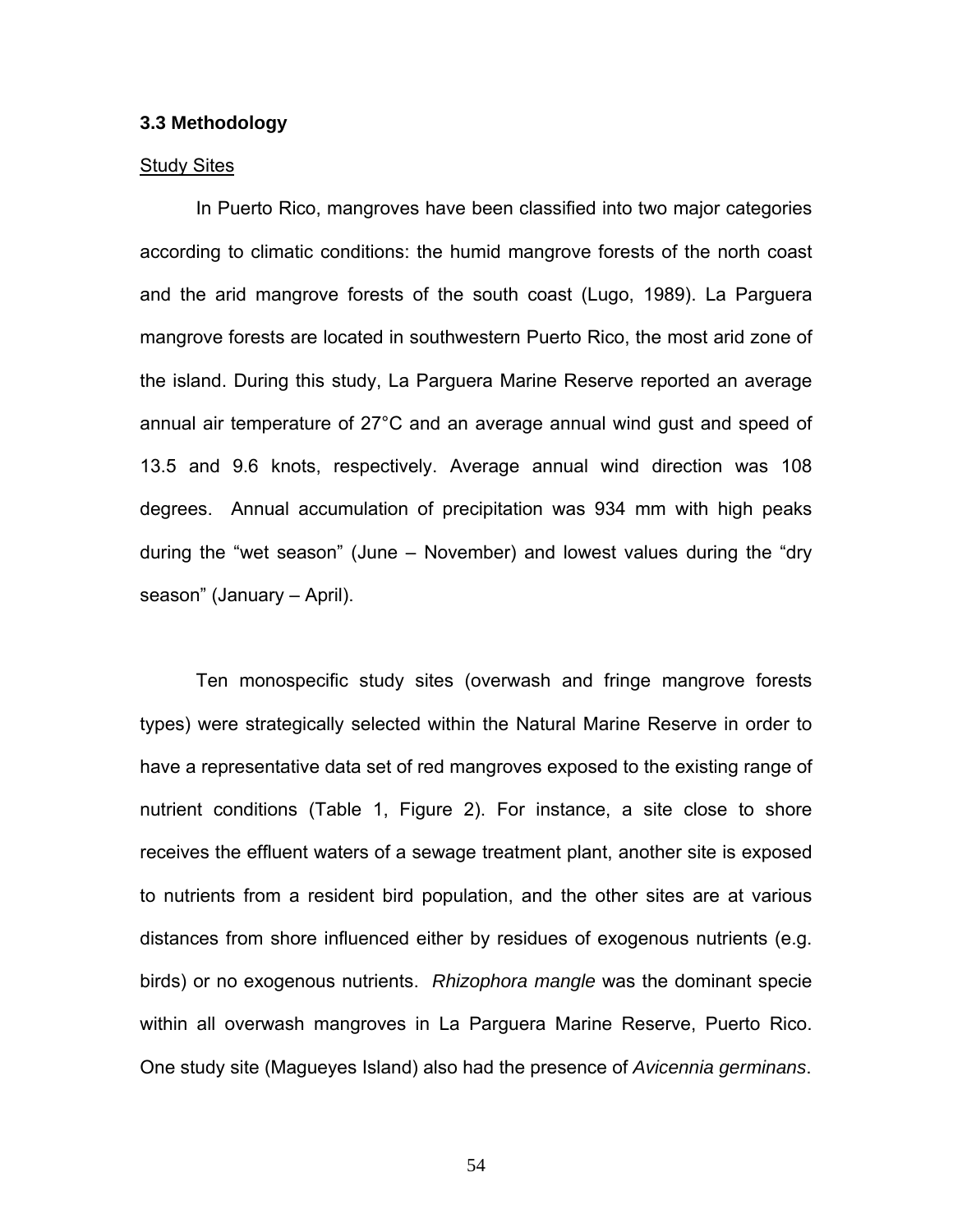### 3.3 Methodology

Study Sites

In Puerto Rico, mangroves have been classified into two major categories according to climatic conditions: the humid mangrove forests of the north coast and the arid mangrove forests of the south coast (Lugo, 1989). La Parguera mangrove forests are located in southwestern Puerto Rico, the most arid zone of the island. During this study, La Parguera Marine Reserve reported an average annual air temperature of 27°C and an average annual wind gust and speed of 13.5 and 9.6 knots, respectively. Average annual wind direction was 108 degrees. Annual accumulation of precipitation was 934 mm with high peaks during the "wet season" (June – November) and lowest values during the "dry season" (January – April).

Ten monospecific study sites (overwash and fringe mangrove forests types) were strategically selected within the Natural Marine Reserve in order to have a representative data set of red mangroves exposed to the existing range of nutrient conditions (Table 1, Figure 2). For instance, a site close to shore receives the effluent waters of a sewage treatment plant, another site is exposed to nutrients from a resident bird population, and the other sites are at various distances from shore influenced either by residues of exogenous nutrients (e.g. birds) or no exogenous nutrients. *Rhizophora mangle* was the dominant specie within all overwash mangroves in La Parguera Marine Reserve, Puerto Rico. One study site (Magueyes Island) also had the presence of *Avicennia germinans*.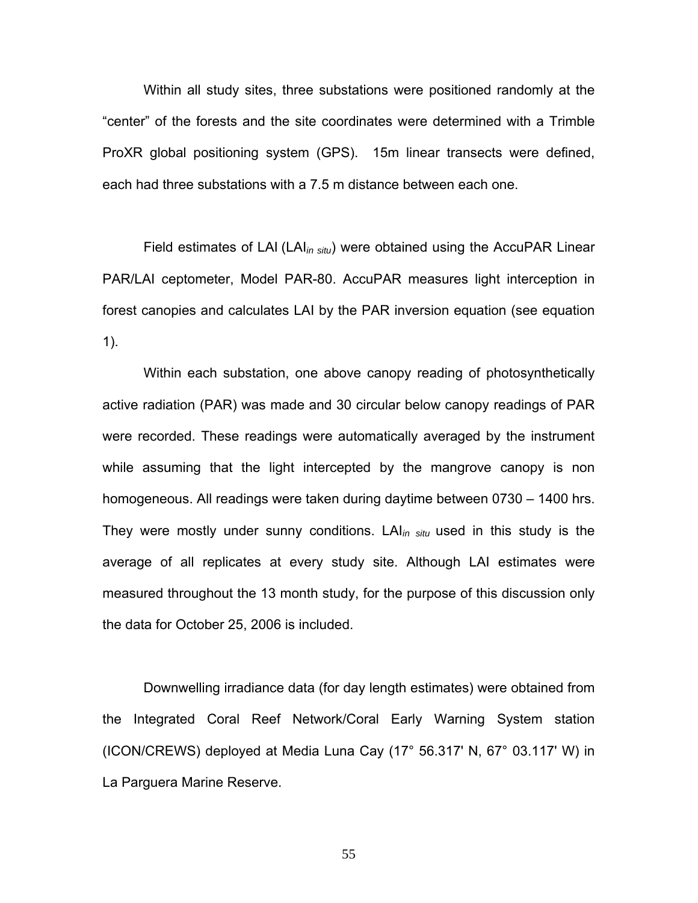Within all study sites, three substations were positioned randomly at the "center" of the forests and the site coordinates were determined with a Trimble ProXR global positioning system (GPS). 15m linear transects were defined, each had three substations with a 7.5 m distance between each one.

Field estimates of LAI ($LAI_{in\ situ}$) were obtained using the AccuPAR Linear PAR/LAI ceptometer, Model PAR-80. AccuPAR measures light interception in forest canopies and calculates LAI by the PAR inversion equation (see equation 1).

Within each substation, one above canopy reading of photosynthetically active radiation (PAR) was made and 30 circular below canopy readings of PAR were recorded. These readings were automatically averaged by the instrument while assuming that the light intercepted by the mangrove canopy is non homogeneous. All readings were taken during daytime between 0730 – 1400 hrs. They were mostly under sunny conditions. $LAI_{in\ situ}$ used in this study is the average of all replicates at every study site. Although LAI estimates were measured throughout the 13 month study, for the purpose of this discussion only the data for October 25, 2006 is included.

Downwelling irradiance data (for day length estimates) were obtained from the Integrated Coral Reef Network/Coral Early Warning System station (ICON/CREWS) deployed at Media Luna Cay (17° 56.317' N, 67° 03.117' W) in La Parguera Marine Reserve.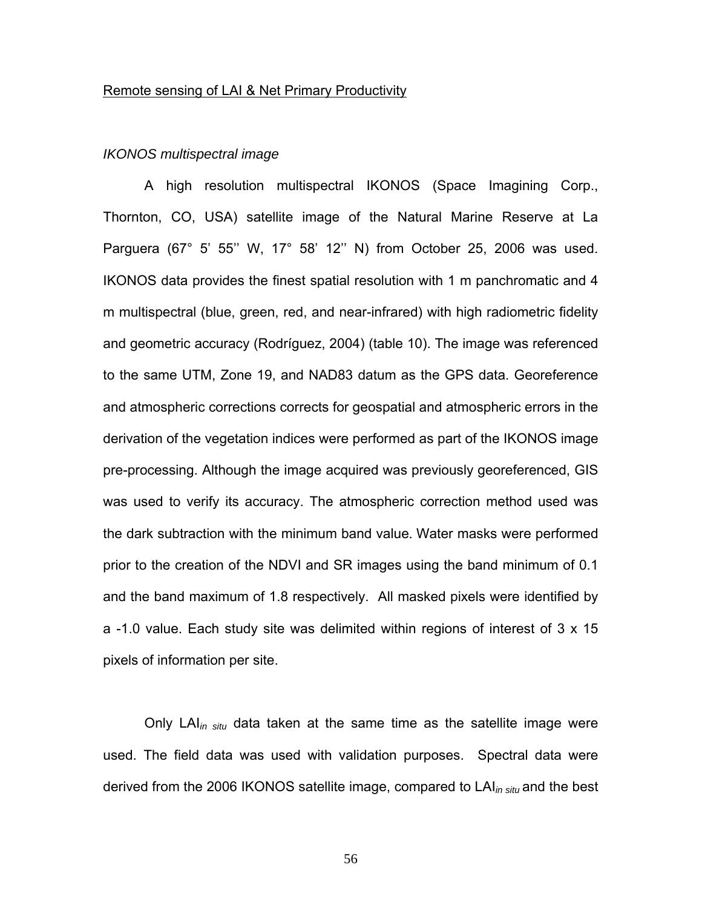Remote sensing of LAI & Net Primary Productivity

*IKONOS multispectral image*

A high resolution multispectral IKONOS (Space Imagining Corp., Thornton, CO, USA) satellite image of the Natural Marine Reserve at La Parguera (67° 5' 55'' W, 17° 58' 12'' N) from October 25, 2006 was used. IKONOS data provides the finest spatial resolution with 1 m panchromatic and 4 m multispectral (blue, green, red, and near-infrared) with high radiometric fidelity and geometric accuracy (Rodríguez, 2004) (table 10). The image was referenced to the same UTM, Zone 19, and NAD83 datum as the GPS data. Georeference and atmospheric corrections corrects for geospatial and atmospheric errors in the derivation of the vegetation indices were performed as part of the IKONOS image pre-processing. Although the image acquired was previously georeferenced, GIS was used to verify its accuracy. The atmospheric correction method used was the dark subtraction with the minimum band value. Water masks were performed prior to the creation of the NDVI and SR images using the band minimum of 0.1 and the band maximum of 1.8 respectively. All masked pixels were identified by a -1.0 value. Each study site was delimited within regions of interest of 3 x 15 pixels of information per site.

Only $LAI_{in\ situ}$ data taken at the same time as the satellite image were used. The field data was used with validation purposes. Spectral data were derived from the 2006 IKONOS satellite image, compared to $LAI_{in\ situ}$ and the best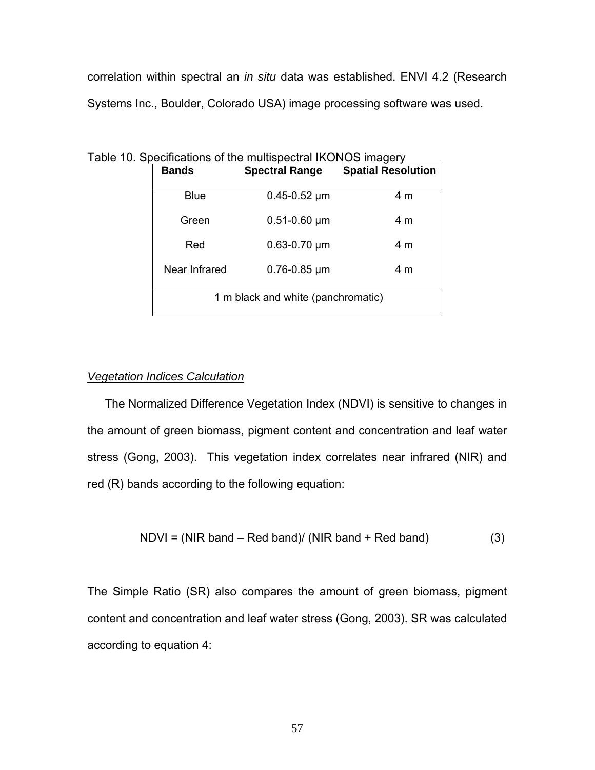correlation within spectral an *in situ* data was established. ENVI 4.2 (Research Systems Inc., Boulder, Colorado USA) image processing software was used.

Table 10. Specifications of the multispectral IKONOS imagery

| **Bands** | **Spectral Range** | **Spatial Resolution** |
|---|---|---|
| Blue | 0.45-0.52 μm | 4 m |
| Green | 0.51-0.60 μm | 4 m |
| Red | 0.63-0.70 μm | 4 m |
| Near Infrared | 0.76-0.85 μm | 4 m |
| 1 m black and white (panchromatic) | | |

*Vegetation Indices Calculation*

The Normalized Difference Vegetation Index (NDVI) is sensitive to changes in the amount of green biomass, pigment content and concentration and leaf water stress (Gong, 2003). This vegetation index correlates near infrared (NIR) and red (R) bands according to the following equation:

$$NDVI = (\text{NIR band} - \text{Red band}) / (\text{NIR band} + \text{Red band}) \qquad (3)$$

The Simple Ratio (SR) also compares the amount of green biomass, pigment content and concentration and leaf water stress (Gong, 2003). SR was calculated according to equation 4: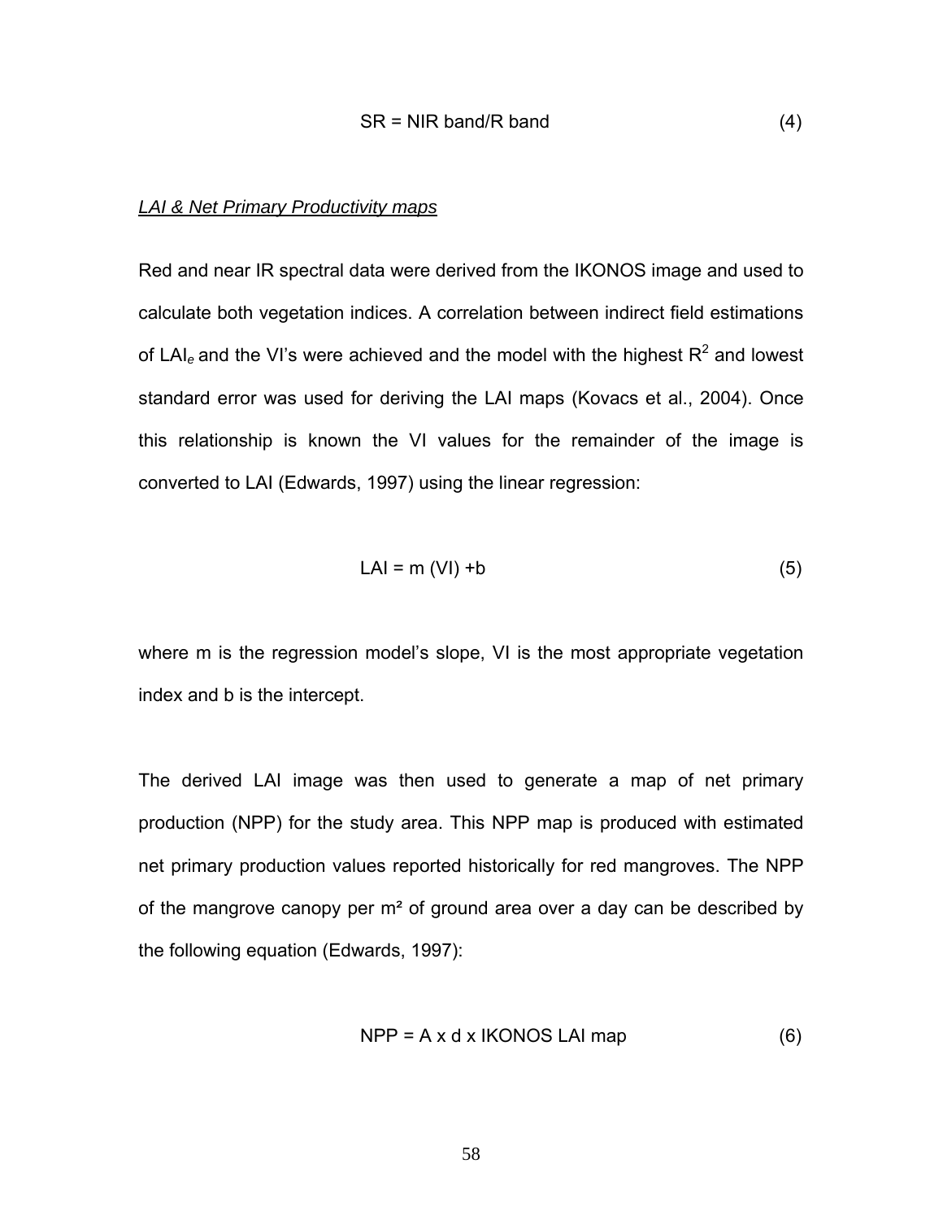$$SR = NIR\ band/R\ band \quad (4)$$

*LAI & Net Primary Productivity maps*

Red and near IR spectral data were derived from the IKONOS image and used to calculate both vegetation indices. A correlation between indirect field estimations of $LAI_e$ and the VI's were achieved and the model with the highest $R^2$ and lowest standard error was used for deriving the LAI maps (Kovacs et al., 2004). Once this relationship is known the VI values for the remainder of the image is converted to LAI (Edwards, 1997) using the linear regression:

$$LAI = m\ (VI) + b \quad (5)$$

where m is the regression model's slope, VI is the most appropriate vegetation index and b is the intercept.

The derived LAI image was then used to generate a map of net primary production (NPP) for the study area. This NPP map is produced with estimated net primary production values reported historically for red mangroves. The NPP of the mangrove canopy per m² of ground area over a day can be described by the following equation (Edwards, 1997):

$$NPP = A \times d \times IKONOS\ LAI\ map \quad (6)$$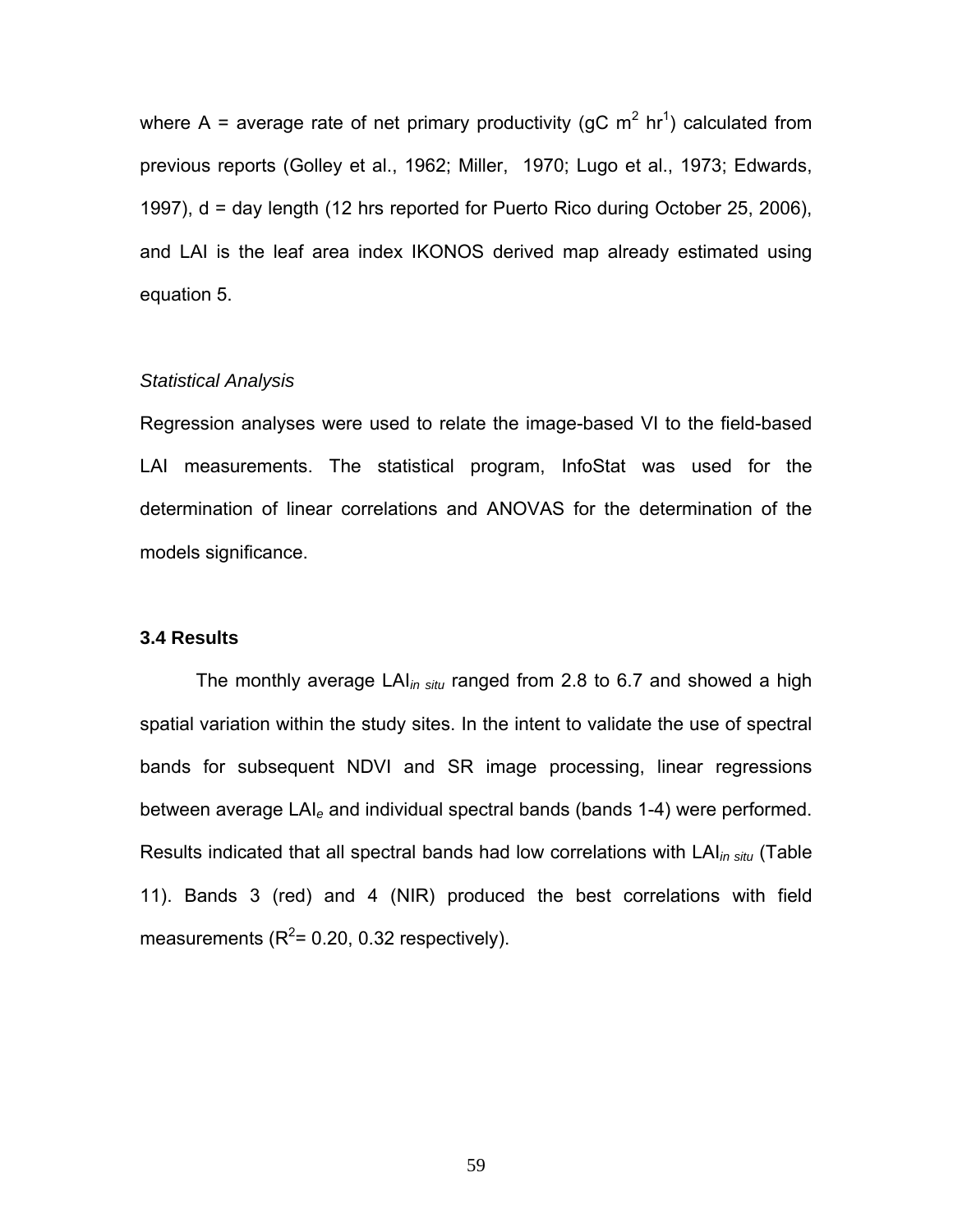where A = average rate of net primary productivity (gC $m^2$ $hr^1$) calculated from previous reports (Golley et al., 1962; Miller, 1970; Lugo et al., 1973; Edwards, 1997), d = day length (12 hrs reported for Puerto Rico during October 25, 2006), and LAI is the leaf area index IKONOS derived map already estimated using equation 5.

*Statistical Analysis*

Regression analyses were used to relate the image-based VI to the field-based LAI measurements. The statistical program, InfoStat was used for the determination of linear correlations and ANOVAS for the determination of the models significance.

### 3.4 Results

The monthly average $LAI_{in\ situ}$ ranged from 2.8 to 6.7 and showed a high spatial variation within the study sites. In the intent to validate the use of spectral bands for subsequent NDVI and SR image processing, linear regressions between average $LAI_e$ and individual spectral bands (bands 1-4) were performed. Results indicated that all spectral bands had low correlations with $LAI_{in\ situ}$ (Table 11). Bands 3 (red) and 4 (NIR) produced the best correlations with field measurements ($R^2$= 0.20, 0.32 respectively).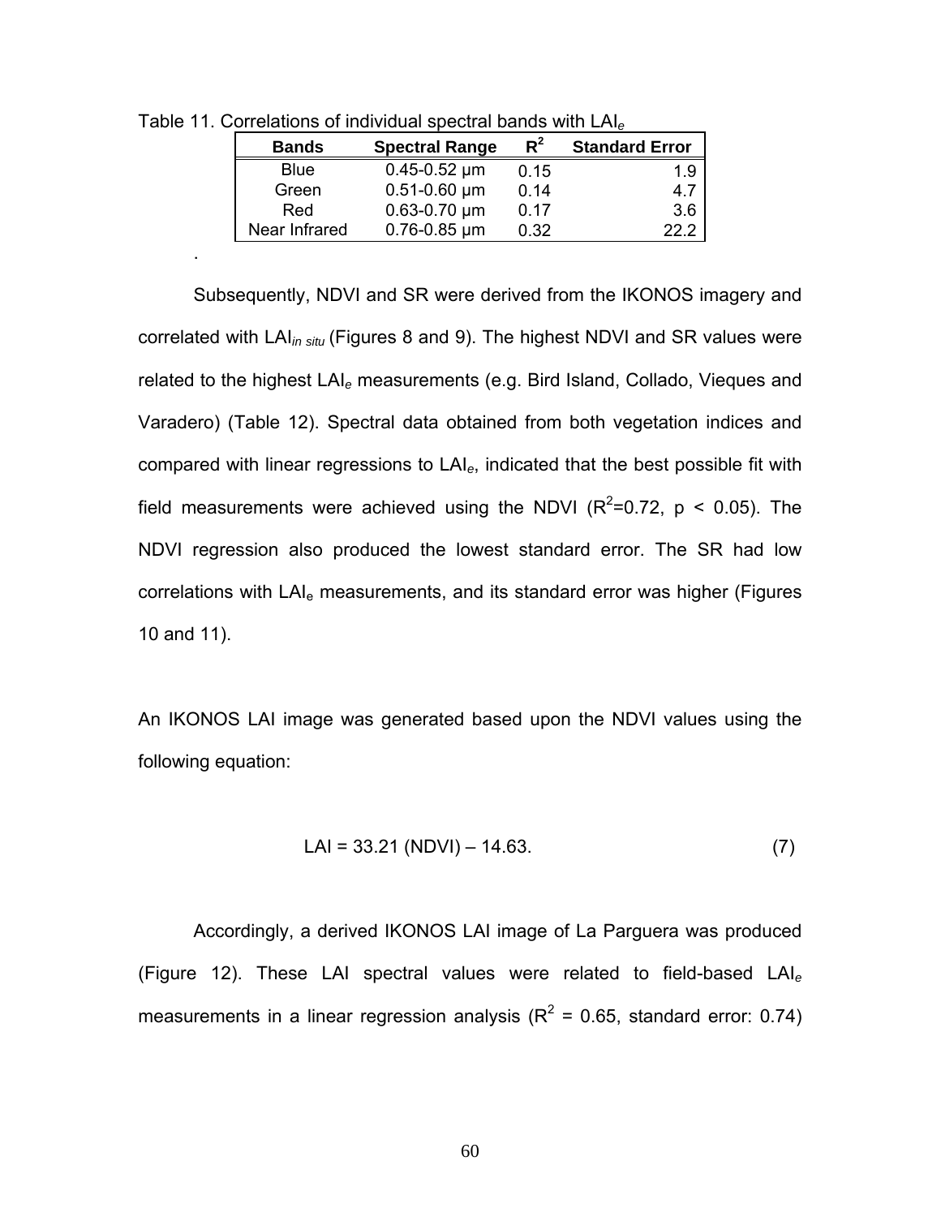Table 11. Correlations of individual spectral bands with $LAI_e$

| Bands | Spectral Range | $R^2$ | Standard Error |
|---|---|---|---|
| Blue | 0.45-0.52 µm | 0.15 | 1.9 |
| Green | 0.51-0.60 µm | 0.14 | 4.7 |
| Red | 0.63-0.70 µm | 0.17 | 3.6 |
| Near Infrared | 0.76-0.85 µm | 0.32 | 22.2 |

.

Subsequently, NDVI and SR were derived from the IKONOS imagery and correlated with $LAI_{in\ situ}$ (Figures 8 and 9). The highest NDVI and SR values were related to the highest $LAI_e$ measurements (e.g. Bird Island, Collado, Vieques and Varadero) (Table 12). Spectral data obtained from both vegetation indices and compared with linear regressions to $LAI_e$, indicated that the best possible fit with field measurements were achieved using the NDVI ($R^2$=0.72, $p < 0.05$). The NDVI regression also produced the lowest standard error. The SR had low correlations with $LAI_e$ measurements, and its standard error was higher (Figures 10 and 11).

An IKONOS LAI image was generated based upon the NDVI values using the following equation:

$$LAI = 33.21\ (NDVI) - 14.63. \qquad (7)$$

Accordingly, a derived IKONOS LAI image of La Parguera was produced (Figure 12). These LAI spectral values were related to field-based $LAI_e$ measurements in a linear regression analysis ($R^2$ = 0.65, standard error: 0.74)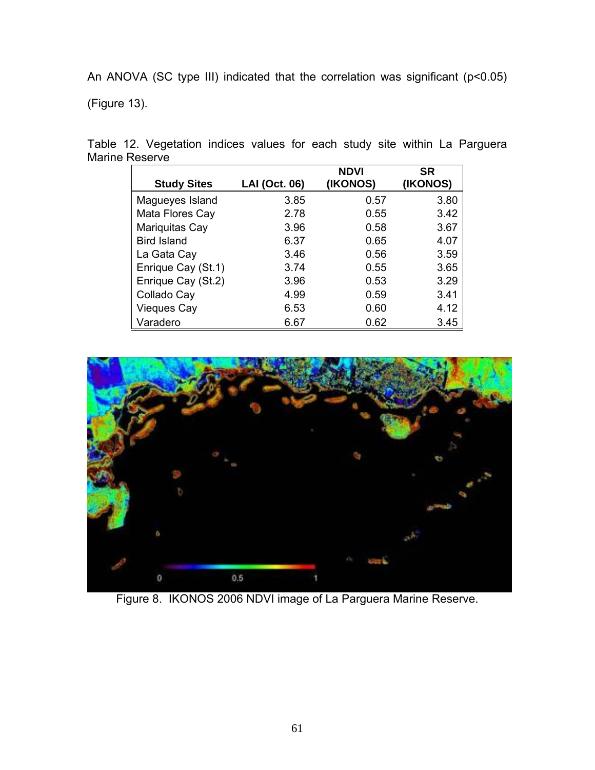An ANOVA (SC type III) indicated that the correlation was significant ($p<0.05$) (Figure 13).

Table 12. Vegetation indices values for each study site within La Parguera Marine Reserve

| Study Sites | LAI (Oct. 06) | NDVI (IKONOS) | SR (IKONOS) |
|---|---|---|---|
| Magueyes Island | 3.85 | 0.57 | 3.80 |
| Mata Flores Cay | 2.78 | 0.55 | 3.42 |
| Mariquitas Cay | 3.96 | 0.58 | 3.67 |
| Bird Island | 6.37 | 0.65 | 4.07 |
| La Gata Cay | 3.46 | 0.56 | 3.59 |
| Enrique Cay (St.1) | 3.74 | 0.55 | 3.65 |
| Enrique Cay (St.2) | 3.96 | 0.53 | 3.29 |
| Collado Cay | 4.99 | 0.59 | 3.41 |
| Vieques Cay | 6.53 | 0.60 | 4.12 |
| Varadero | 6.67 | 0.62 | 3.45 |

Figure 8. IKONOS 2006 NDVI image of La Parguera Marine Reserve.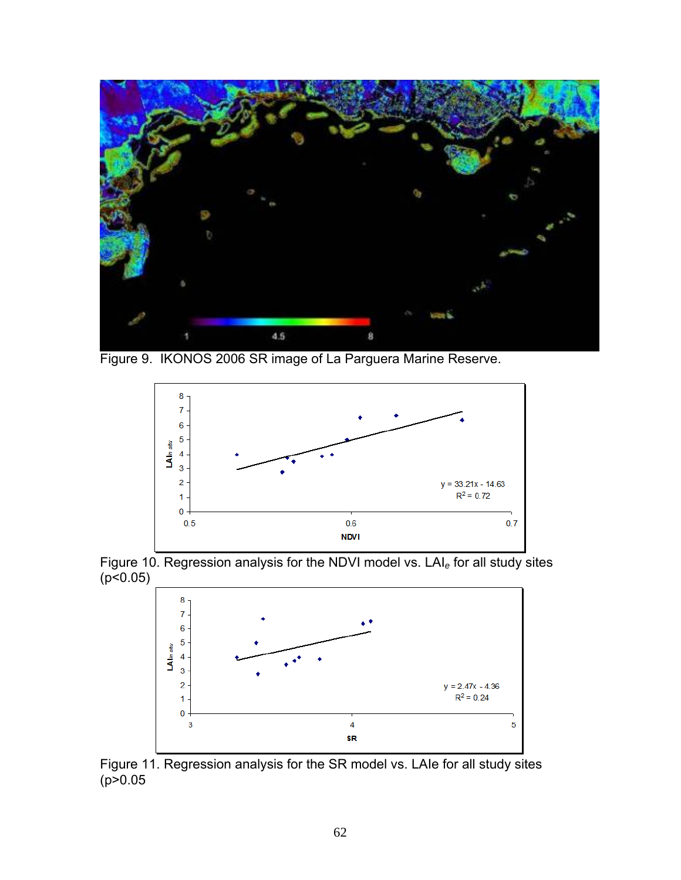Figure 9. IKONOS 2006 SR image of La Parguera Marine Reserve.

Figure 10. Regression analysis for the NDVI model vs. $LAI_e$ for all study sites ($p<0.05$)

Figure 11. Regression analysis for the SR model vs. LAIe for all study sites ($p>0.05$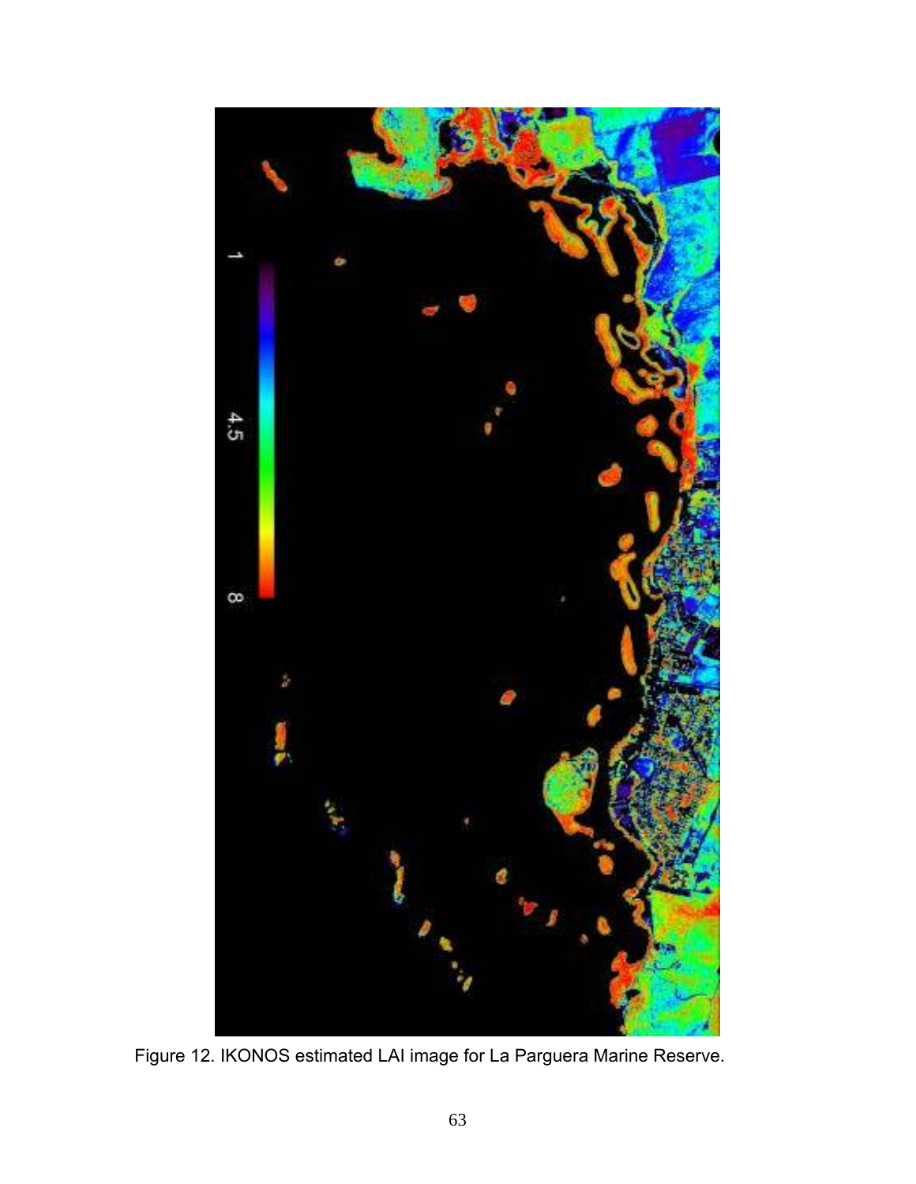Figure 12. IKONOS estimated LAI image for La Parguera Marine Reserve.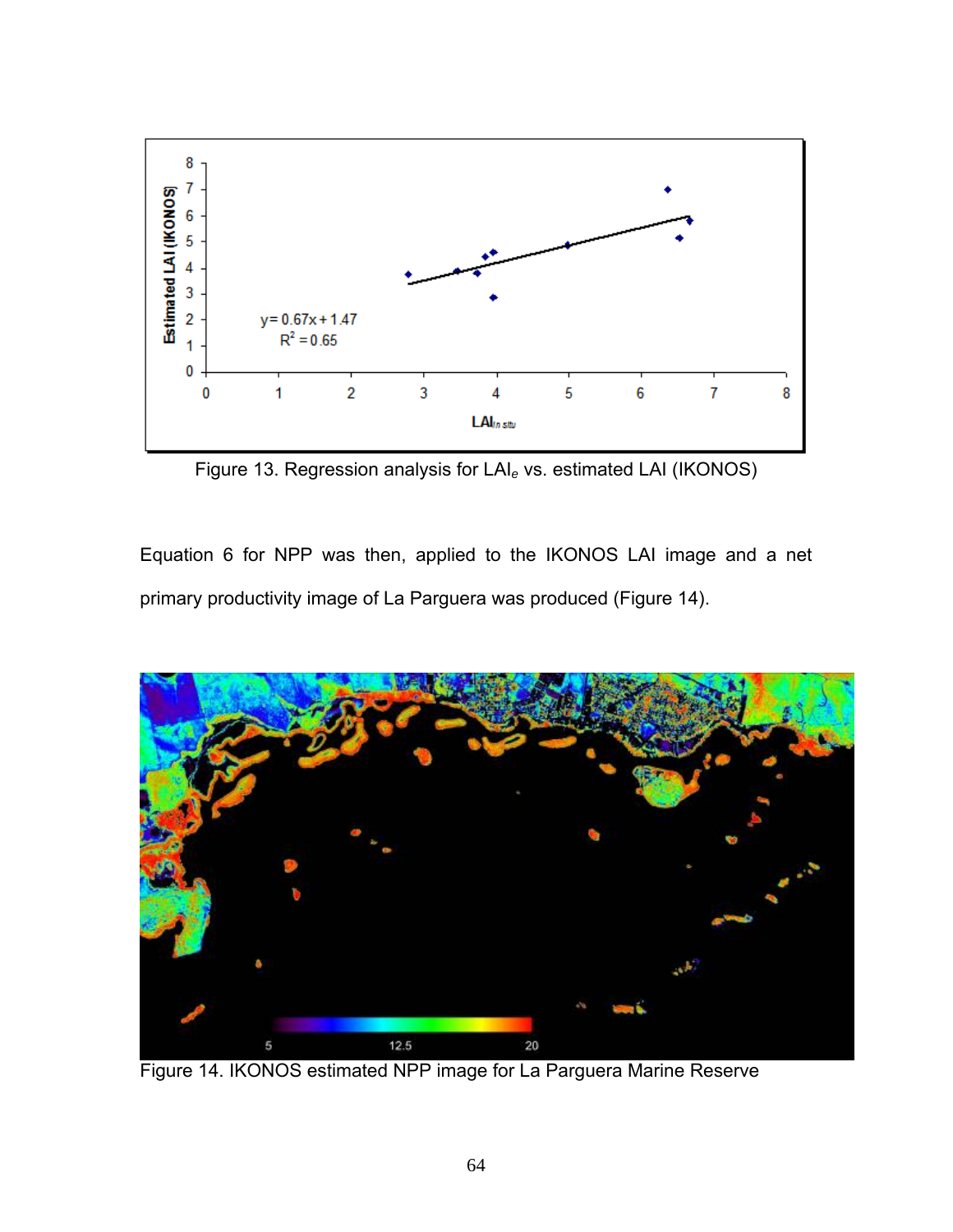Figure 13. Regression analysis for $LAI_e$ vs. estimated LAI (IKONOS)

Equation 6 for NPP was then, applied to the IKONOS LAI image and a net primary productivity image of La Parguera was produced (Figure 14).

Figure 14. IKONOS estimated NPP image for La Parguera Marine Reserve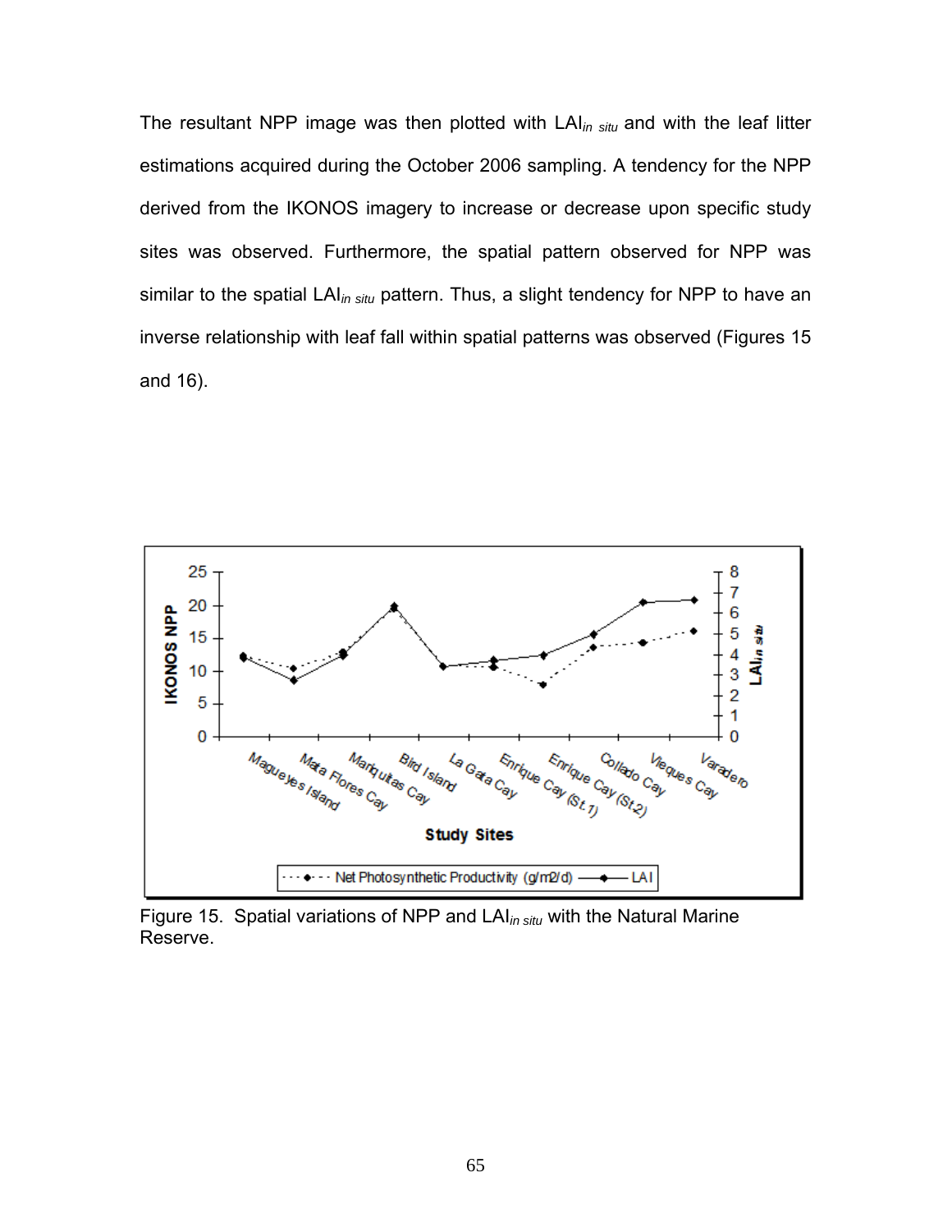The resultant NPP image was then plotted with LAI$_{in\ situ}$ and with the leaf litter estimations acquired during the October 2006 sampling. A tendency for the NPP derived from the IKONOS imagery to increase or decrease upon specific study sites was observed. Furthermore, the spatial pattern observed for NPP was similar to the spatial LAI$_{in\ situ}$ pattern. Thus, a slight tendency for NPP to have an inverse relationship with leaf fall within spatial patterns was observed (Figures 15 and 16).

Figure 15. Spatial variations of NPP and LAI$_{in\ situ}$ with the Natural Marine Reserve.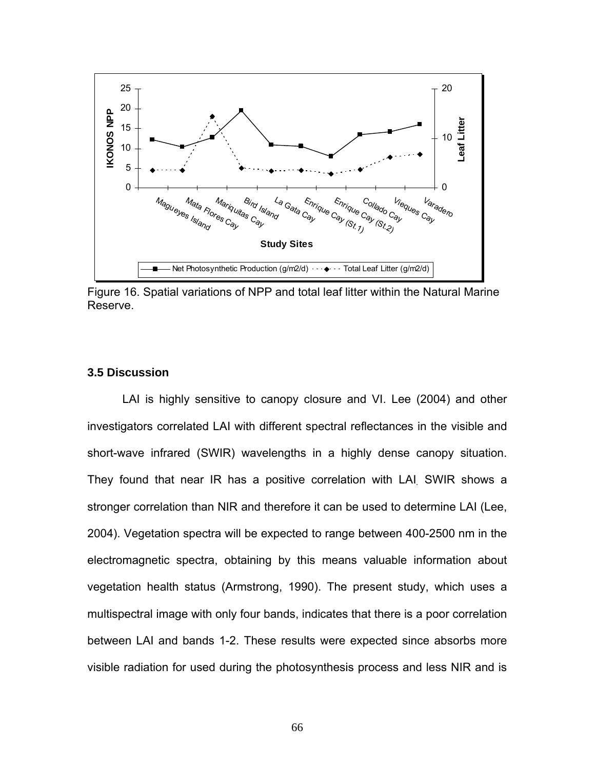Figure 16. Spatial variations of NPP and total leaf litter within the Natural Marine Reserve.

### 3.5 Discussion

LAI is highly sensitive to canopy closure and VI. Lee (2004) and other investigators correlated LAI with different spectral reflectances in the visible and short-wave infrared (SWIR) wavelengths in a highly dense canopy situation. They found that near IR has a positive correlation with LAI. SWIR shows a stronger correlation than NIR and therefore it can be used to determine LAI (Lee, 2004). Vegetation spectra will be expected to range between 400-2500 nm in the electromagnetic spectra, obtaining by this means valuable information about vegetation health status (Armstrong, 1990). The present study, which uses a multispectral image with only four bands, indicates that there is a poor correlation between LAI and bands 1-2. These results were expected since absorbs more visible radiation for used during the photosynthesis process and less NIR and is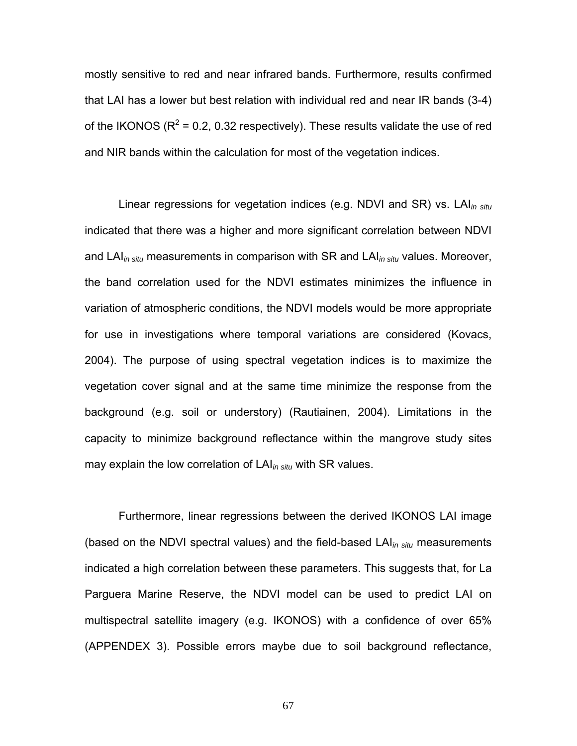mostly sensitive to red and near infrared bands. Furthermore, results confirmed that LAI has a lower but best relation with individual red and near IR bands (3-4) of the IKONOS ($R^2$ = 0.2, 0.32 respectively). These results validate the use of red and NIR bands within the calculation for most of the vegetation indices.

Linear regressions for vegetation indices (e.g. NDVI and SR) vs. $LAI_{in\ situ}$ indicated that there was a higher and more significant correlation between NDVI and $LAI_{in\ situ}$ measurements in comparison with SR and $LAI_{in\ situ}$ values. Moreover, the band correlation used for the NDVI estimates minimizes the influence in variation of atmospheric conditions, the NDVI models would be more appropriate for use in investigations where temporal variations are considered (Kovacs, 2004). The purpose of using spectral vegetation indices is to maximize the vegetation cover signal and at the same time minimize the response from the background (e.g. soil or understory) (Rautiainen, 2004). Limitations in the capacity to minimize background reflectance within the mangrove study sites may explain the low correlation of $LAI_{in\ situ}$ with SR values.

Furthermore, linear regressions between the derived IKONOS LAI image (based on the NDVI spectral values) and the field-based $LAI_{in\ situ}$ measurements indicated a high correlation between these parameters. This suggests that, for La Parguera Marine Reserve, the NDVI model can be used to predict LAI on multispectral satellite imagery (e.g. IKONOS) with a confidence of over 65% (APPENDEX 3). Possible errors maybe due to soil background reflectance,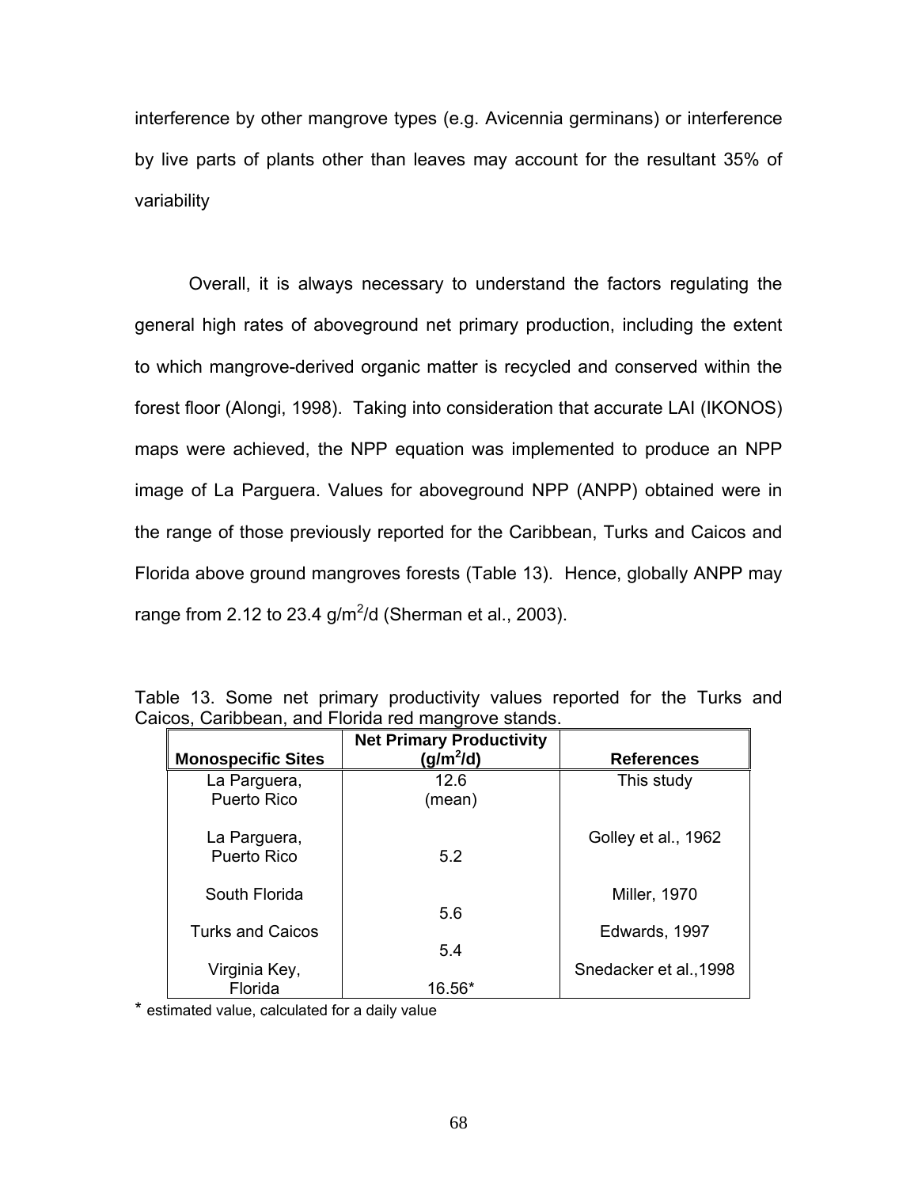interference by other mangrove types (e.g. Avicennia germinans) or interference by live parts of plants other than leaves may account for the resultant 35% of variability

Overall, it is always necessary to understand the factors regulating the general high rates of aboveground net primary production, including the extent to which mangrove-derived organic matter is recycled and conserved within the forest floor (Alongi, 1998). Taking into consideration that accurate LAI (IKONOS) maps were achieved, the NPP equation was implemented to produce an NPP image of La Parguera. Values for aboveground NPP (ANPP) obtained were in the range of those previously reported for the Caribbean, Turks and Caicos and Florida above ground mangroves forests (Table 13). Hence, globally ANPP may range from 2.12 to 23.4 $g/m^2/d$ (Sherman et al., 2003).

Table 13. Some net primary productivity values reported for the Turks and Caicos, Caribbean, and Florida red mangrove stands.

| Monospecific Sites | Net Primary Productivity ($g/m^2/d$) | References |
|---|---|---|
| La Parguera, Puerto Rico | 12.6 (mean) | This study |
| La Parguera, Puerto Rico | 5.2 | Golley et al., 1962 |
| South Florida | 5.6 | Miller, 1970 |
| Turks and Caicos | 5.4 | Edwards, 1997 |
| Virginia Key, Florida | 16.56* | Snedacker et al.,1998 |

\* estimated value, calculated for a daily value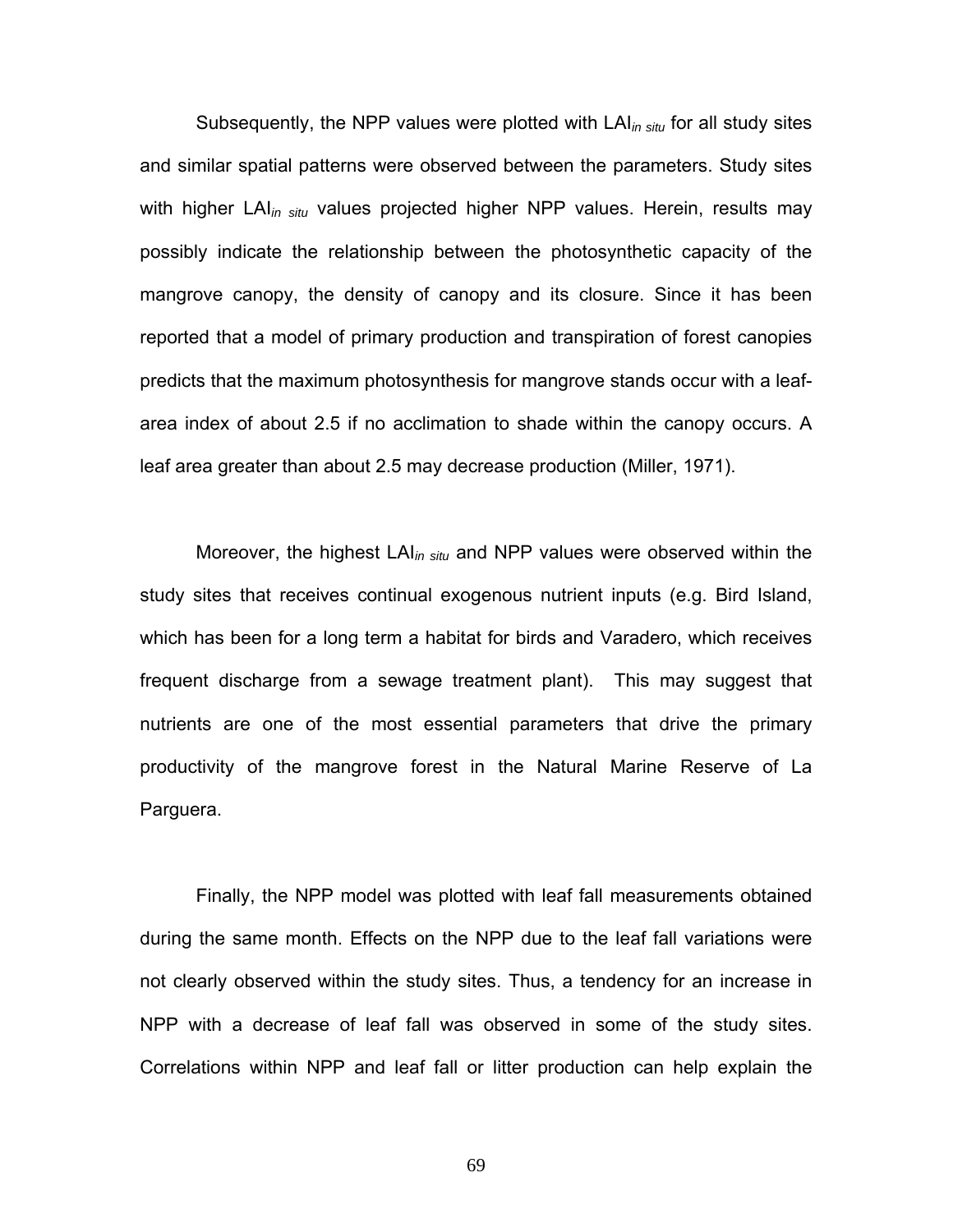Subsequently, the NPP values were plotted with $LAI_{in\ situ}$ for all study sites and similar spatial patterns were observed between the parameters. Study sites with higher $LAI_{in\ situ}$ values projected higher NPP values. Herein, results may possibly indicate the relationship between the photosynthetic capacity of the mangrove canopy, the density of canopy and its closure. Since it has been reported that a model of primary production and transpiration of forest canopies predicts that the maximum photosynthesis for mangrove stands occur with a leaf-area index of about 2.5 if no acclimation to shade within the canopy occurs. A leaf area greater than about 2.5 may decrease production (Miller, 1971).

Moreover, the highest $LAI_{in\ situ}$ and NPP values were observed within the study sites that receives continual exogenous nutrient inputs (e.g. Bird Island, which has been for a long term a habitat for birds and Varadero, which receives frequent discharge from a sewage treatment plant). This may suggest that nutrients are one of the most essential parameters that drive the primary productivity of the mangrove forest in the Natural Marine Reserve of La Parguera.

Finally, the NPP model was plotted with leaf fall measurements obtained during the same month. Effects on the NPP due to the leaf fall variations were not clearly observed within the study sites. Thus, a tendency for an increase in NPP with a decrease of leaf fall was observed in some of the study sites. Correlations within NPP and leaf fall or litter production can help explain the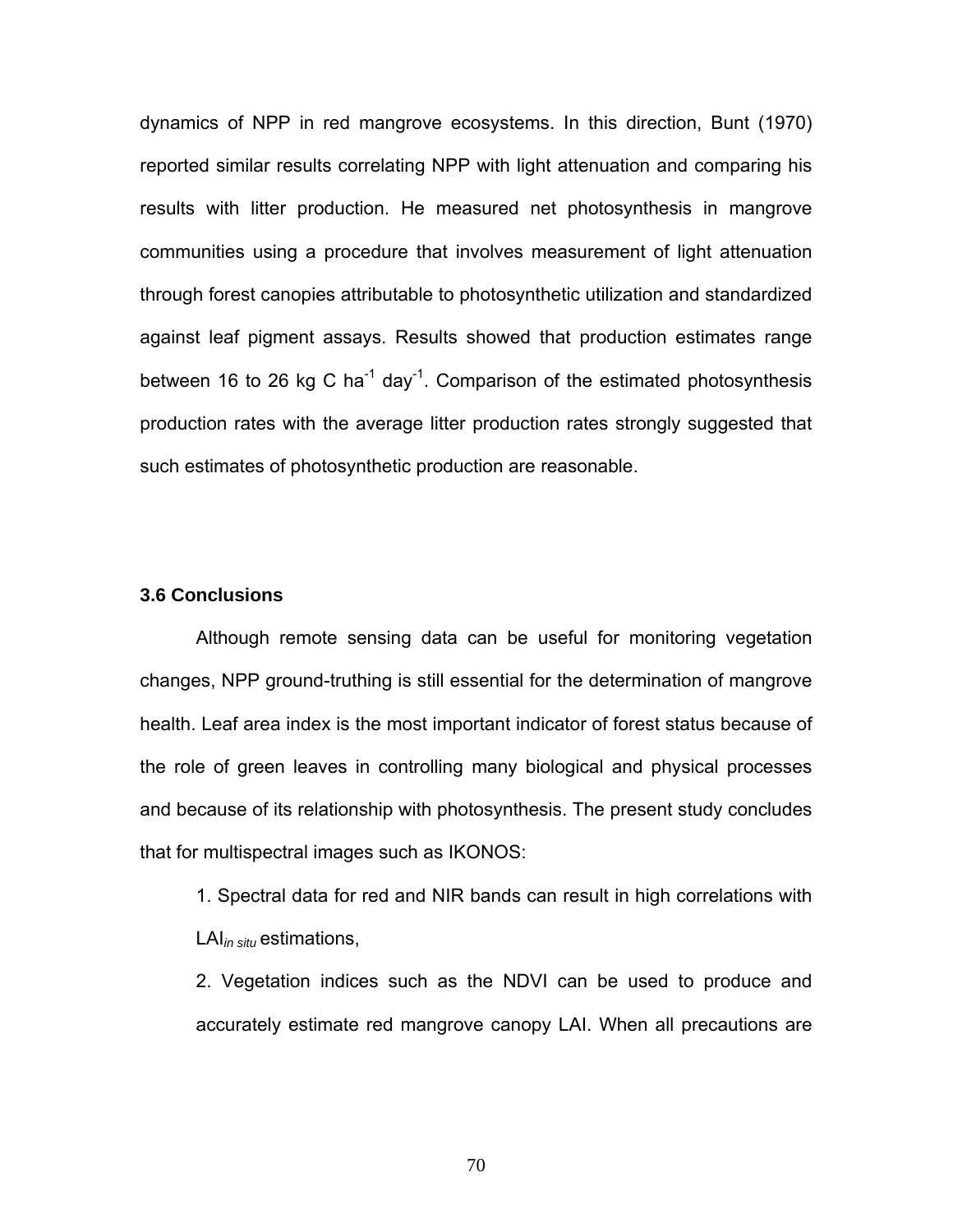dynamics of NPP in red mangrove ecosystems. In this direction, Bunt (1970) reported similar results correlating NPP with light attenuation and comparing his results with litter production. He measured net photosynthesis in mangrove communities using a procedure that involves measurement of light attenuation through forest canopies attributable to photosynthetic utilization and standardized against leaf pigment assays. Results showed that production estimates range between 16 to 26 kg C $ha^{-1}$ $day^{-1}$. Comparison of the estimated photosynthesis production rates with the average litter production rates strongly suggested that such estimates of photosynthetic production are reasonable.

### 3.6 Conclusions

Although remote sensing data can be useful for monitoring vegetation changes, NPP ground-truthing is still essential for the determination of mangrove health. Leaf area index is the most important indicator of forest status because of the role of green leaves in controlling many biological and physical processes and because of its relationship with photosynthesis. The present study concludes that for multispectral images such as IKONOS:

1. Spectral data for red and NIR bands can result in high correlations with $LAI_{in\ situ}$ estimations,

2. Vegetation indices such as the NDVI can be used to produce and accurately estimate red mangrove canopy LAI. When all precautions are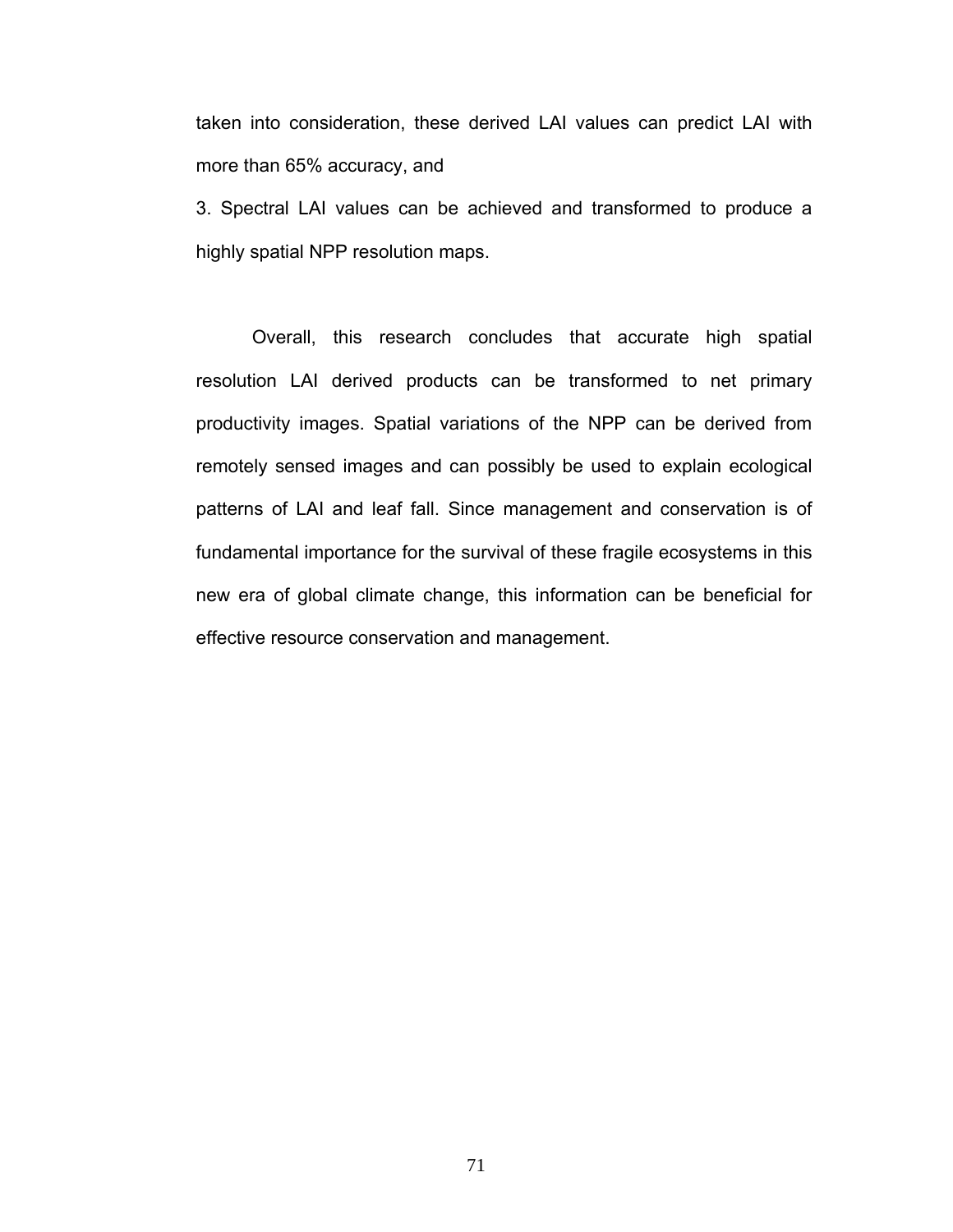taken into consideration, these derived LAI values can predict LAI with more than 65% accuracy, and

3. Spectral LAI values can be achieved and transformed to produce a highly spatial NPP resolution maps.

Overall, this research concludes that accurate high spatial resolution LAI derived products can be transformed to net primary productivity images. Spatial variations of the NPP can be derived from remotely sensed images and can possibly be used to explain ecological patterns of LAI and leaf fall. Since management and conservation is of fundamental importance for the survival of these fragile ecosystems in this new era of global climate change, this information can be beneficial for effective resource conservation and management.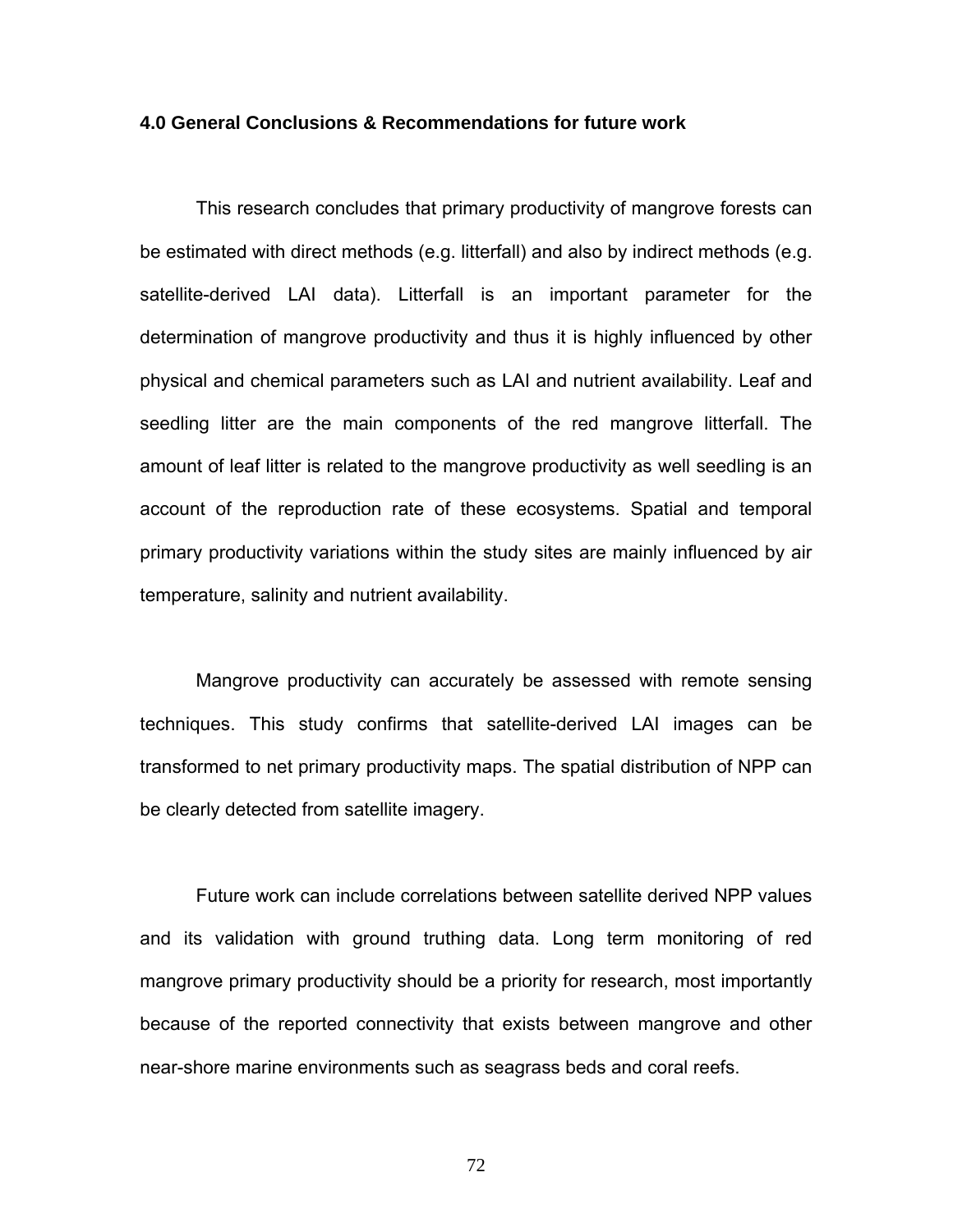## 4.0 General Conclusions & Recommendations for future work

This research concludes that primary productivity of mangrove forests can be estimated with direct methods (e.g. litterfall) and also by indirect methods (e.g. satellite-derived LAI data). Litterfall is an important parameter for the determination of mangrove productivity and thus it is highly influenced by other physical and chemical parameters such as LAI and nutrient availability. Leaf and seedling litter are the main components of the red mangrove litterfall. The amount of leaf litter is related to the mangrove productivity as well seedling is an account of the reproduction rate of these ecosystems. Spatial and temporal primary productivity variations within the study sites are mainly influenced by air temperature, salinity and nutrient availability.

Mangrove productivity can accurately be assessed with remote sensing techniques. This study confirms that satellite-derived LAI images can be transformed to net primary productivity maps. The spatial distribution of NPP can be clearly detected from satellite imagery.

Future work can include correlations between satellite derived NPP values and its validation with ground truthing data. Long term monitoring of red mangrove primary productivity should be a priority for research, most importantly because of the reported connectivity that exists between mangrove and other near-shore marine environments such as seagrass beds and coral reefs.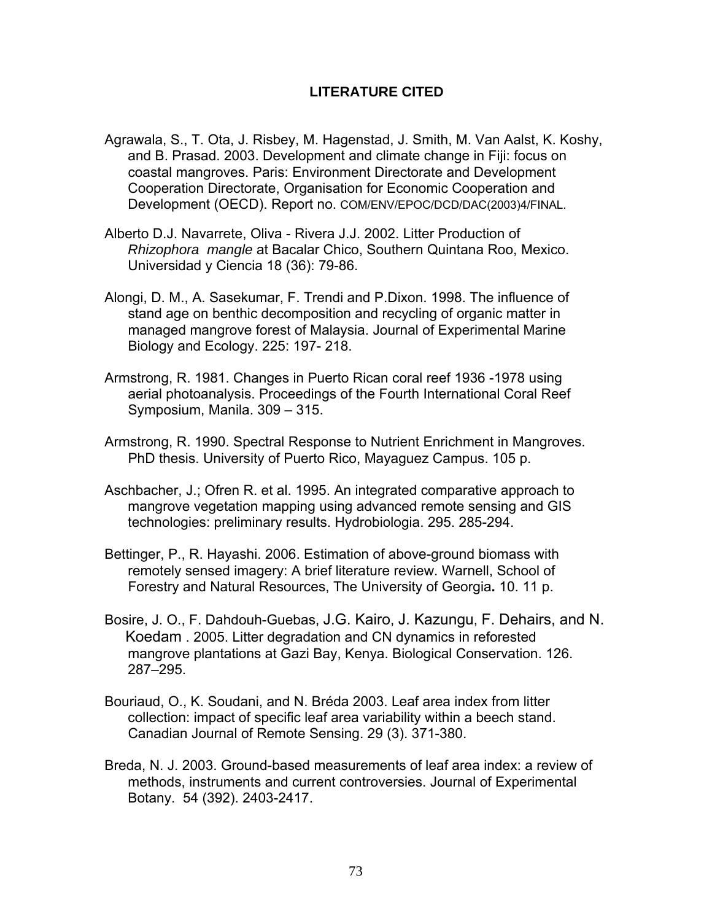## LITERATURE CITED

Agrawala, S., T. Ota, J. Risbey, M. Hagenstad, J. Smith, M. Van Aalst, K. Koshy, and B. Prasad. 2003. Development and climate change in Fiji: focus on coastal mangroves. Paris: Environment Directorate and Development Cooperation Directorate, Organisation for Economic Cooperation and Development (OECD). Report no. COM/ENV/EPOC/DCD/DAC(2003)4/FINAL.

Alberto D.J. Navarrete, Oliva - Rivera J.J. 2002. Litter Production of *Rhizophora mangle* at Bacalar Chico, Southern Quintana Roo, Mexico. Universidad y Ciencia 18 (36): 79-86.

Alongi, D. M., A. Sasekumar, F. Trendi and P.Dixon. 1998. The influence of stand age on benthic decomposition and recycling of organic matter in managed mangrove forest of Malaysia. Journal of Experimental Marine Biology and Ecology. 225: 197- 218.

Armstrong, R. 1981. Changes in Puerto Rican coral reef 1936 -1978 using aerial photoanalysis. Proceedings of the Fourth International Coral Reef Symposium, Manila. 309 – 315.

Armstrong, R. 1990. Spectral Response to Nutrient Enrichment in Mangroves. PhD thesis. University of Puerto Rico, Mayaguez Campus. 105 p.

Aschbacher, J.; Ofren R. et al. 1995. An integrated comparative approach to mangrove vegetation mapping using advanced remote sensing and GIS technologies: preliminary results. Hydrobiologia. 295. 285-294.

Bettinger, P., R. Hayashi. 2006. Estimation of above-ground biomass with remotely sensed imagery: A brief literature review. Warnell, School of Forestry and Natural Resources, The University of Georgia**.** 10. 11 p.

Bosire, J. O., F. Dahdouh-Guebas, J.G. Kairo, J. Kazungu, F. Dehairs, and N. Koedam . 2005. Litter degradation and CN dynamics in reforested mangrove plantations at Gazi Bay, Kenya. Biological Conservation. 126. 287–295.

Bouriaud, O., K. Soudani, and N. Bréda 2003. Leaf area index from litter collection: impact of specific leaf area variability within a beech stand. Canadian Journal of Remote Sensing. 29 (3). 371-380.

Breda, N. J. 2003. Ground-based measurements of leaf area index: a review of methods, instruments and current controversies. Journal of Experimental Botany. 54 (392). 2403-2417.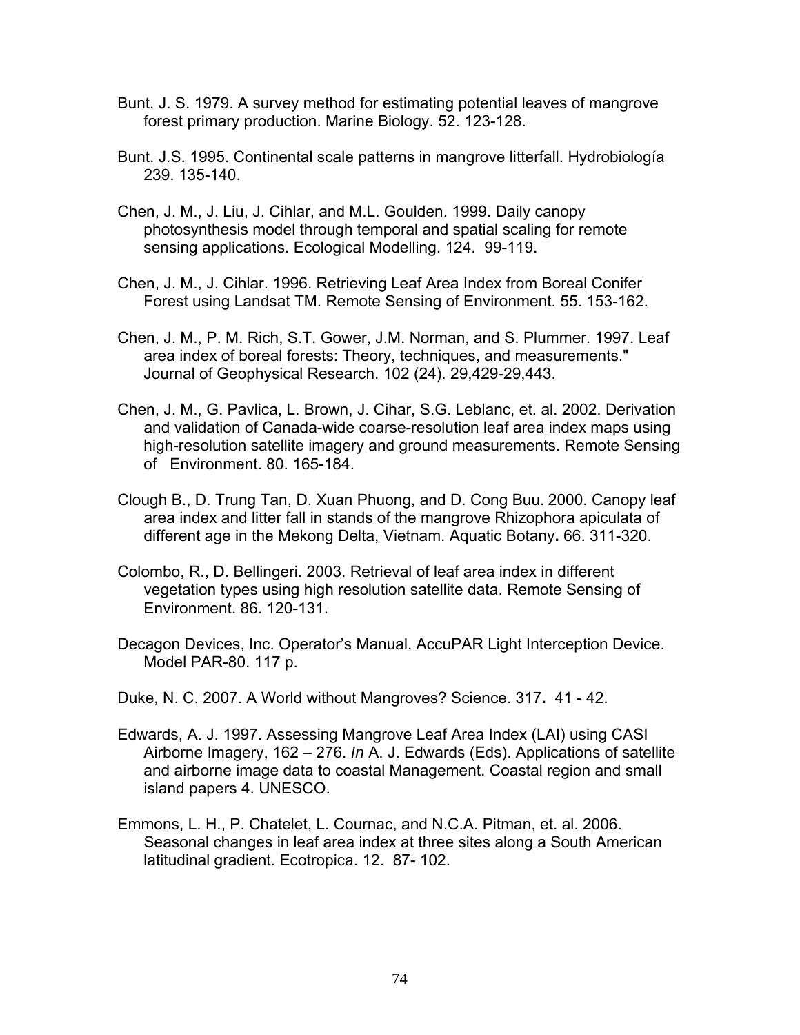Bunt, J. S. 1979. A survey method for estimating potential leaves of mangrove forest primary production. Marine Biology. 52. 123-128.

Bunt. J.S. 1995. Continental scale patterns in mangrove litterfall. Hydrobiología 239. 135-140.

Chen, J. M., J. Liu, J. Cihlar, and M.L. Goulden. 1999. Daily canopy photosynthesis model through temporal and spatial scaling for remote sensing applications. Ecological Modelling. 124. 99-119.

Chen, J. M., J. Cihlar. 1996. Retrieving Leaf Area Index from Boreal Conifer Forest using Landsat TM. Remote Sensing of Environment. 55. 153-162.

Chen, J. M., P. M. Rich, S.T. Gower, J.M. Norman, and S. Plummer. 1997. Leaf area index of boreal forests: Theory, techniques, and measurements." Journal of Geophysical Research. 102 (24). 29,429-29,443.

Chen, J. M., G. Pavlica, L. Brown, J. Cihar, S.G. Leblanc, et. al. 2002. Derivation and validation of Canada-wide coarse-resolution leaf area index maps using high-resolution satellite imagery and ground measurements. Remote Sensing of Environment. 80. 165-184.

Clough B., D. Trung Tan, D. Xuan Phuong, and D. Cong Buu. 2000. Canopy leaf area index and litter fall in stands of the mangrove Rhizophora apiculata of different age in the Mekong Delta, Vietnam. Aquatic Botany**.** 66. 311-320.

Colombo, R., D. Bellingeri. 2003. Retrieval of leaf area index in different vegetation types using high resolution satellite data. Remote Sensing of Environment. 86. 120-131.

Decagon Devices, Inc. Operator's Manual, AccuPAR Light Interception Device. Model PAR-80. 117 p.

Duke, N. C. 2007. A World without Mangroves? Science. 317**.** 41 - 42.

Edwards, A. J. 1997. Assessing Mangrove Leaf Area Index (LAI) using CASI Airborne Imagery, 162 – 276. *In* A. J. Edwards (Eds). Applications of satellite and airborne image data to coastal Management. Coastal region and small island papers 4. UNESCO.

Emmons, L. H., P. Chatelet, L. Cournac, and N.C.A. Pitman, et. al. 2006. Seasonal changes in leaf area index at three sites along a South American latitudinal gradient. Ecotropica. 12. 87- 102.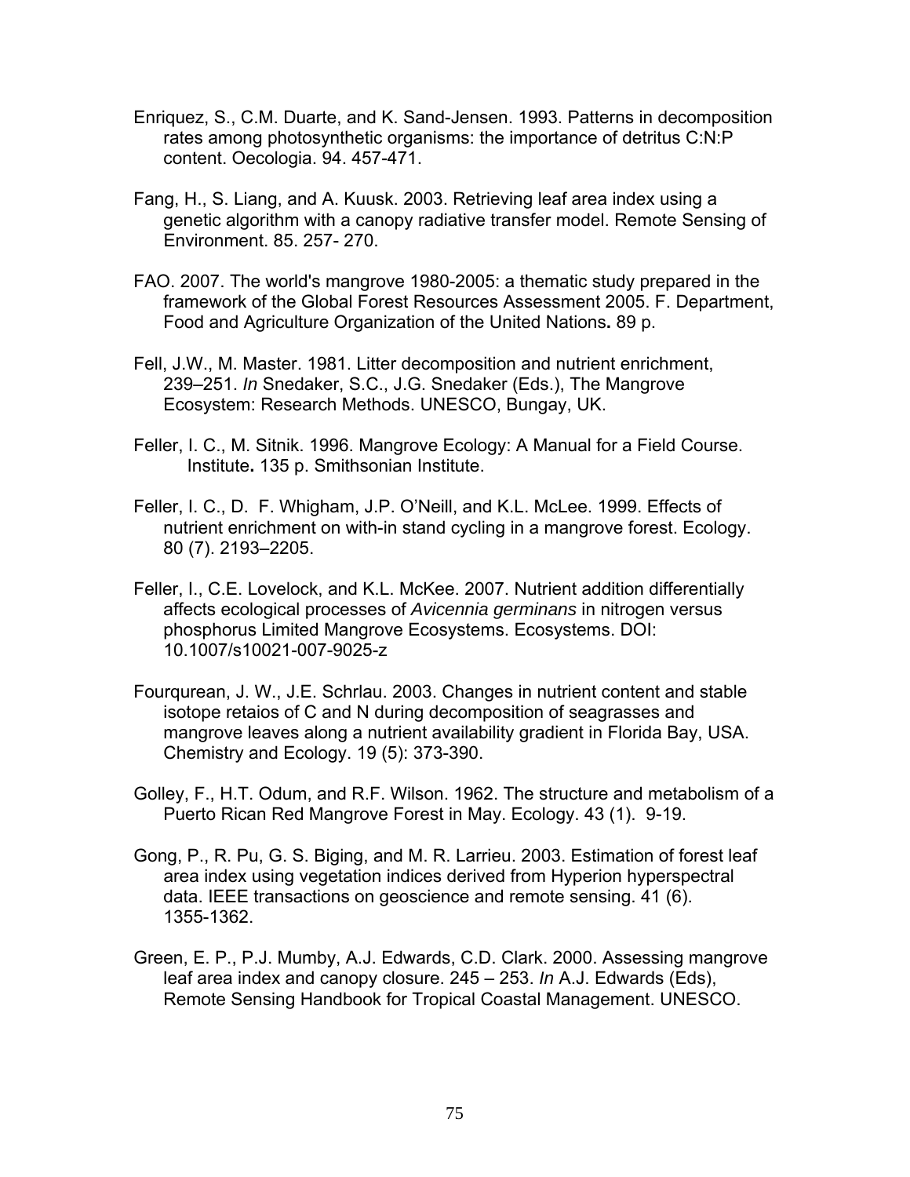Enriquez, S., C.M. Duarte, and K. Sand-Jensen. 1993. Patterns in decomposition rates among photosynthetic organisms: the importance of detritus C:N:P content. Oecologia. 94. 457-471.

Fang, H., S. Liang, and A. Kuusk. 2003. Retrieving leaf area index using a genetic algorithm with a canopy radiative transfer model. Remote Sensing of Environment. 85. 257- 270.

FAO. 2007. The world's mangrove 1980-2005: a thematic study prepared in the framework of the Global Forest Resources Assessment 2005. F. Department, Food and Agriculture Organization of the United Nations**.** 89 p.

Fell, J.W., M. Master. 1981. Litter decomposition and nutrient enrichment, 239–251. *In* Snedaker, S.C., J.G. Snedaker (Eds.), The Mangrove Ecosystem: Research Methods. UNESCO, Bungay, UK.

Feller, I. C., M. Sitnik. 1996. Mangrove Ecology: A Manual for a Field Course. Institute**.** 135 p. Smithsonian Institute.

Feller, I. C., D. F. Whigham, J.P. O'Neill, and K.L. McLee. 1999. Effects of nutrient enrichment on with-in stand cycling in a mangrove forest. Ecology. 80 (7). 2193–2205.

Feller, I., C.E. Lovelock, and K.L. McKee. 2007. Nutrient addition differentially affects ecological processes of *Avicennia germinans* in nitrogen versus phosphorus Limited Mangrove Ecosystems. Ecosystems. DOI: 10.1007/s10021-007-9025-z

Fourqurean, J. W., J.E. Schrlau. 2003. Changes in nutrient content and stable isotope retaios of C and N during decomposition of seagrasses and mangrove leaves along a nutrient availability gradient in Florida Bay, USA. Chemistry and Ecology. 19 (5): 373-390.

Golley, F., H.T. Odum, and R.F. Wilson. 1962. The structure and metabolism of a Puerto Rican Red Mangrove Forest in May. Ecology. 43 (1). 9-19.

Gong, P., R. Pu, G. S. Biging, and M. R. Larrieu. 2003. Estimation of forest leaf area index using vegetation indices derived from Hyperion hyperspectral data. IEEE transactions on geoscience and remote sensing. 41 (6). 1355-1362.

Green, E. P., P.J. Mumby, A.J. Edwards, C.D. Clark. 2000. Assessing mangrove leaf area index and canopy closure. 245 – 253. *In* A.J. Edwards (Eds), Remote Sensing Handbook for Tropical Coastal Management. UNESCO.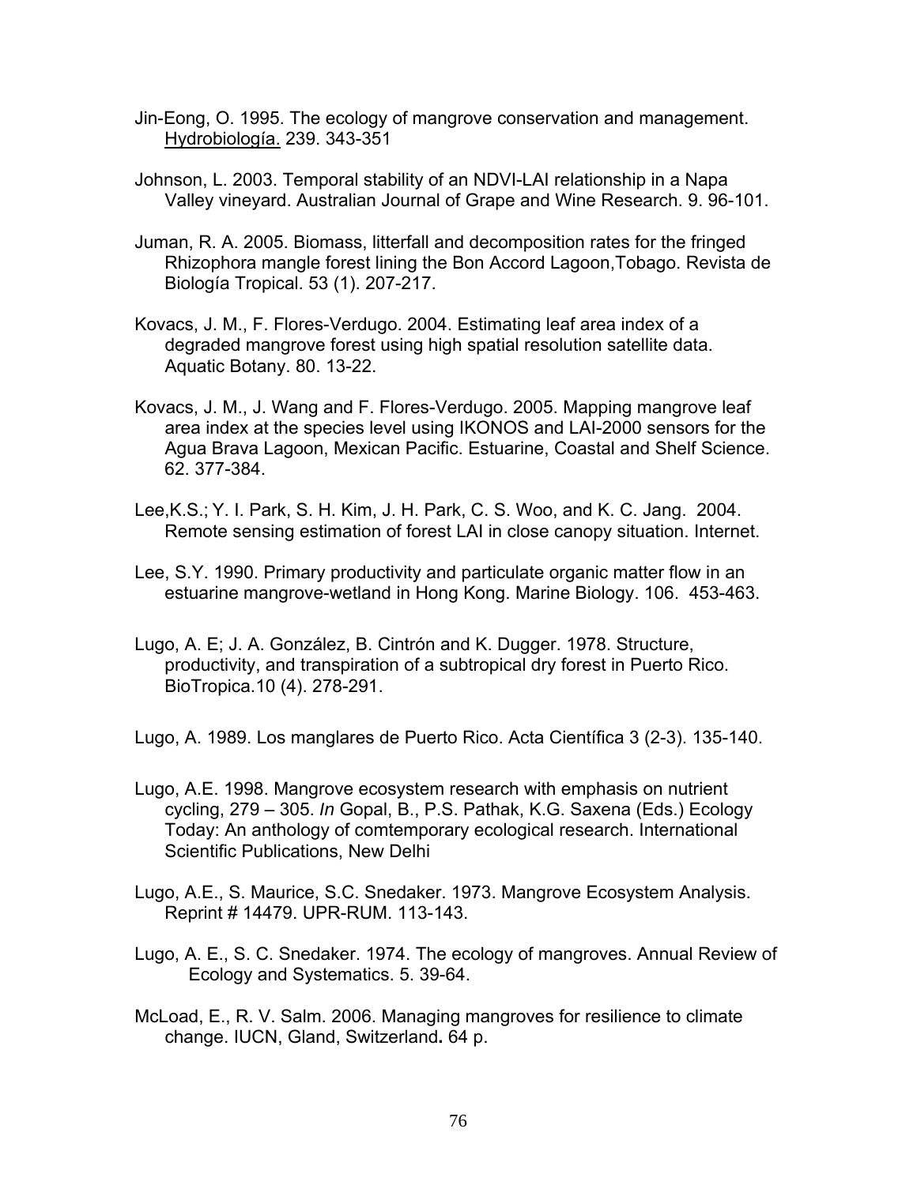Jin-Eong, O. 1995. The ecology of mangrove conservation and management. Hydrobiología. 239. 343-351

Johnson, L. 2003. Temporal stability of an NDVI-LAI relationship in a Napa Valley vineyard. Australian Journal of Grape and Wine Research. 9. 96-101.

Juman, R. A. 2005. Biomass, litterfall and decomposition rates for the fringed Rhizophora mangle forest lining the Bon Accord Lagoon,Tobago. Revista de Biología Tropical. 53 (1). 207-217.

Kovacs, J. M., F. Flores-Verdugo. 2004. Estimating leaf area index of a degraded mangrove forest using high spatial resolution satellite data. Aquatic Botany. 80. 13-22.

Kovacs, J. M., J. Wang and F. Flores-Verdugo. 2005. Mapping mangrove leaf area index at the species level using IKONOS and LAI-2000 sensors for the Agua Brava Lagoon, Mexican Pacific. Estuarine, Coastal and Shelf Science. 62. 377-384.

Lee,K.S.; Y. I. Park, S. H. Kim, J. H. Park, C. S. Woo, and K. C. Jang. 2004. Remote sensing estimation of forest LAI in close canopy situation. Internet.

Lee, S.Y. 1990. Primary productivity and particulate organic matter flow in an estuarine mangrove-wetland in Hong Kong. Marine Biology. 106. 453-463.

Lugo, A. E; J. A. González, B. Cintrón and K. Dugger. 1978. Structure, productivity, and transpiration of a subtropical dry forest in Puerto Rico. BioTropica.10 (4). 278-291.

Lugo, A. 1989. Los manglares de Puerto Rico. Acta Científica 3 (2-3). 135-140.

Lugo, A.E. 1998. Mangrove ecosystem research with emphasis on nutrient cycling, 279 – 305. *In* Gopal, B., P.S. Pathak, K.G. Saxena (Eds.) Ecology Today: An anthology of comtemporary ecological research. International Scientific Publications, New Delhi

Lugo, A.E., S. Maurice, S.C. Snedaker. 1973. Mangrove Ecosystem Analysis. Reprint # 14479. UPR-RUM. 113-143.

Lugo, A. E., S. C. Snedaker. 1974. The ecology of mangroves. Annual Review of Ecology and Systematics. 5. 39-64.

McLoad, E., R. V. Salm. 2006. Managing mangroves for resilience to climate change. IUCN, Gland, Switzerland**.** 64 p.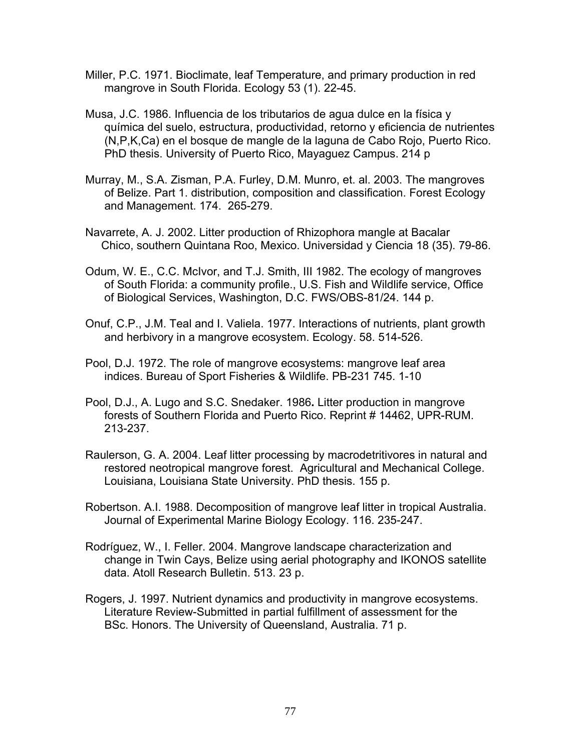Miller, P.C. 1971. Bioclimate, leaf Temperature, and primary production in red mangrove in South Florida. Ecology 53 (1). 22-45.

Musa, J.C. 1986. Influencia de los tributarios de agua dulce en la física y química del suelo, estructura, productividad, retorno y eficiencia de nutrientes (N,P,K,Ca) en el bosque de mangle de la laguna de Cabo Rojo, Puerto Rico. PhD thesis. University of Puerto Rico, Mayaguez Campus. 214 p

Murray, M., S.A. Zisman, P.A. Furley, D.M. Munro, et. al. 2003. The mangroves of Belize. Part 1. distribution, composition and classification. Forest Ecology and Management. 174. 265-279.

Navarrete, A. J. 2002. Litter production of Rhizophora mangle at Bacalar Chico, southern Quintana Roo, Mexico. Universidad y Ciencia 18 (35). 79-86.

Odum, W. E., C.C. McIvor, and T.J. Smith, III 1982. The ecology of mangroves of South Florida: a community profile., U.S. Fish and Wildlife service, Office of Biological Services, Washington, D.C. FWS/OBS-81/24. 144 p.

Onuf, C.P., J.M. Teal and I. Valiela. 1977. Interactions of nutrients, plant growth and herbivory in a mangrove ecosystem. Ecology. 58. 514-526.

Pool, D.J. 1972. The role of mangrove ecosystems: mangrove leaf area indices. Bureau of Sport Fisheries & Wildlife. PB-231 745. 1-10

Pool, D.J., A. Lugo and S.C. Snedaker. 1986**.** Litter production in mangrove forests of Southern Florida and Puerto Rico. Reprint # 14462, UPR-RUM. 213-237.

Raulerson, G. A. 2004. Leaf litter processing by macrodetritivores in natural and restored neotropical mangrove forest. Agricultural and Mechanical College. Louisiana, Louisiana State University. PhD thesis. 155 p.

Robertson. A.I. 1988. Decomposition of mangrove leaf litter in tropical Australia. Journal of Experimental Marine Biology Ecology. 116. 235-247.

Rodríguez, W., I. Feller. 2004. Mangrove landscape characterization and change in Twin Cays, Belize using aerial photography and IKONOS satellite data. Atoll Research Bulletin. 513. 23 p.

Rogers, J. 1997. Nutrient dynamics and productivity in mangrove ecosystems. Literature Review-Submitted in partial fulfillment of assessment for the BSc. Honors. The University of Queensland, Australia. 71 p.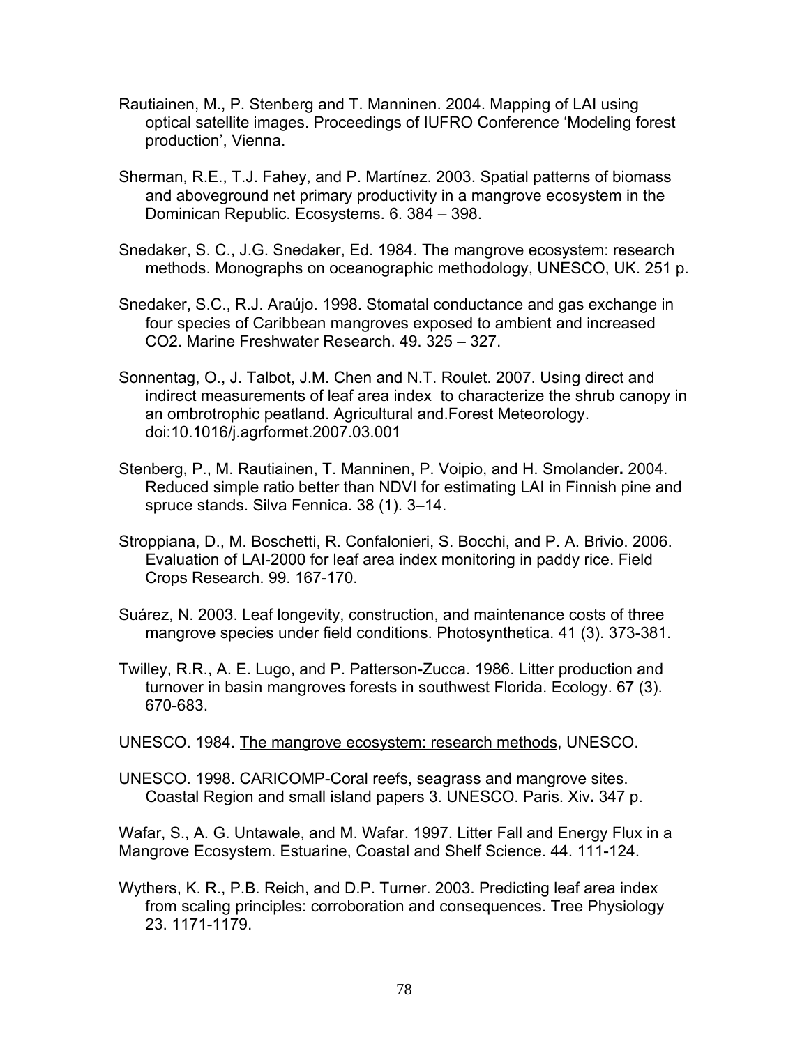Rautiainen, M., P. Stenberg and T. Manninen. 2004. Mapping of LAI using optical satellite images. Proceedings of IUFRO Conference 'Modeling forest production', Vienna.

Sherman, R.E., T.J. Fahey, and P. Martínez. 2003. Spatial patterns of biomass and aboveground net primary productivity in a mangrove ecosystem in the Dominican Republic. Ecosystems. 6. 384 – 398.

Snedaker, S. C., J.G. Snedaker, Ed. 1984. The mangrove ecosystem: research methods. Monographs on oceanographic methodology, UNESCO, UK. 251 p.

Snedaker, S.C., R.J. Araújo. 1998. Stomatal conductance and gas exchange in four species of Caribbean mangroves exposed to ambient and increased CO2. Marine Freshwater Research. 49. 325 – 327.

Sonnentag, O., J. Talbot, J.M. Chen and N.T. Roulet. 2007. Using direct and indirect measurements of leaf area index to characterize the shrub canopy in an ombrotrophic peatland. Agricultural and.Forest Meteorology. doi:10.1016/j.agrformet.2007.03.001

Stenberg, P., M. Rautiainen, T. Manninen, P. Voipio, and H. Smolander**.** 2004. Reduced simple ratio better than NDVI for estimating LAI in Finnish pine and spruce stands. Silva Fennica. 38 (1). 3–14.

Stroppiana, D., M. Boschetti, R. Confalonieri, S. Bocchi, and P. A. Brivio. 2006. Evaluation of LAI-2000 for leaf area index monitoring in paddy rice. Field Crops Research. 99. 167-170.

Suárez, N. 2003. Leaf longevity, construction, and maintenance costs of three mangrove species under field conditions. Photosynthetica. 41 (3). 373-381.

Twilley, R.R., A. E. Lugo, and P. Patterson-Zucca. 1986. Litter production and turnover in basin mangroves forests in southwest Florida. Ecology. 67 (3). 670-683.

UNESCO. 1984. The mangrove ecosystem: research methods, UNESCO.

UNESCO. 1998. CARICOMP-Coral reefs, seagrass and mangrove sites. Coastal Region and small island papers 3. UNESCO. Paris. Xiv**.** 347 p.

Wafar, S., A. G. Untawale, and M. Wafar. 1997. Litter Fall and Energy Flux in a Mangrove Ecosystem. Estuarine, Coastal and Shelf Science. 44. 111-124.

Wythers, K. R., P.B. Reich, and D.P. Turner. 2003. Predicting leaf area index from scaling principles: corroboration and consequences. Tree Physiology 23. 1171-1179.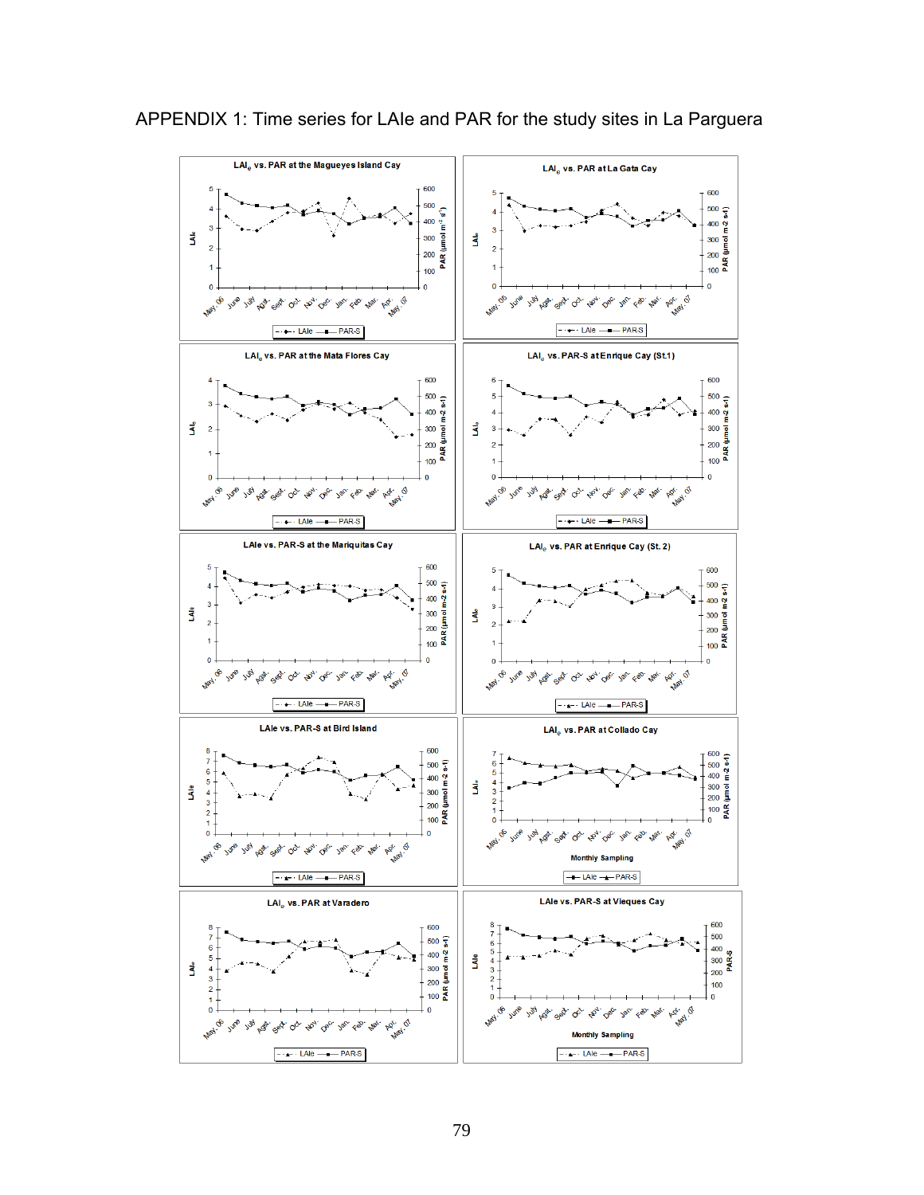APPENDIX 1: Time series for LAIe and PAR for the study sites in La Parguera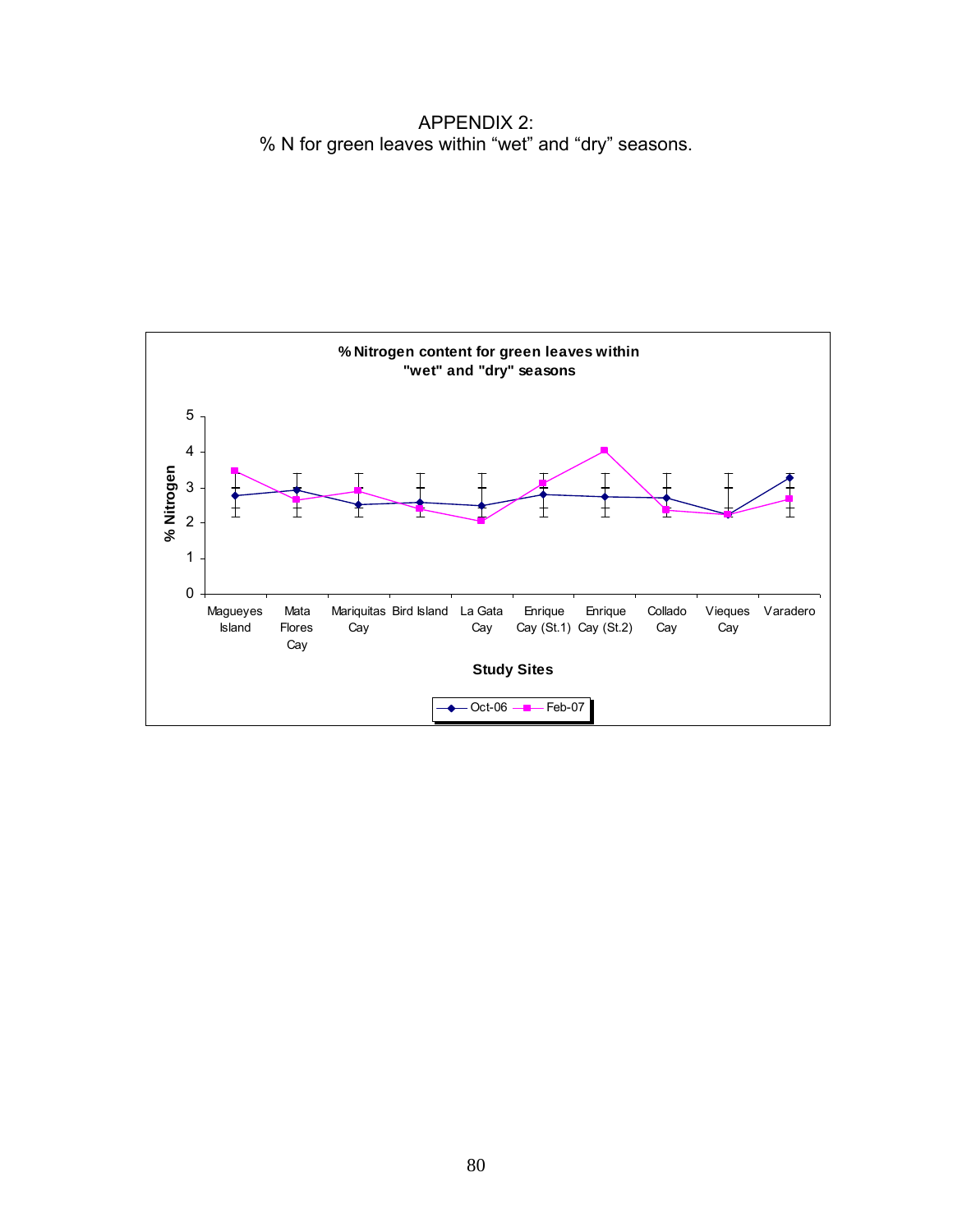# APPENDIX 2:

% N for green leaves within "wet" and "dry" seasons.

**% Nitrogen content for green leaves within "wet" and "dry" seasons**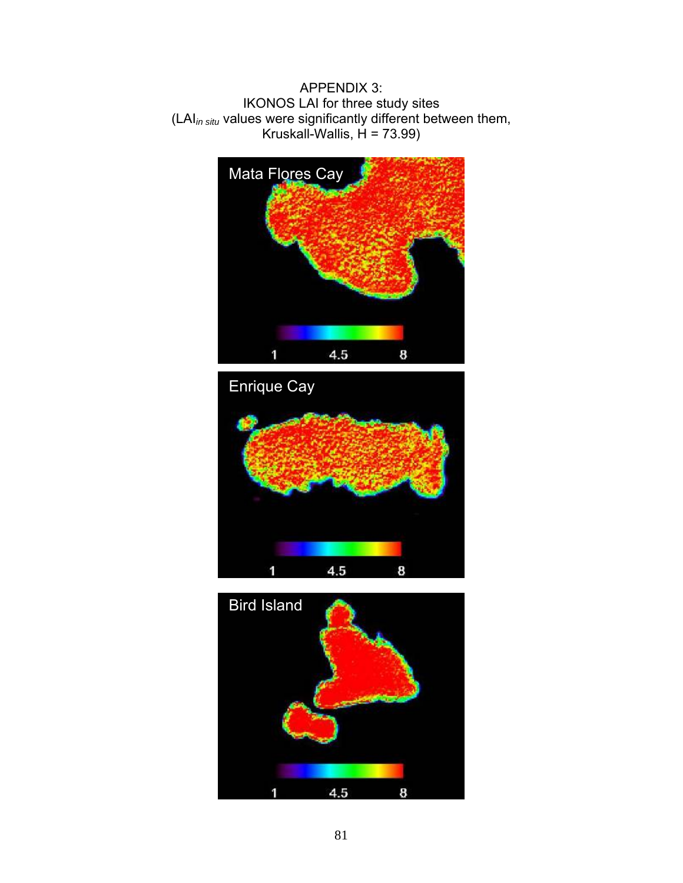APPENDIX 3:
IKONOS LAI for three study sites
($LAI_{in\ situ}$ values were significantly different between them, Kruskall-Wallis, H = 73.99)

Mata Flores Cay

1 4.5 8

Enrique Cay

1 4.5 8

Bird Island

1 4.5 8